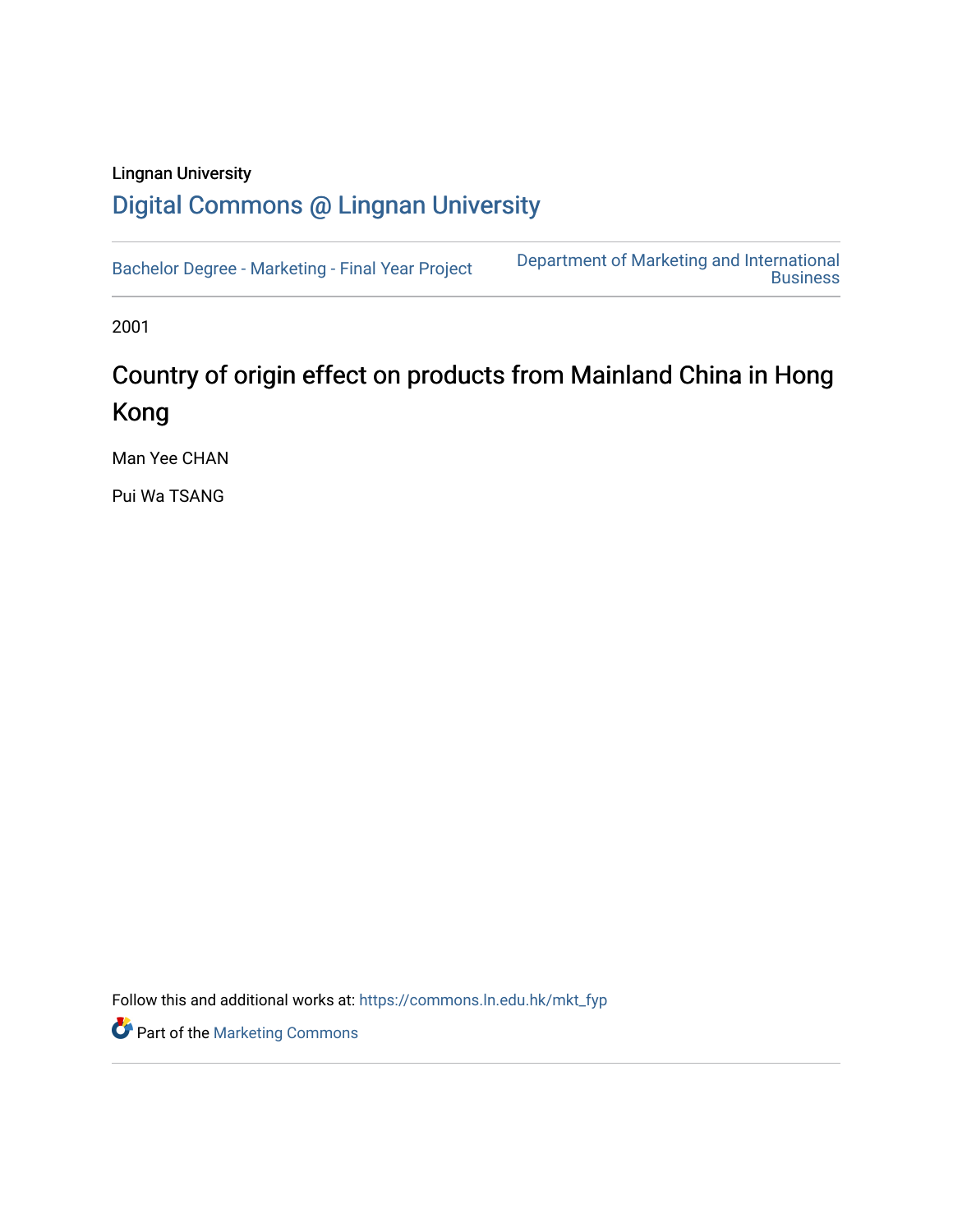Lingnan University

# Digital Commons @ Lingnan University

Bachelor Degree - Marketing - Final Year Project

Department of Marketing and International Business

2001

## Country of origin effect on products from Mainland China in Hong Kong

Man Yee CHAN

Pui Wa TSANG

Follow this and additional works at: https://commons.ln.edu.hk/mkt_fyp

Part of the Marketing Commons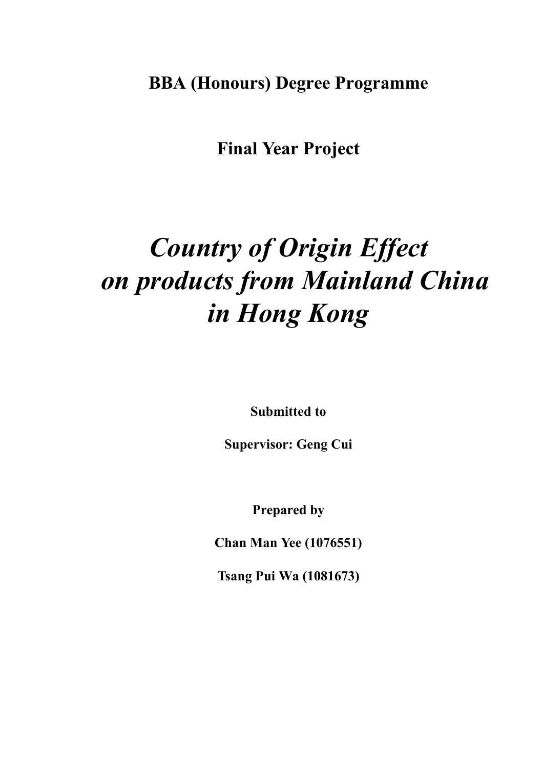**BBA (Honours) Degree Programme**

**Final Year Project**

# *Country of Origin Effect on products from Mainland China in Hong Kong*

**Submitted to**

**Supervisor: Geng Cui**

**Prepared by**

**Chan Man Yee (1076551)**

**Tsang Pui Wa (1081673)**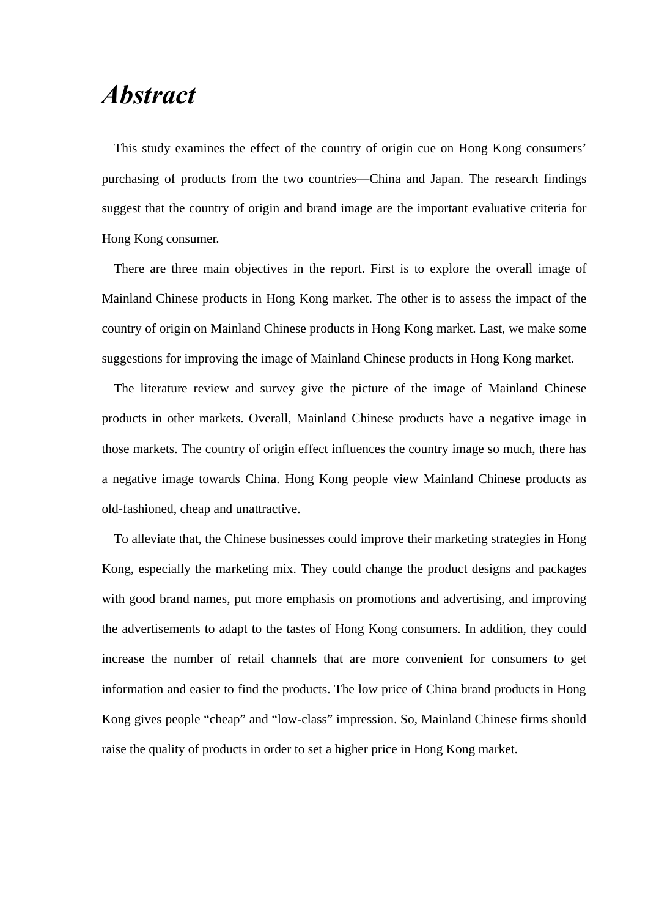# *Abstract*

This study examines the effect of the country of origin cue on Hong Kong consumers' purchasing of products from the two countries—China and Japan. The research findings suggest that the country of origin and brand image are the important evaluative criteria for Hong Kong consumer.

There are three main objectives in the report. First is to explore the overall image of Mainland Chinese products in Hong Kong market. The other is to assess the impact of the country of origin on Mainland Chinese products in Hong Kong market. Last, we make some suggestions for improving the image of Mainland Chinese products in Hong Kong market.

The literature review and survey give the picture of the image of Mainland Chinese products in other markets. Overall, Mainland Chinese products have a negative image in those markets. The country of origin effect influences the country image so much, there has a negative image towards China. Hong Kong people view Mainland Chinese products as old-fashioned, cheap and unattractive.

To alleviate that, the Chinese businesses could improve their marketing strategies in Hong Kong, especially the marketing mix. They could change the product designs and packages with good brand names, put more emphasis on promotions and advertising, and improving the advertisements to adapt to the tastes of Hong Kong consumers. In addition, they could increase the number of retail channels that are more convenient for consumers to get information and easier to find the products. The low price of China brand products in Hong Kong gives people "cheap" and "low-class" impression. So, Mainland Chinese firms should raise the quality of products in order to set a higher price in Hong Kong market.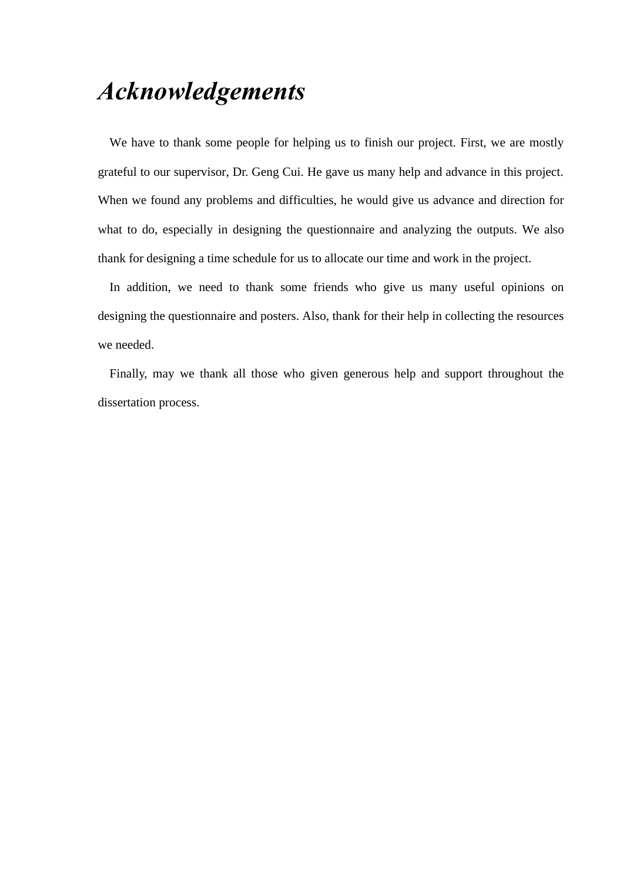# *Acknowledgements*

We have to thank some people for helping us to finish our project. First, we are mostly grateful to our supervisor, Dr. Geng Cui. He gave us many help and advance in this project. When we found any problems and difficulties, he would give us advance and direction for what to do, especially in designing the questionnaire and analyzing the outputs. We also thank for designing a time schedule for us to allocate our time and work in the project.

In addition, we need to thank some friends who give us many useful opinions on designing the questionnaire and posters. Also, thank for their help in collecting the resources we needed.

Finally, may we thank all those who given generous help and support throughout the dissertation process.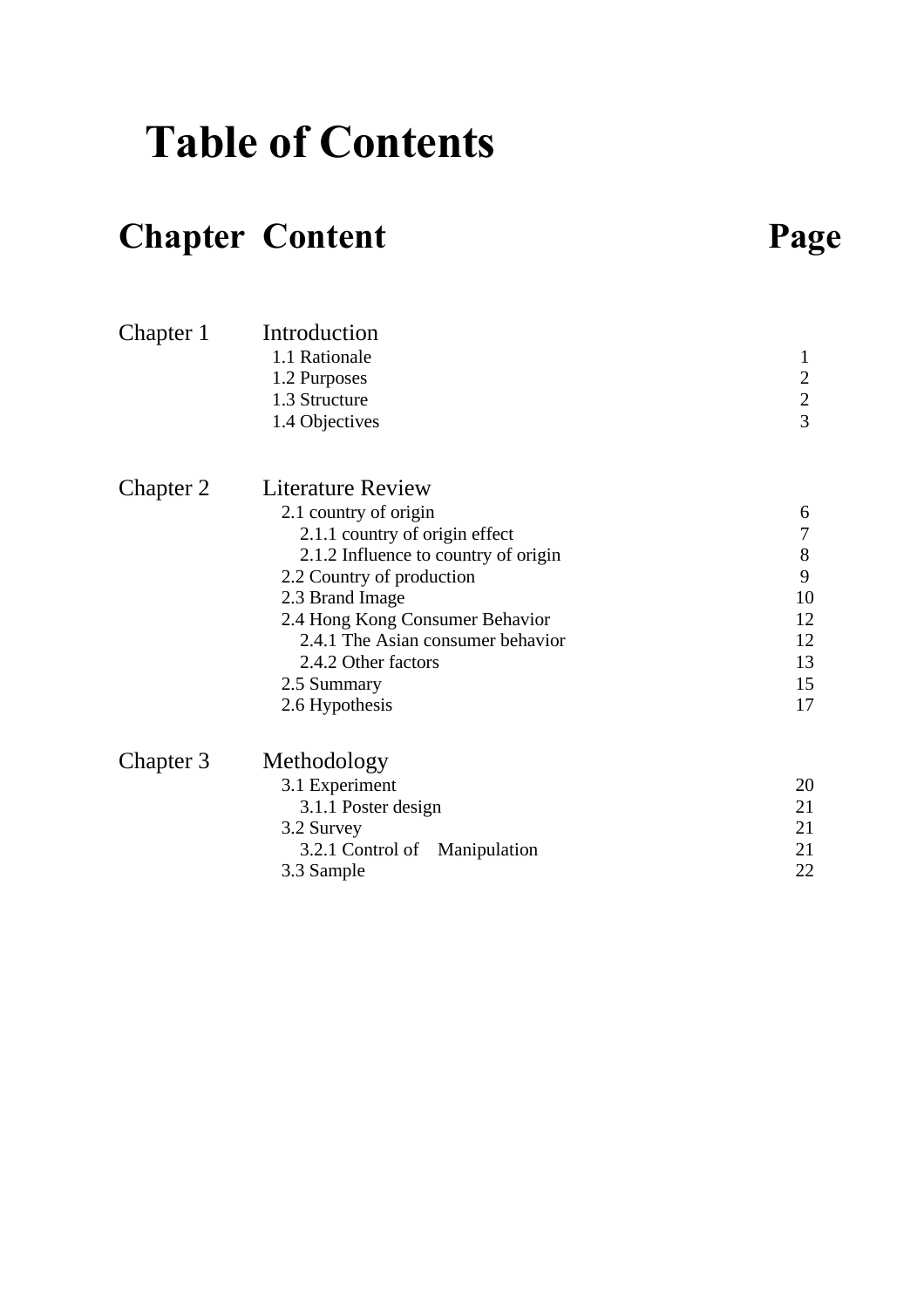# Table of Contents

| Chapter | Content | Page |
|---|---|---|
| Chapter 1 | Introduction | |
| | 1.1 Rationale | 1 |
| | 1.2 Purposes | 2 |
| | 1.3 Structure | 2 |
| | 1.4 Objectives | 3 |
| Chapter 2 | Literature Review | |
| | 2.1 country of origin | 6 |
| | 2.1.1 country of origin effect | 7 |
| | 2.1.2 Influence to country of origin | 8 |
| | 2.2 Country of production | 9 |
| | 2.3 Brand Image | 10 |
| | 2.4 Hong Kong Consumer Behavior | 12 |
| | 2.4.1 The Asian consumer behavior | 12 |
| | 2.4.2 Other factors | 13 |
| | 2.5 Summary | 15 |
| | 2.6 Hypothesis | 17 |
| Chapter 3 | Methodology | |
| | 3.1 Experiment | 20 |
| | 3.1.1 Poster design | 21 |
| | 3.2 Survey | 21 |
| | 3.2.1 Control of Manipulation | 21 |
| | 3.3 Sample | 22 |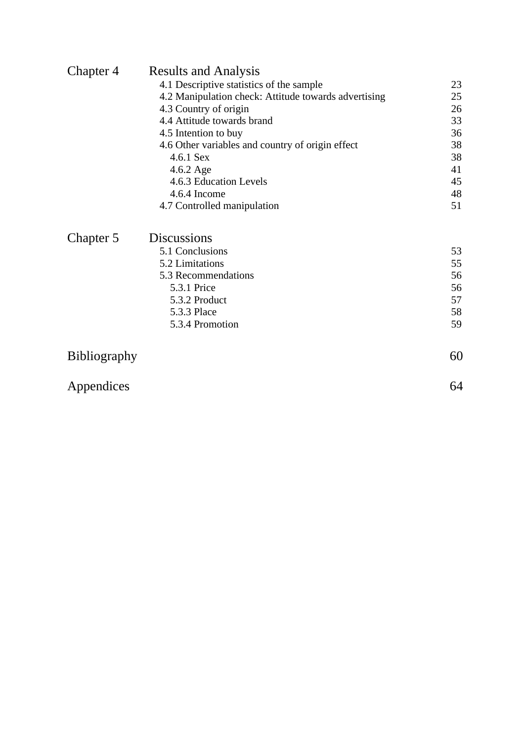| | | |
|---|---|---|
| Chapter 4 | Results and Analysis | |
| | 4.1 Descriptive statistics of the sample | 23 |
| | 4.2 Manipulation check: Attitude towards advertising | 25 |
| | 4.3 Country of origin | 26 |
| | 4.4 Attitude towards brand | 33 |
| | 4.5 Intention to buy | 36 |
| | 4.6 Other variables and country of origin effect | 38 |
| | 4.6.1 Sex | 38 |
| | 4.6.2 Age | 41 |
| | 4.6.3 Education Levels | 45 |
| | 4.6.4 Income | 48 |
| | 4.7 Controlled manipulation | 51 |
| Chapter 5 | Discussions | |
| | 5.1 Conclusions | 53 |
| | 5.2 Limitations | 55 |
| | 5.3 Recommendations | 56 |
| | 5.3.1 Price | 56 |
| | 5.3.2 Product | 57 |
| | 5.3.3 Place | 58 |
| | 5.3.4 Promotion | 59 |
| Bibliography | | 60 |
| Appendices | | 64 |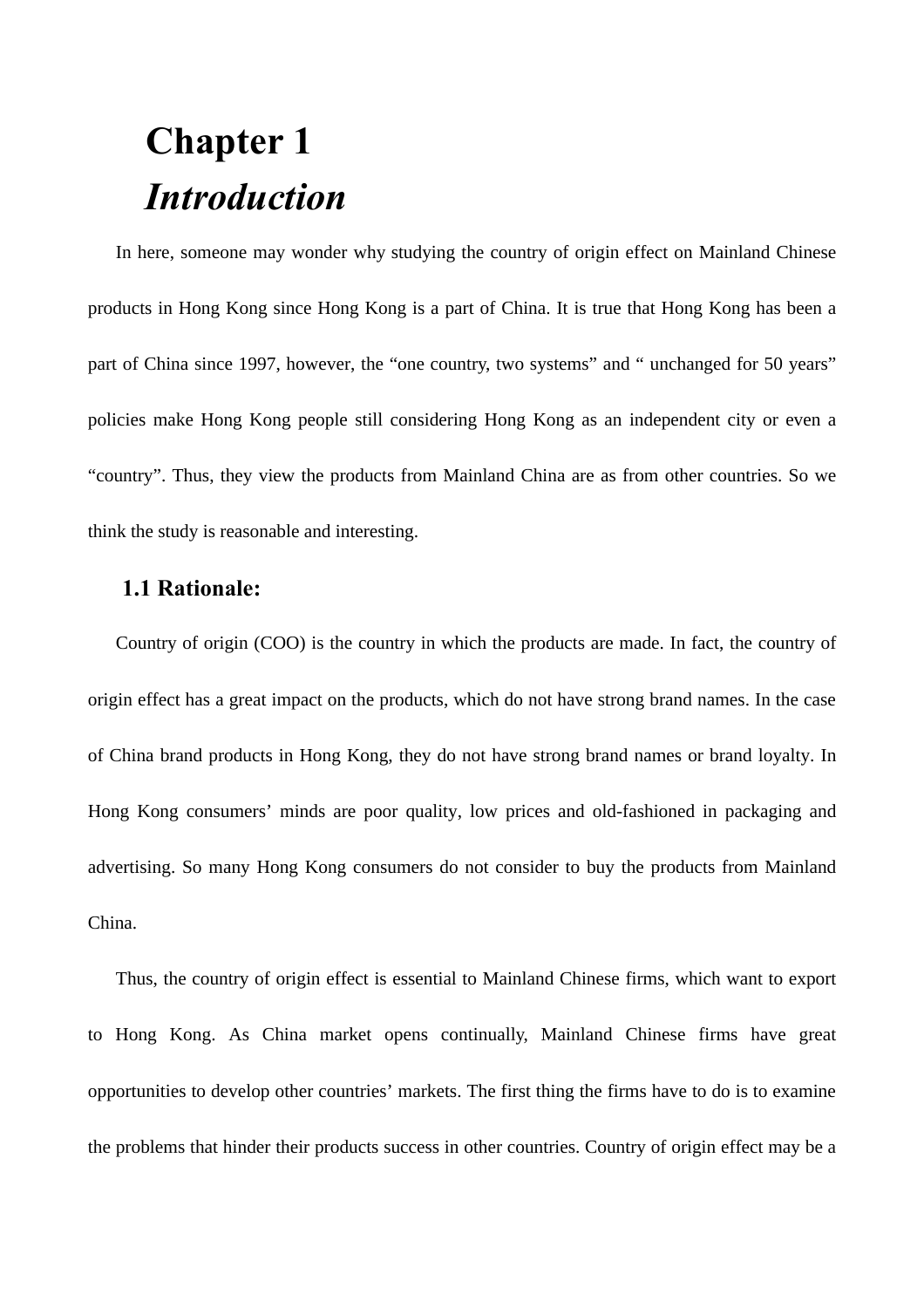# Chapter 1

# *Introduction*

In here, someone may wonder why studying the country of origin effect on Mainland Chinese products in Hong Kong since Hong Kong is a part of China. It is true that Hong Kong has been a part of China since 1997, however, the "one country, two systems" and " unchanged for 50 years" policies make Hong Kong people still considering Hong Kong as an independent city or even a "country". Thus, they view the products from Mainland China are as from other countries. So we think the study is reasonable and interesting.

## 1.1 Rationale:

Country of origin (COO) is the country in which the products are made. In fact, the country of origin effect has a great impact on the products, which do not have strong brand names. In the case of China brand products in Hong Kong, they do not have strong brand names or brand loyalty. In Hong Kong consumers' minds are poor quality, low prices and old-fashioned in packaging and advertising. So many Hong Kong consumers do not consider to buy the products from Mainland China.

Thus, the country of origin effect is essential to Mainland Chinese firms, which want to export to Hong Kong. As China market opens continually, Mainland Chinese firms have great opportunities to develop other countries' markets. The first thing the firms have to do is to examine the problems that hinder their products success in other countries. Country of origin effect may be a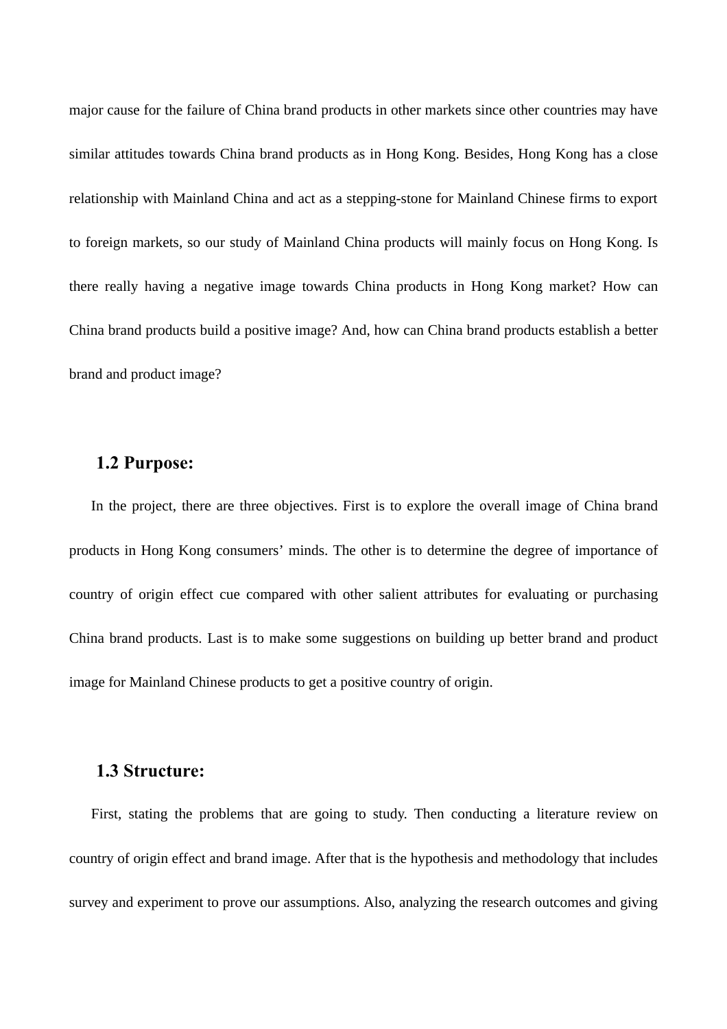major cause for the failure of China brand products in other markets since other countries may have similar attitudes towards China brand products as in Hong Kong. Besides, Hong Kong has a close relationship with Mainland China and act as a stepping-stone for Mainland Chinese firms to export to foreign markets, so our study of Mainland China products will mainly focus on Hong Kong. Is there really having a negative image towards China products in Hong Kong market? How can China brand products build a positive image? And, how can China brand products establish a better brand and product image?

## 1.2 Purpose:

In the project, there are three objectives. First is to explore the overall image of China brand products in Hong Kong consumers' minds. The other is to determine the degree of importance of country of origin effect cue compared with other salient attributes for evaluating or purchasing China brand products. Last is to make some suggestions on building up better brand and product image for Mainland Chinese products to get a positive country of origin.

## 1.3 Structure:

First, stating the problems that are going to study. Then conducting a literature review on country of origin effect and brand image. After that is the hypothesis and methodology that includes survey and experiment to prove our assumptions. Also, analyzing the research outcomes and giving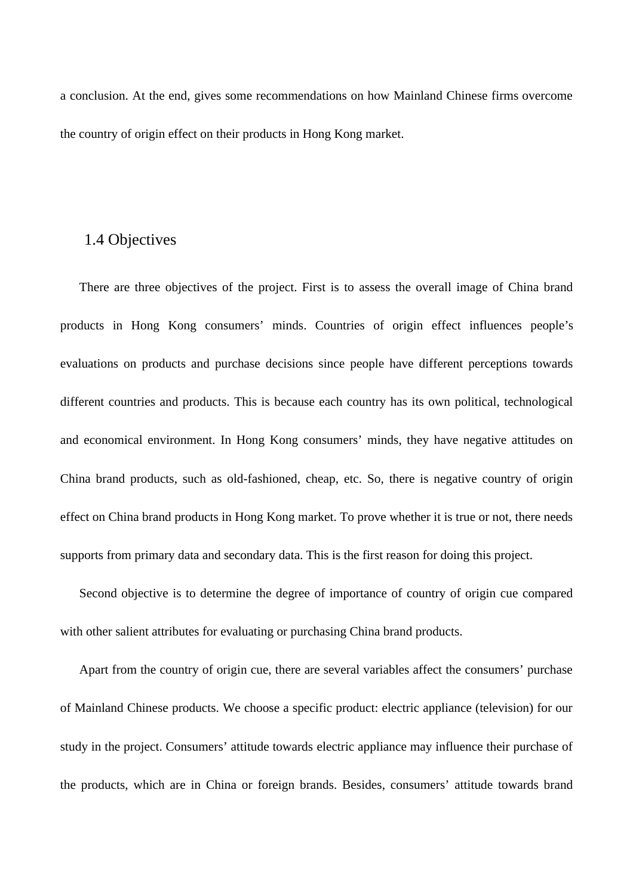a conclusion. At the end, gives some recommendations on how Mainland Chinese firms overcome the country of origin effect on their products in Hong Kong market.

## 1.4 Objectives

There are three objectives of the project. First is to assess the overall image of China brand products in Hong Kong consumers' minds. Countries of origin effect influences people's evaluations on products and purchase decisions since people have different perceptions towards different countries and products. This is because each country has its own political, technological and economical environment. In Hong Kong consumers' minds, they have negative attitudes on China brand products, such as old-fashioned, cheap, etc. So, there is negative country of origin effect on China brand products in Hong Kong market. To prove whether it is true or not, there needs supports from primary data and secondary data. This is the first reason for doing this project.

Second objective is to determine the degree of importance of country of origin cue compared with other salient attributes for evaluating or purchasing China brand products.

Apart from the country of origin cue, there are several variables affect the consumers' purchase of Mainland Chinese products. We choose a specific product: electric appliance (television) for our study in the project. Consumers' attitude towards electric appliance may influence their purchase of the products, which are in China or foreign brands. Besides, consumers' attitude towards brand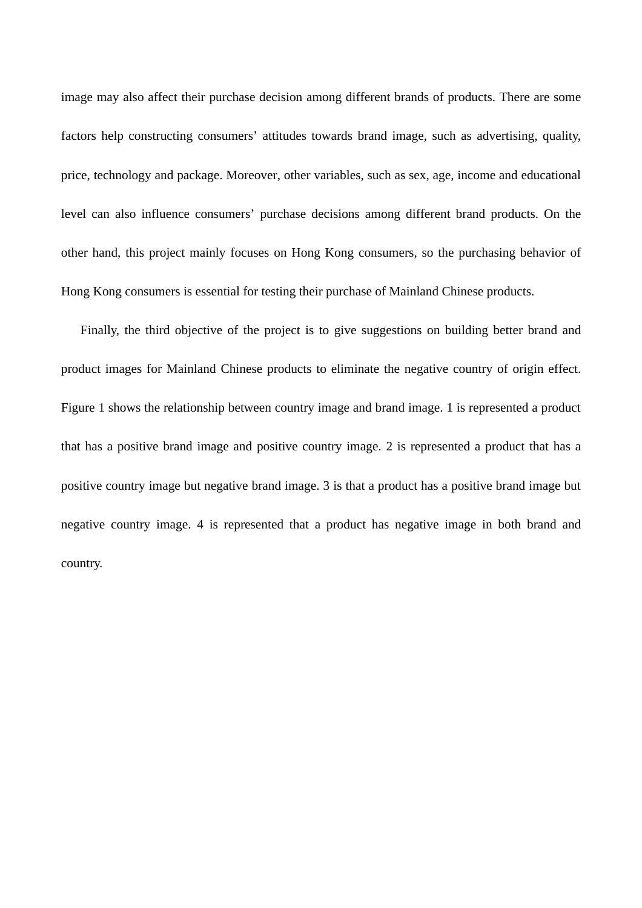image may also affect their purchase decision among different brands of products. There are some factors help constructing consumers' attitudes towards brand image, such as advertising, quality, price, technology and package. Moreover, other variables, such as sex, age, income and educational level can also influence consumers' purchase decisions among different brand products. On the other hand, this project mainly focuses on Hong Kong consumers, so the purchasing behavior of Hong Kong consumers is essential for testing their purchase of Mainland Chinese products.

Finally, the third objective of the project is to give suggestions on building better brand and product images for Mainland Chinese products to eliminate the negative country of origin effect. Figure 1 shows the relationship between country image and brand image. 1 is represented a product that has a positive brand image and positive country image. 2 is represented a product that has a positive country image but negative brand image. 3 is that a product has a positive brand image but negative country image. 4 is represented that a product has negative image in both brand and country.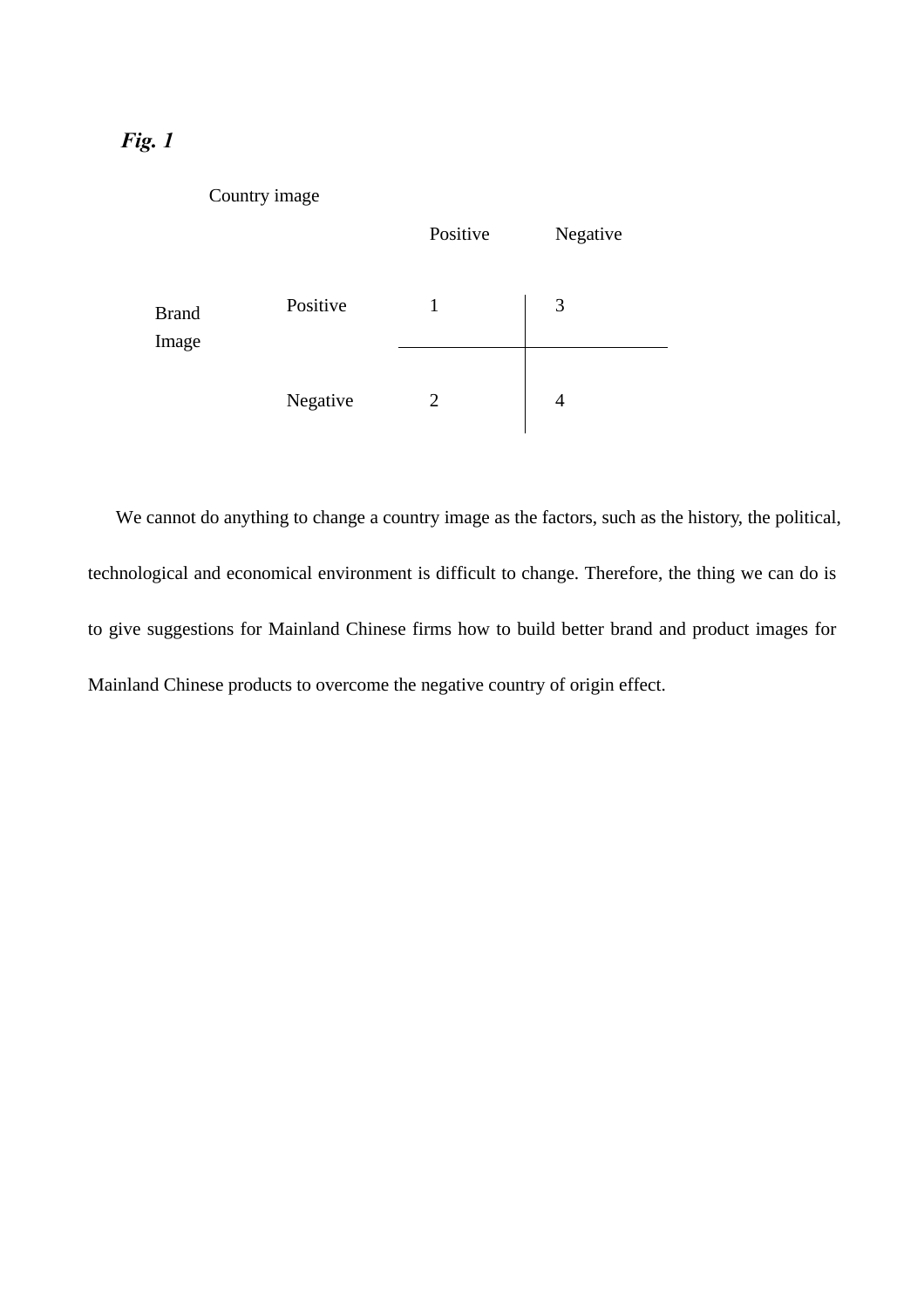***Fig. 1***

| | | Country image | |
|---|---|---|---|
| | | Positive | Negative |
| Brand Image | Positive | 1 | 3 |
| | Negative | 2 | 4 |

We cannot do anything to change a country image as the factors, such as the history, the political, technological and economical environment is difficult to change. Therefore, the thing we can do is to give suggestions for Mainland Chinese firms how to build better brand and product images for Mainland Chinese products to overcome the negative country of origin effect.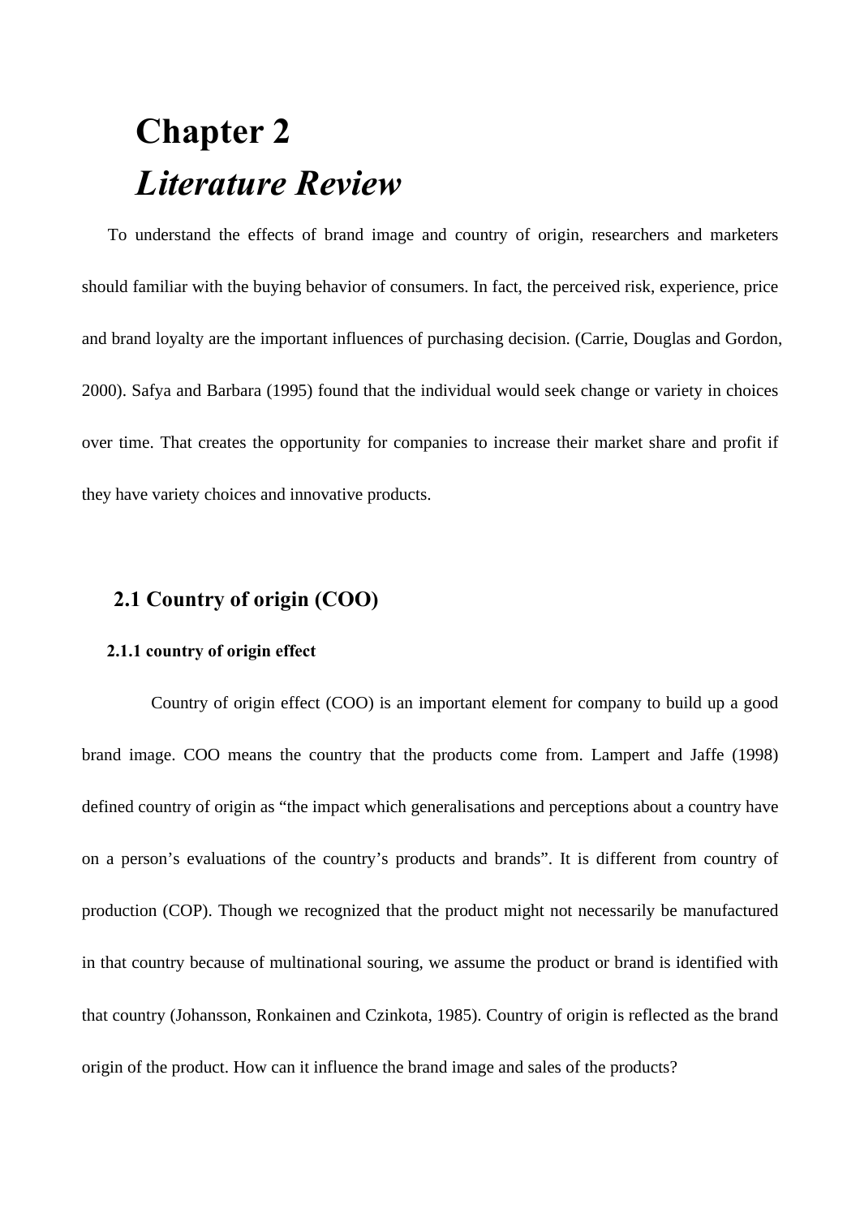# Chapter 2
# *Literature Review*

To understand the effects of brand image and country of origin, researchers and marketers should familiar with the buying behavior of consumers. In fact, the perceived risk, experience, price and brand loyalty are the important influences of purchasing decision. (Carrie, Douglas and Gordon, 2000). Safya and Barbara (1995) found that the individual would seek change or variety in choices over time. That creates the opportunity for companies to increase their market share and profit if they have variety choices and innovative products.

## 2.1 Country of origin (COO)

### 2.1.1 country of origin effect

Country of origin effect (COO) is an important element for company to build up a good brand image. COO means the country that the products come from. Lampert and Jaffe (1998) defined country of origin as "the impact which generalisations and perceptions about a country have on a person's evaluations of the country's products and brands". It is different from country of production (COP). Though we recognized that the product might not necessarily be manufactured in that country because of multinational souring, we assume the product or brand is identified with that country (Johansson, Ronkainen and Czinkota, 1985). Country of origin is reflected as the brand origin of the product. How can it influence the brand image and sales of the products?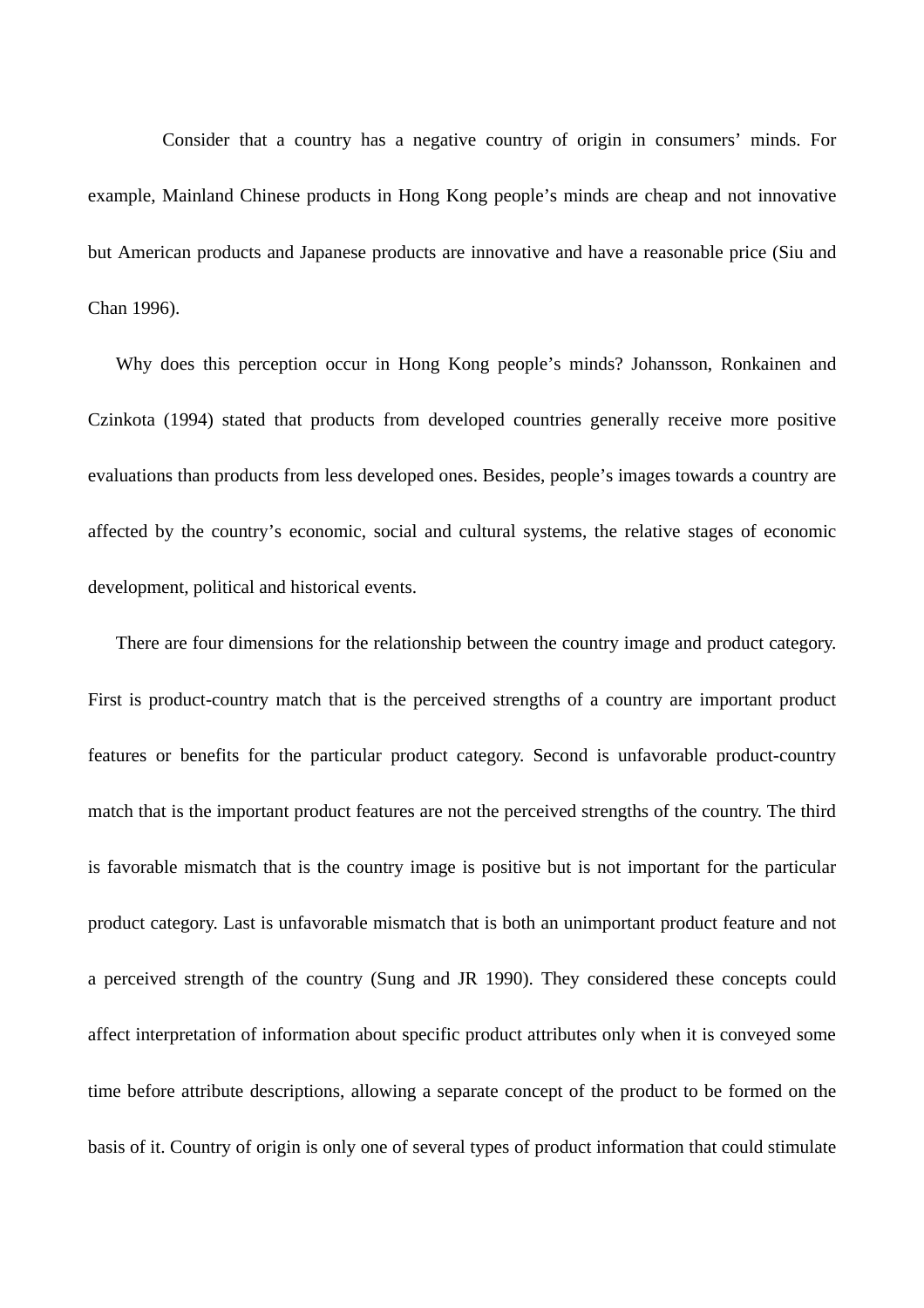Consider that a country has a negative country of origin in consumers' minds. For example, Mainland Chinese products in Hong Kong people's minds are cheap and not innovative but American products and Japanese products are innovative and have a reasonable price (Siu and Chan 1996).

Why does this perception occur in Hong Kong people's minds? Johansson, Ronkainen and Czinkota (1994) stated that products from developed countries generally receive more positive evaluations than products from less developed ones. Besides, people's images towards a country are affected by the country's economic, social and cultural systems, the relative stages of economic development, political and historical events.

There are four dimensions for the relationship between the country image and product category. First is product-country match that is the perceived strengths of a country are important product features or benefits for the particular product category. Second is unfavorable product-country match that is the important product features are not the perceived strengths of the country. The third is favorable mismatch that is the country image is positive but is not important for the particular product category. Last is unfavorable mismatch that is both an unimportant product feature and not a perceived strength of the country (Sung and JR 1990). They considered these concepts could affect interpretation of information about specific product attributes only when it is conveyed some time before attribute descriptions, allowing a separate concept of the product to be formed on the basis of it. Country of origin is only one of several types of product information that could stimulate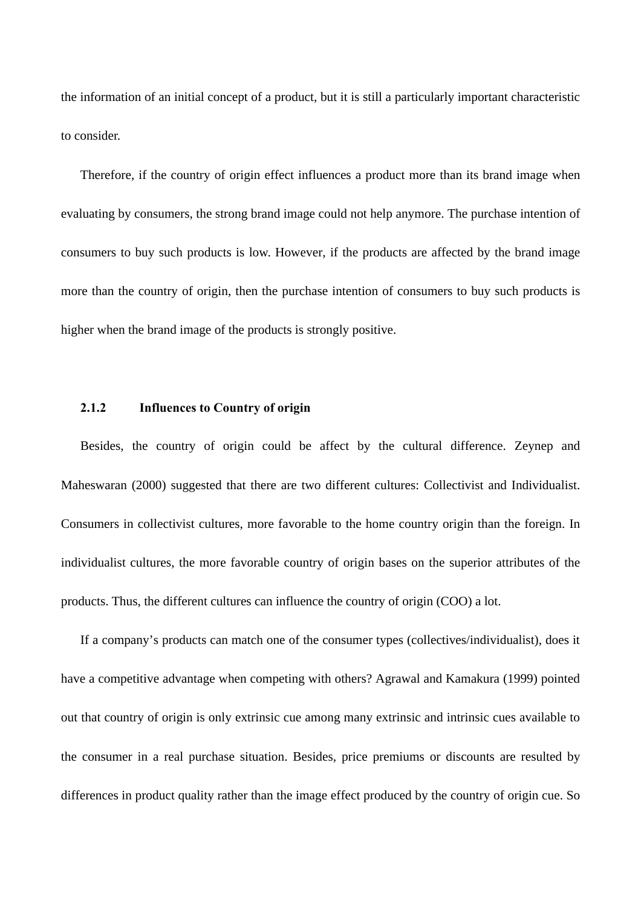the information of an initial concept of a product, but it is still a particularly important characteristic to consider.

Therefore, if the country of origin effect influences a product more than its brand image when evaluating by consumers, the strong brand image could not help anymore. The purchase intention of consumers to buy such products is low. However, if the products are affected by the brand image more than the country of origin, then the purchase intention of consumers to buy such products is higher when the brand image of the products is strongly positive.

### 2.1.2 Influences to Country of origin

Besides, the country of origin could be affect by the cultural difference. Zeynep and Maheswaran (2000) suggested that there are two different cultures: Collectivist and Individualist. Consumers in collectivist cultures, more favorable to the home country origin than the foreign. In individualist cultures, the more favorable country of origin bases on the superior attributes of the products. Thus, the different cultures can influence the country of origin (COO) a lot.

If a company's products can match one of the consumer types (collectives/individualist), does it have a competitive advantage when competing with others? Agrawal and Kamakura (1999) pointed out that country of origin is only extrinsic cue among many extrinsic and intrinsic cues available to the consumer in a real purchase situation. Besides, price premiums or discounts are resulted by differences in product quality rather than the image effect produced by the country of origin cue. So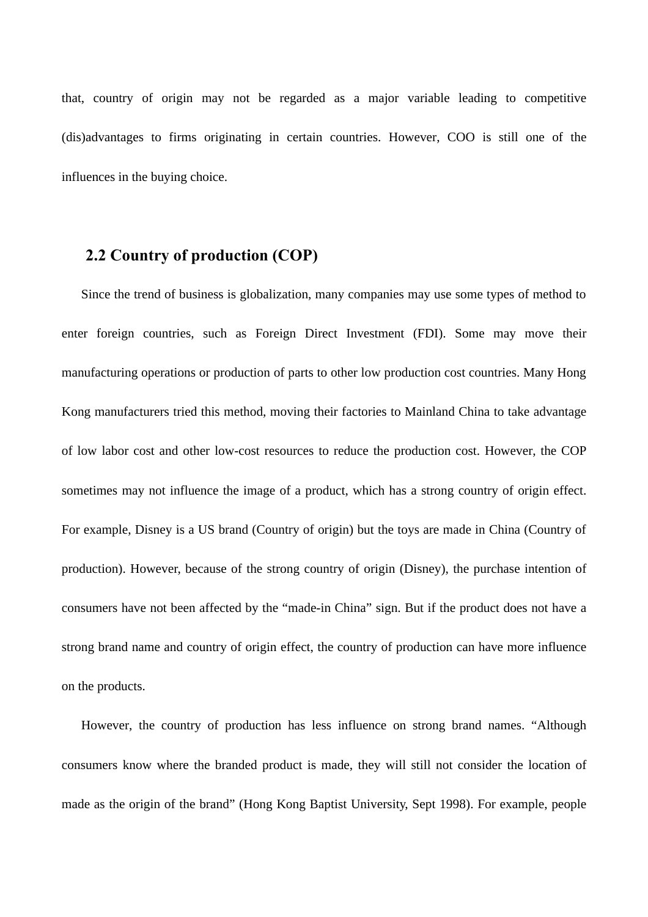that, country of origin may not be regarded as a major variable leading to competitive (dis)advantages to firms originating in certain countries. However, COO is still one of the influences in the buying choice.

## 2.2 Country of production (COP)

Since the trend of business is globalization, many companies may use some types of method to enter foreign countries, such as Foreign Direct Investment (FDI). Some may move their manufacturing operations or production of parts to other low production cost countries. Many Hong Kong manufacturers tried this method, moving their factories to Mainland China to take advantage of low labor cost and other low-cost resources to reduce the production cost. However, the COP sometimes may not influence the image of a product, which has a strong country of origin effect. For example, Disney is a US brand (Country of origin) but the toys are made in China (Country of production). However, because of the strong country of origin (Disney), the purchase intention of consumers have not been affected by the "made-in China" sign. But if the product does not have a strong brand name and country of origin effect, the country of production can have more influence on the products.

However, the country of production has less influence on strong brand names. "Although consumers know where the branded product is made, they will still not consider the location of made as the origin of the brand" (Hong Kong Baptist University, Sept 1998). For example, people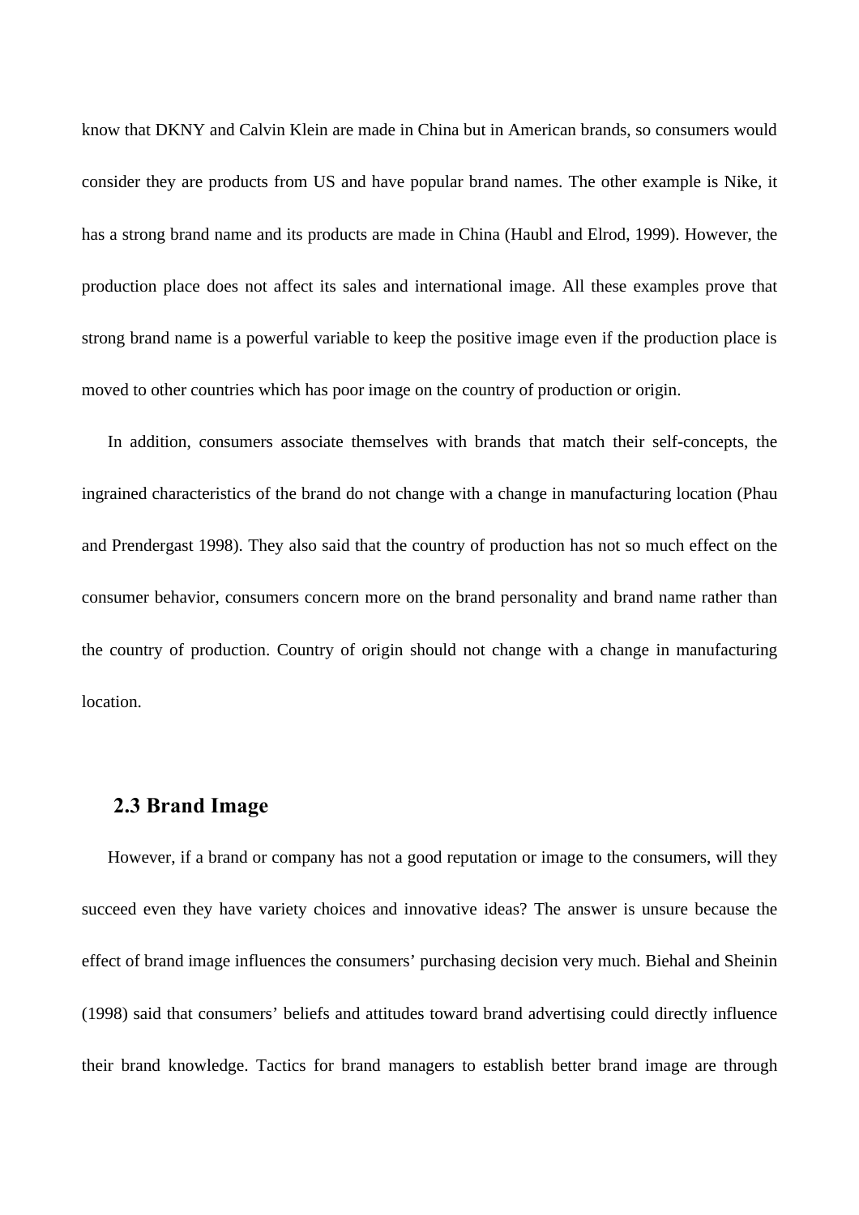know that DKNY and Calvin Klein are made in China but in American brands, so consumers would consider they are products from US and have popular brand names. The other example is Nike, it has a strong brand name and its products are made in China (Haubl and Elrod, 1999). However, the production place does not affect its sales and international image. All these examples prove that strong brand name is a powerful variable to keep the positive image even if the production place is moved to other countries which has poor image on the country of production or origin.

In addition, consumers associate themselves with brands that match their self-concepts, the ingrained characteristics of the brand do not change with a change in manufacturing location (Phau and Prendergast 1998). They also said that the country of production has not so much effect on the consumer behavior, consumers concern more on the brand personality and brand name rather than the country of production. Country of origin should not change with a change in manufacturing location.

## 2.3 Brand Image

However, if a brand or company has not a good reputation or image to the consumers, will they succeed even they have variety choices and innovative ideas? The answer is unsure because the effect of brand image influences the consumers' purchasing decision very much. Biehal and Sheinin (1998) said that consumers' beliefs and attitudes toward brand advertising could directly influence their brand knowledge. Tactics for brand managers to establish better brand image are through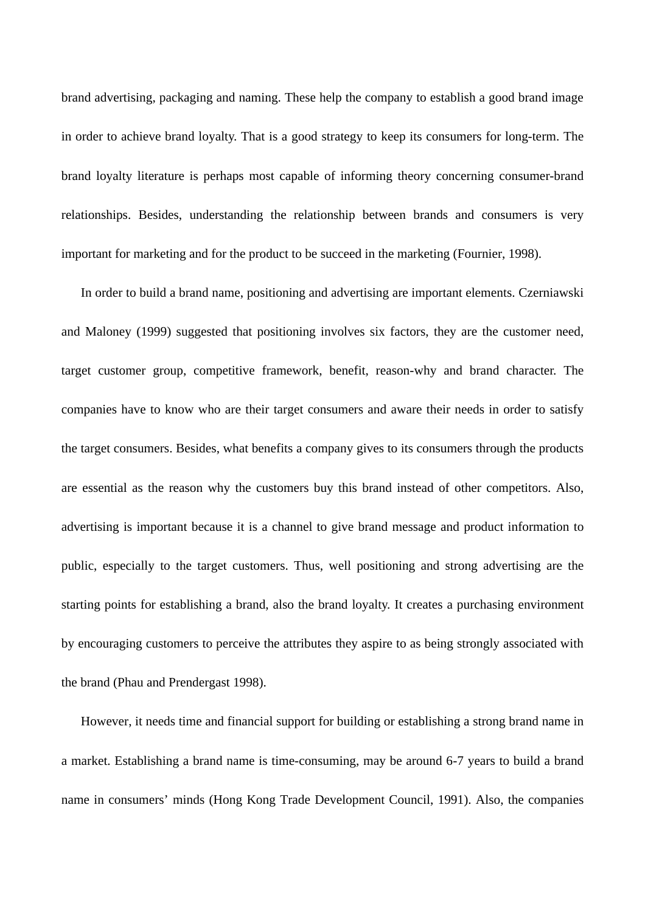brand advertising, packaging and naming. These help the company to establish a good brand image in order to achieve brand loyalty. That is a good strategy to keep its consumers for long-term. The brand loyalty literature is perhaps most capable of informing theory concerning consumer-brand relationships. Besides, understanding the relationship between brands and consumers is very important for marketing and for the product to be succeed in the marketing (Fournier, 1998).

In order to build a brand name, positioning and advertising are important elements. Czerniawski and Maloney (1999) suggested that positioning involves six factors, they are the customer need, target customer group, competitive framework, benefit, reason-why and brand character. The companies have to know who are their target consumers and aware their needs in order to satisfy the target consumers. Besides, what benefits a company gives to its consumers through the products are essential as the reason why the customers buy this brand instead of other competitors. Also, advertising is important because it is a channel to give brand message and product information to public, especially to the target customers. Thus, well positioning and strong advertising are the starting points for establishing a brand, also the brand loyalty. It creates a purchasing environment by encouraging customers to perceive the attributes they aspire to as being strongly associated with the brand (Phau and Prendergast 1998).

However, it needs time and financial support for building or establishing a strong brand name in a market. Establishing a brand name is time-consuming, may be around 6-7 years to build a brand name in consumers' minds (Hong Kong Trade Development Council, 1991). Also, the companies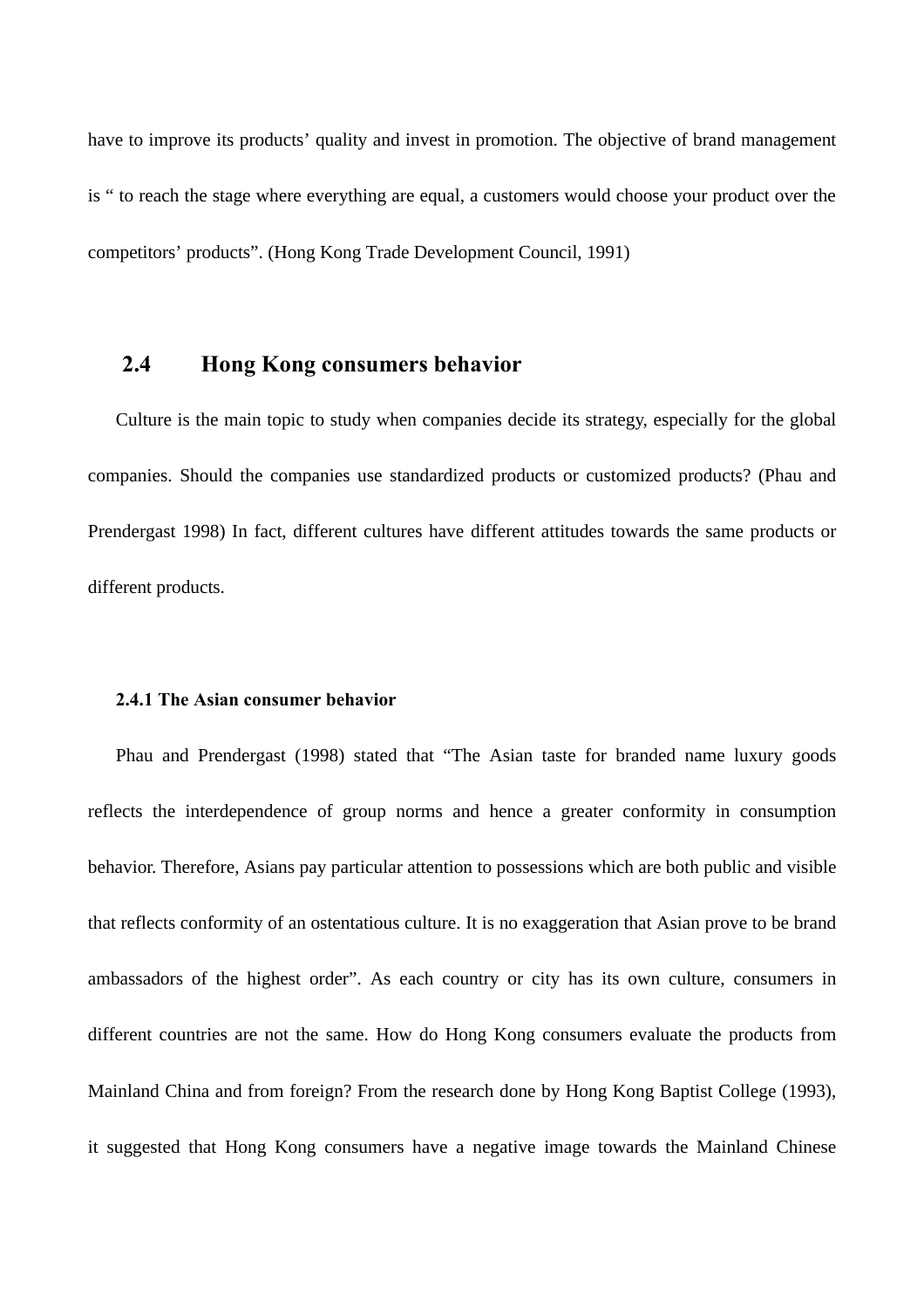have to improve its products' quality and invest in promotion. The objective of brand management is " to reach the stage where everything are equal, a customers would choose your product over the competitors' products". (Hong Kong Trade Development Council, 1991)

## 2.4 Hong Kong consumers behavior

Culture is the main topic to study when companies decide its strategy, especially for the global companies. Should the companies use standardized products or customized products? (Phau and Prendergast 1998) In fact, different cultures have different attitudes towards the same products or different products.

### 2.4.1 The Asian consumer behavior

Phau and Prendergast (1998) stated that "The Asian taste for branded name luxury goods reflects the interdependence of group norms and hence a greater conformity in consumption behavior. Therefore, Asians pay particular attention to possessions which are both public and visible that reflects conformity of an ostentatious culture. It is no exaggeration that Asian prove to be brand ambassadors of the highest order". As each country or city has its own culture, consumers in different countries are not the same. How do Hong Kong consumers evaluate the products from Mainland China and from foreign? From the research done by Hong Kong Baptist College (1993), it suggested that Hong Kong consumers have a negative image towards the Mainland Chinese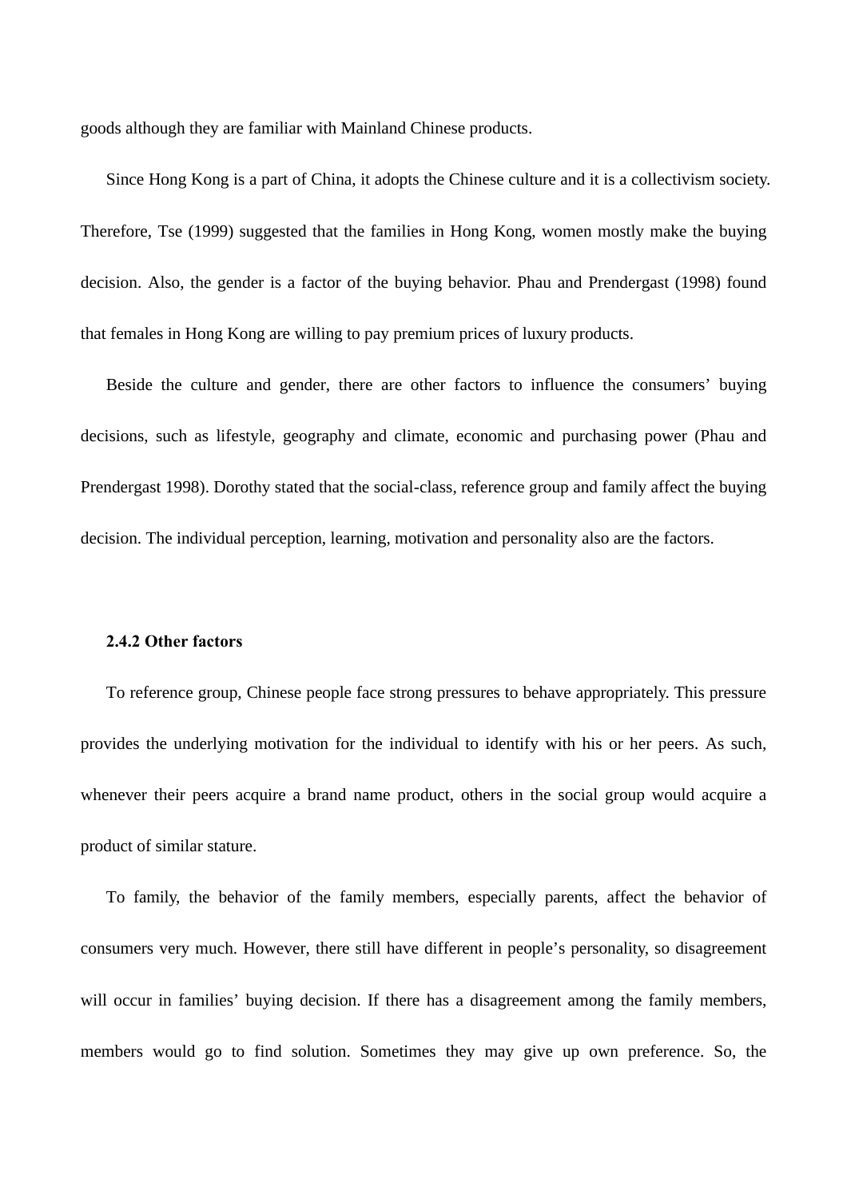goods although they are familiar with Mainland Chinese products.

Since Hong Kong is a part of China, it adopts the Chinese culture and it is a collectivism society. Therefore, Tse (1999) suggested that the families in Hong Kong, women mostly make the buying decision. Also, the gender is a factor of the buying behavior. Phau and Prendergast (1998) found that females in Hong Kong are willing to pay premium prices of luxury products.

Beside the culture and gender, there are other factors to influence the consumers' buying decisions, such as lifestyle, geography and climate, economic and purchasing power (Phau and Prendergast 1998). Dorothy stated that the social-class, reference group and family affect the buying decision. The individual perception, learning, motivation and personality also are the factors.

### 2.4.2 Other factors

To reference group, Chinese people face strong pressures to behave appropriately. This pressure provides the underlying motivation for the individual to identify with his or her peers. As such, whenever their peers acquire a brand name product, others in the social group would acquire a product of similar stature.

To family, the behavior of the family members, especially parents, affect the behavior of consumers very much. However, there still have different in people's personality, so disagreement will occur in families' buying decision. If there has a disagreement among the family members, members would go to find solution. Sometimes they may give up own preference. So, the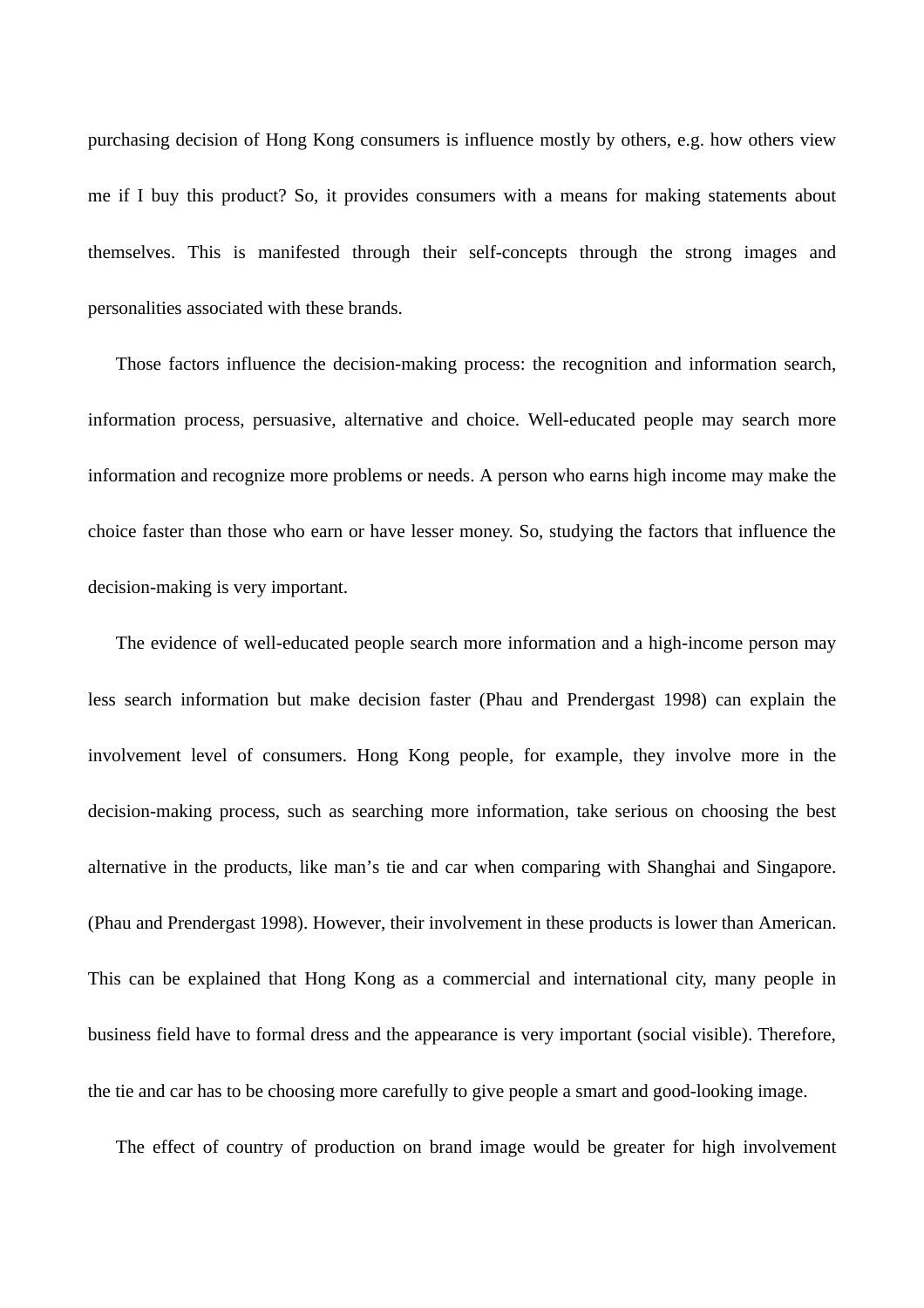purchasing decision of Hong Kong consumers is influence mostly by others, e.g. how others view me if I buy this product? So, it provides consumers with a means for making statements about themselves. This is manifested through their self-concepts through the strong images and personalities associated with these brands.

Those factors influence the decision-making process: the recognition and information search, information process, persuasive, alternative and choice. Well-educated people may search more information and recognize more problems or needs. A person who earns high income may make the choice faster than those who earn or have lesser money. So, studying the factors that influence the decision-making is very important.

The evidence of well-educated people search more information and a high-income person may less search information but make decision faster (Phau and Prendergast 1998) can explain the involvement level of consumers. Hong Kong people, for example, they involve more in the decision-making process, such as searching more information, take serious on choosing the best alternative in the products, like man's tie and car when comparing with Shanghai and Singapore. (Phau and Prendergast 1998). However, their involvement in these products is lower than American. This can be explained that Hong Kong as a commercial and international city, many people in business field have to formal dress and the appearance is very important (social visible). Therefore, the tie and car has to be choosing more carefully to give people a smart and good-looking image.

The effect of country of production on brand image would be greater for high involvement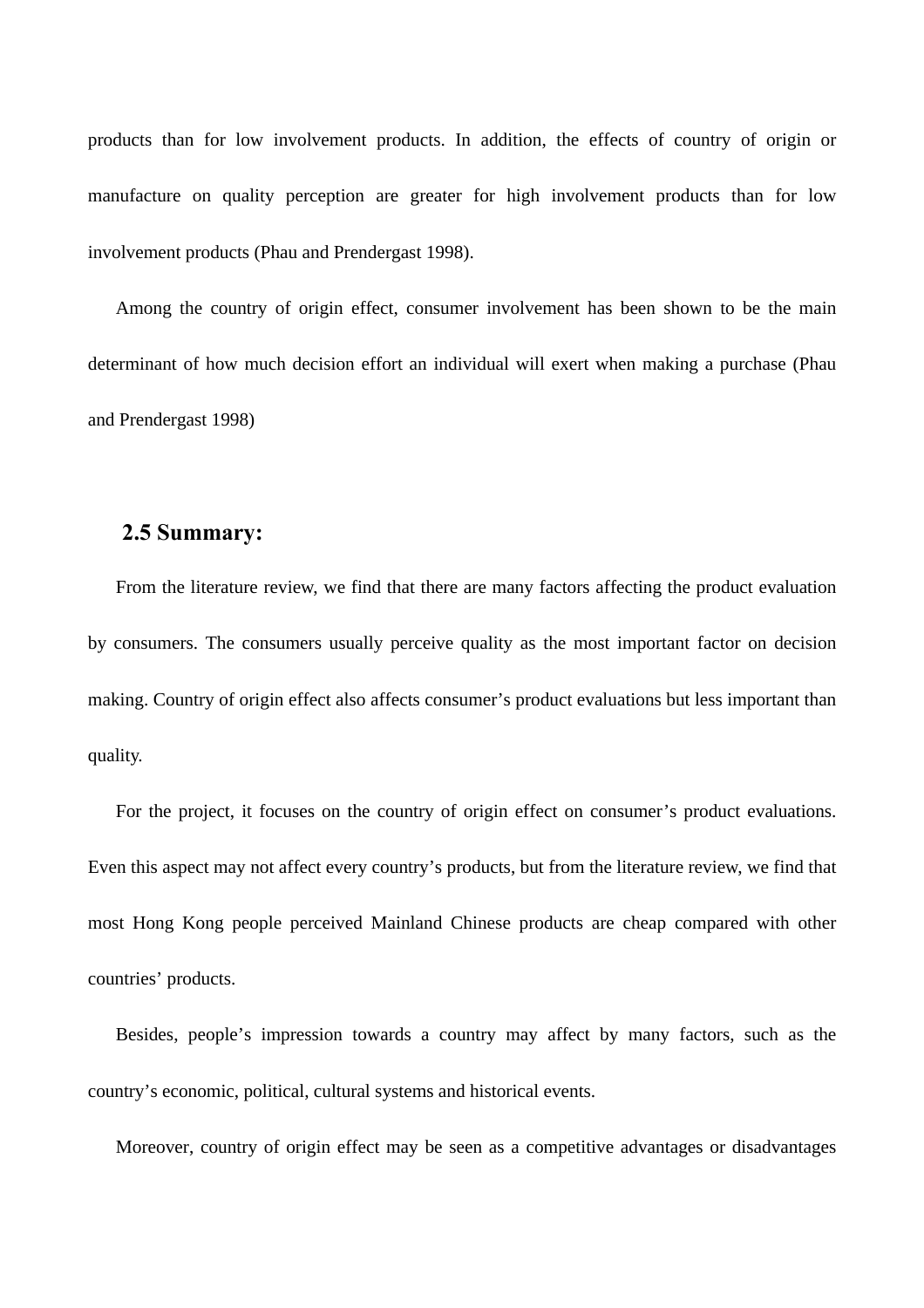products than for low involvement products. In addition, the effects of country of origin or manufacture on quality perception are greater for high involvement products than for low involvement products (Phau and Prendergast 1998).

Among the country of origin effect, consumer involvement has been shown to be the main determinant of how much decision effort an individual will exert when making a purchase (Phau and Prendergast 1998)

### 2.5 Summary:

From the literature review, we find that there are many factors affecting the product evaluation by consumers. The consumers usually perceive quality as the most important factor on decision making. Country of origin effect also affects consumer's product evaluations but less important than quality.

For the project, it focuses on the country of origin effect on consumer's product evaluations. Even this aspect may not affect every country's products, but from the literature review, we find that most Hong Kong people perceived Mainland Chinese products are cheap compared with other countries' products.

Besides, people's impression towards a country may affect by many factors, such as the country's economic, political, cultural systems and historical events.

Moreover, country of origin effect may be seen as a competitive advantages or disadvantages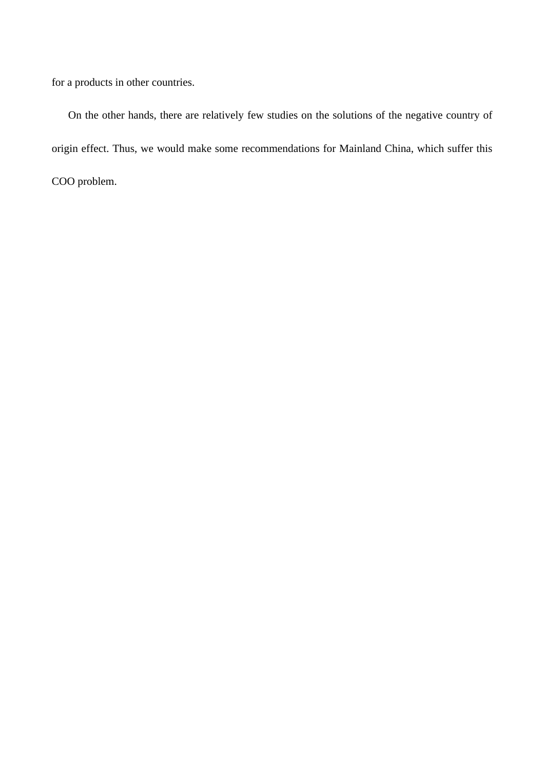for a products in other countries.

On the other hands, there are relatively few studies on the solutions of the negative country of origin effect. Thus, we would make some recommendations for Mainland China, which suffer this COO problem.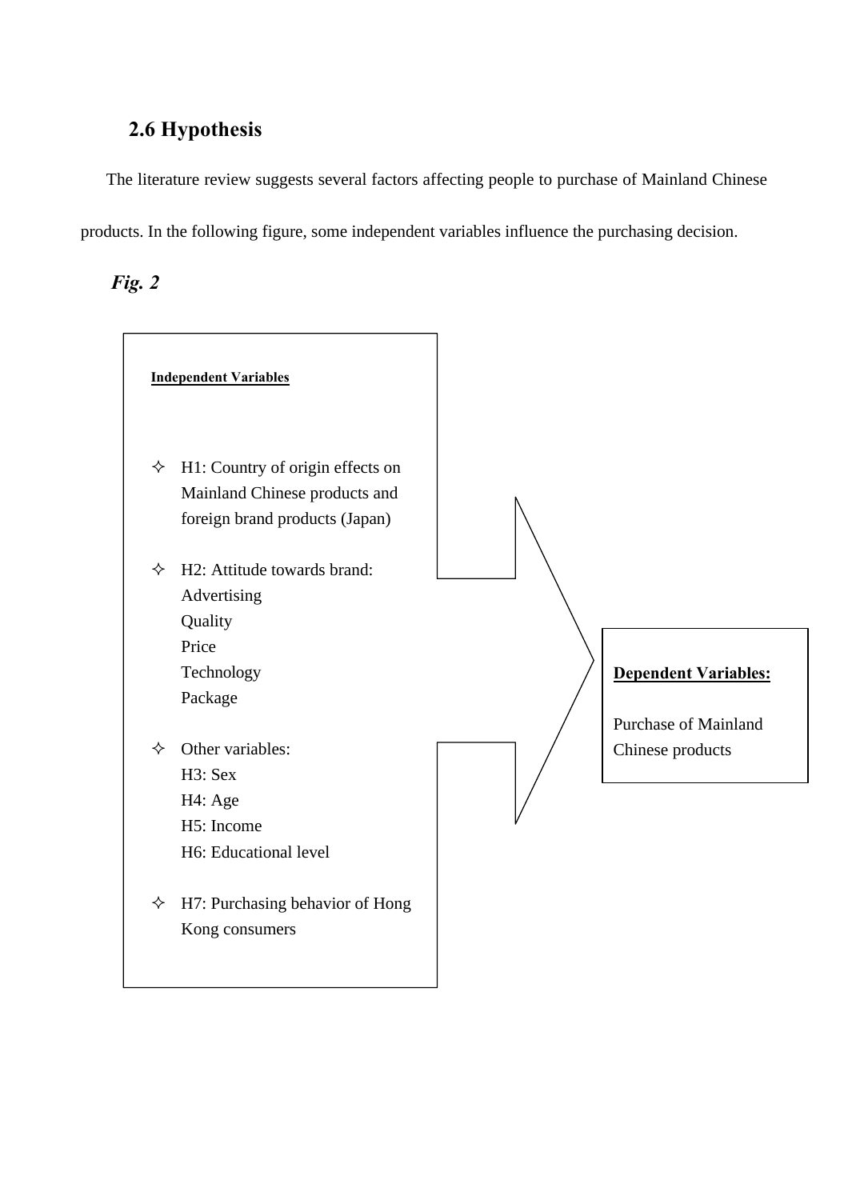## 2.6 Hypothesis

The literature review suggests several factors affecting people to purchase of Mainland Chinese products. In the following figure, some independent variables influence the purchasing decision.

***Fig. 2***

**Independent Variables**

- ✧ H1: Country of origin effects on Mainland Chinese products and foreign brand products (Japan)
- ✧ H2: Attitude towards brand:
  Advertising
  Quality
  Price
  Technology
  Package
- ✧ Other variables:
  H3: Sex
  H4: Age
  H5: Income
  H6: Educational level
- ✧ H7: Purchasing behavior of Hong Kong consumers

**Dependent Variables:**

Purchase of Mainland Chinese products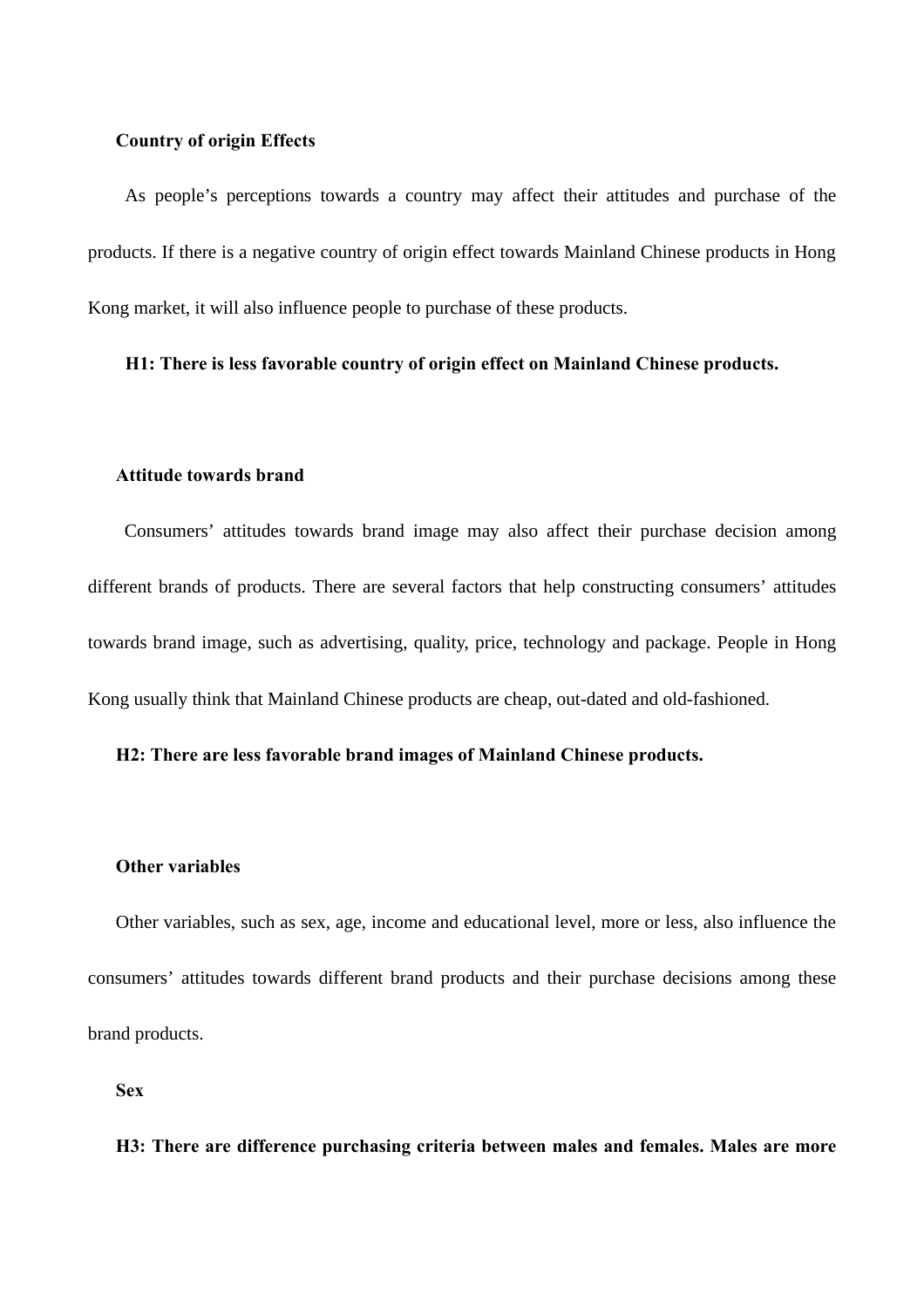**Country of origin Effects**

As people's perceptions towards a country may affect their attitudes and purchase of the products. If there is a negative country of origin effect towards Mainland Chinese products in Hong Kong market, it will also influence people to purchase of these products.

**H1: There is less favorable country of origin effect on Mainland Chinese products.**

**Attitude towards brand**

Consumers' attitudes towards brand image may also affect their purchase decision among different brands of products. There are several factors that help constructing consumers' attitudes towards brand image, such as advertising, quality, price, technology and package. People in Hong Kong usually think that Mainland Chinese products are cheap, out-dated and old-fashioned.

**H2: There are less favorable brand images of Mainland Chinese products.**

**Other variables**

Other variables, such as sex, age, income and educational level, more or less, also influence the consumers' attitudes towards different brand products and their purchase decisions among these brand products.

**Sex**

**H3: There are difference purchasing criteria between males and females. Males are more**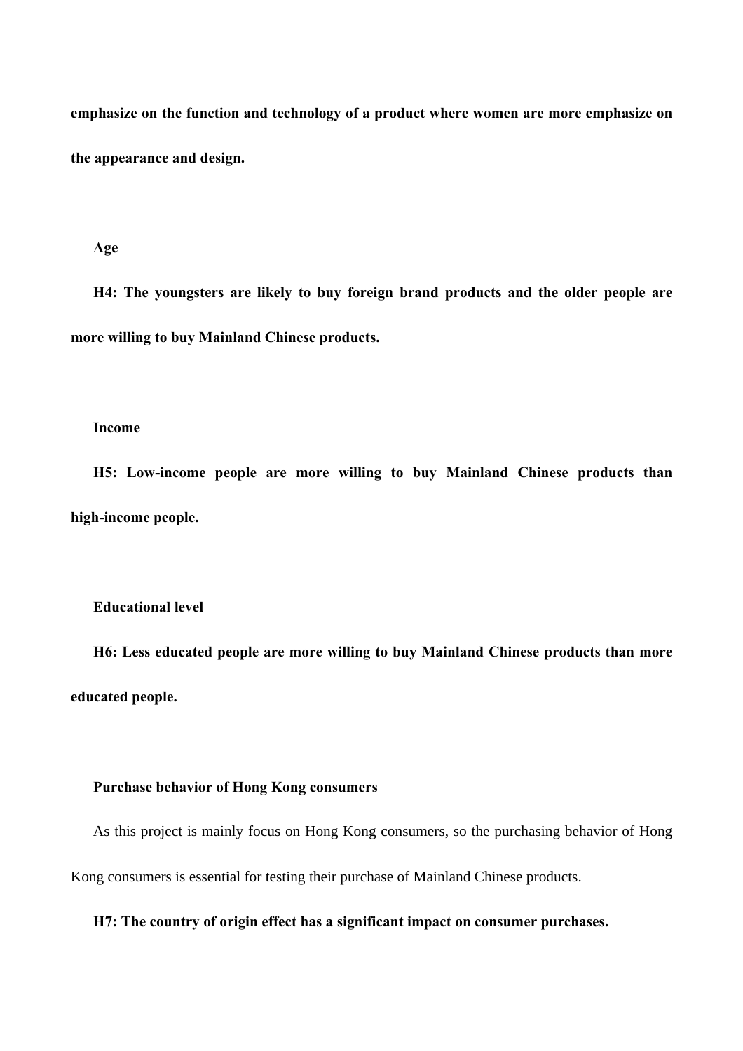**emphasize on the function and technology of a product where women are more emphasize on the appearance and design.**

**Age**

**H4: The youngsters are likely to buy foreign brand products and the older people are more willing to buy Mainland Chinese products.**

**Income**

**H5: Low-income people are more willing to buy Mainland Chinese products than high-income people.**

**Educational level**

**H6: Less educated people are more willing to buy Mainland Chinese products than more educated people.**

**Purchase behavior of Hong Kong consumers**

As this project is mainly focus on Hong Kong consumers, so the purchasing behavior of Hong Kong consumers is essential for testing their purchase of Mainland Chinese products.

**H7: The country of origin effect has a significant impact on consumer purchases.**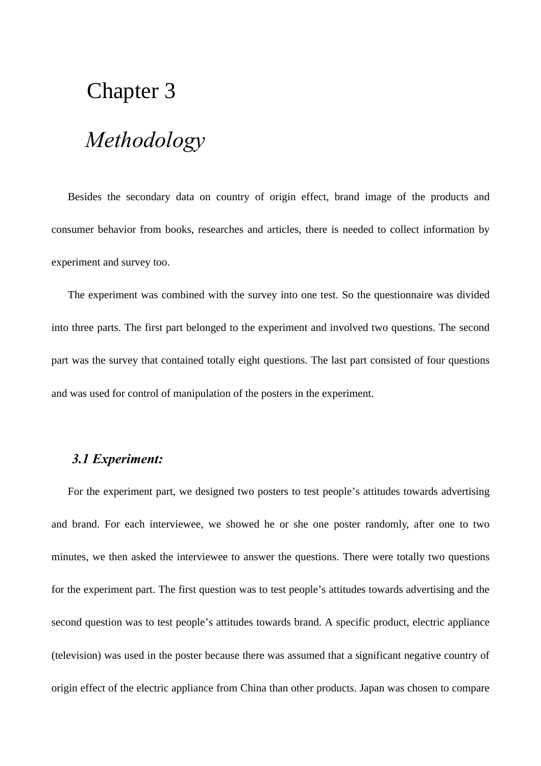# Chapter 3

# *Methodology*

Besides the secondary data on country of origin effect, brand image of the products and consumer behavior from books, researches and articles, there is needed to collect information by experiment and survey too.

The experiment was combined with the survey into one test. So the questionnaire was divided into three parts. The first part belonged to the experiment and involved two questions. The second part was the survey that contained totally eight questions. The last part consisted of four questions and was used for control of manipulation of the posters in the experiment.

## *3.1 Experiment:*

For the experiment part, we designed two posters to test people's attitudes towards advertising and brand. For each interviewee, we showed he or she one poster randomly, after one to two minutes, we then asked the interviewee to answer the questions. There were totally two questions for the experiment part. The first question was to test people's attitudes towards advertising and the second question was to test people's attitudes towards brand. A specific product, electric appliance (television) was used in the poster because there was assumed that a significant negative country of origin effect of the electric appliance from China than other products. Japan was chosen to compare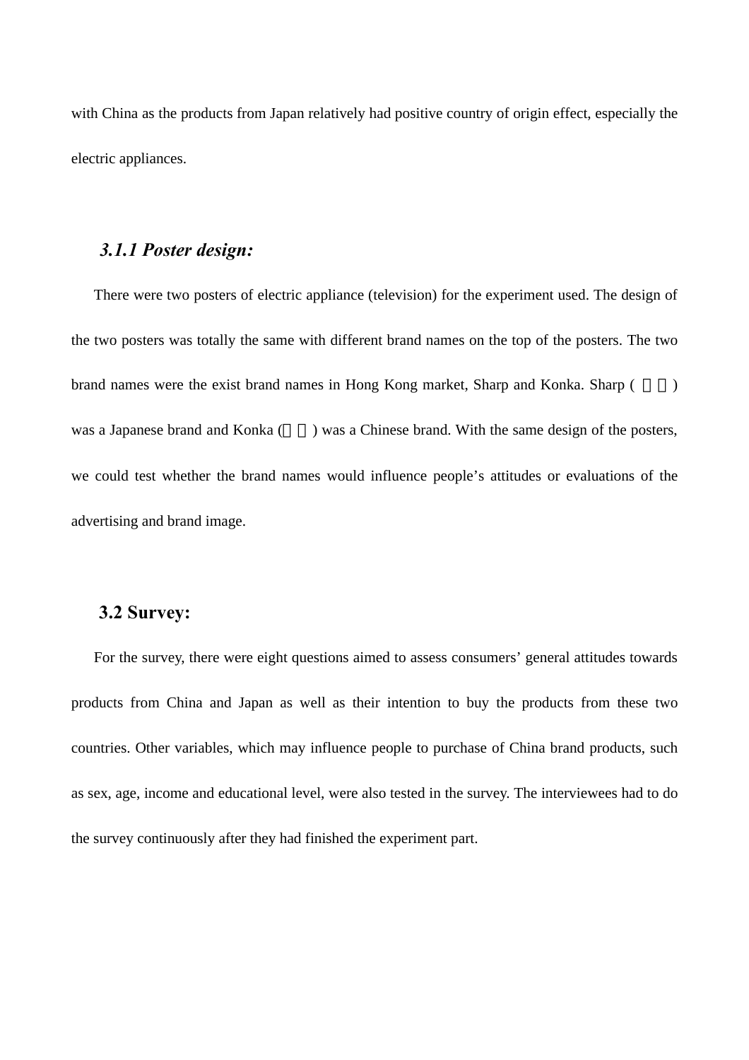with China as the products from Japan relatively had positive country of origin effect, especially the electric appliances.

### *3.1.1 Poster design:*

There were two posters of electric appliance (television) for the experiment used. The design of the two posters was totally the same with different brand names on the top of the posters. The two brand names were the exist brand names in Hong Kong market, Sharp and Konka. Sharp ( □□ ) was a Japanese brand and Konka (□□) was a Chinese brand. With the same design of the posters, we could test whether the brand names would influence people's attitudes or evaluations of the advertising and brand image.

## 3.2 Survey:

For the survey, there were eight questions aimed to assess consumers' general attitudes towards products from China and Japan as well as their intention to buy the products from these two countries. Other variables, which may influence people to purchase of China brand products, such as sex, age, income and educational level, were also tested in the survey. The interviewees had to do the survey continuously after they had finished the experiment part.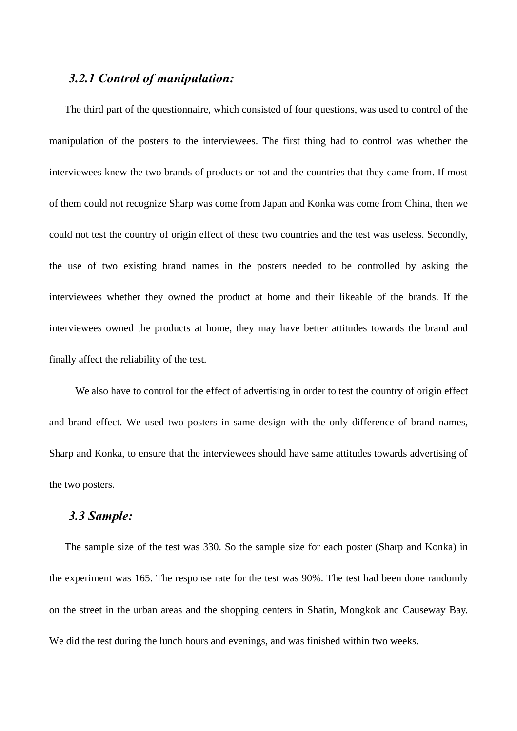### *3.2.1 Control of manipulation:*

The third part of the questionnaire, which consisted of four questions, was used to control of the manipulation of the posters to the interviewees. The first thing had to control was whether the interviewees knew the two brands of products or not and the countries that they came from. If most of them could not recognize Sharp was come from Japan and Konka was come from China, then we could not test the country of origin effect of these two countries and the test was useless. Secondly, the use of two existing brand names in the posters needed to be controlled by asking the interviewees whether they owned the product at home and their likeable of the brands. If the interviewees owned the products at home, they may have better attitudes towards the brand and finally affect the reliability of the test.

We also have to control for the effect of advertising in order to test the country of origin effect and brand effect. We used two posters in same design with the only difference of brand names, Sharp and Konka, to ensure that the interviewees should have same attitudes towards advertising of the two posters.

### *3.3 Sample:*

The sample size of the test was 330. So the sample size for each poster (Sharp and Konka) in the experiment was 165. The response rate for the test was 90%. The test had been done randomly on the street in the urban areas and the shopping centers in Shatin, Mongkok and Causeway Bay. We did the test during the lunch hours and evenings, and was finished within two weeks.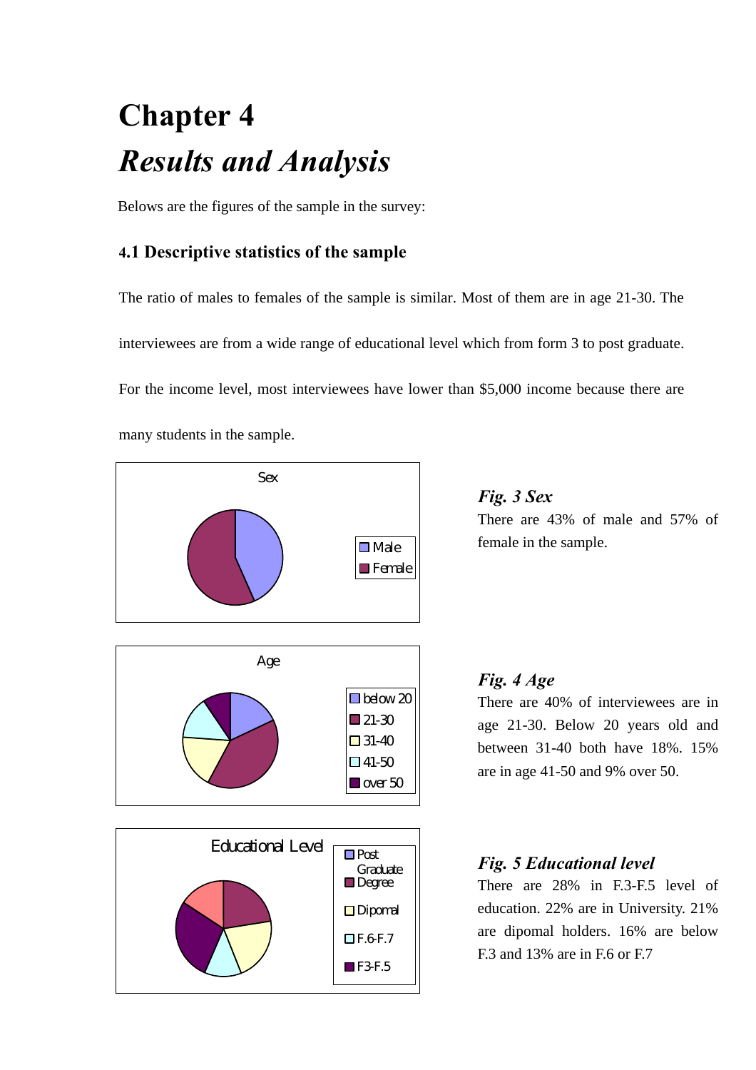# Chapter 4
# *Results and Analysis*

Belows are the figures of the sample in the survey:

### 4.1 Descriptive statistics of the sample

The ratio of males to females of the sample is similar. Most of them are in age 21-30. The interviewees are from a wide range of educational level which from form 3 to post graduate. For the income level, most interviewees have lower than $5,000 income because there are many students in the sample.

***Fig. 3 Sex***

There are 43% of male and 57% of female in the sample.

***Fig. 4 Age***

There are 40% of interviewees are in age 21-30. Below 20 years old and between 31-40 both have 18%. 15% are in age 41-50 and 9% over 50.

***Fig. 5 Educational level***

There are 28% in F.3-F.5 level of education. 22% are in University. 21% are dipomal holders. 16% are below F.3 and 13% are in F.6 or F.7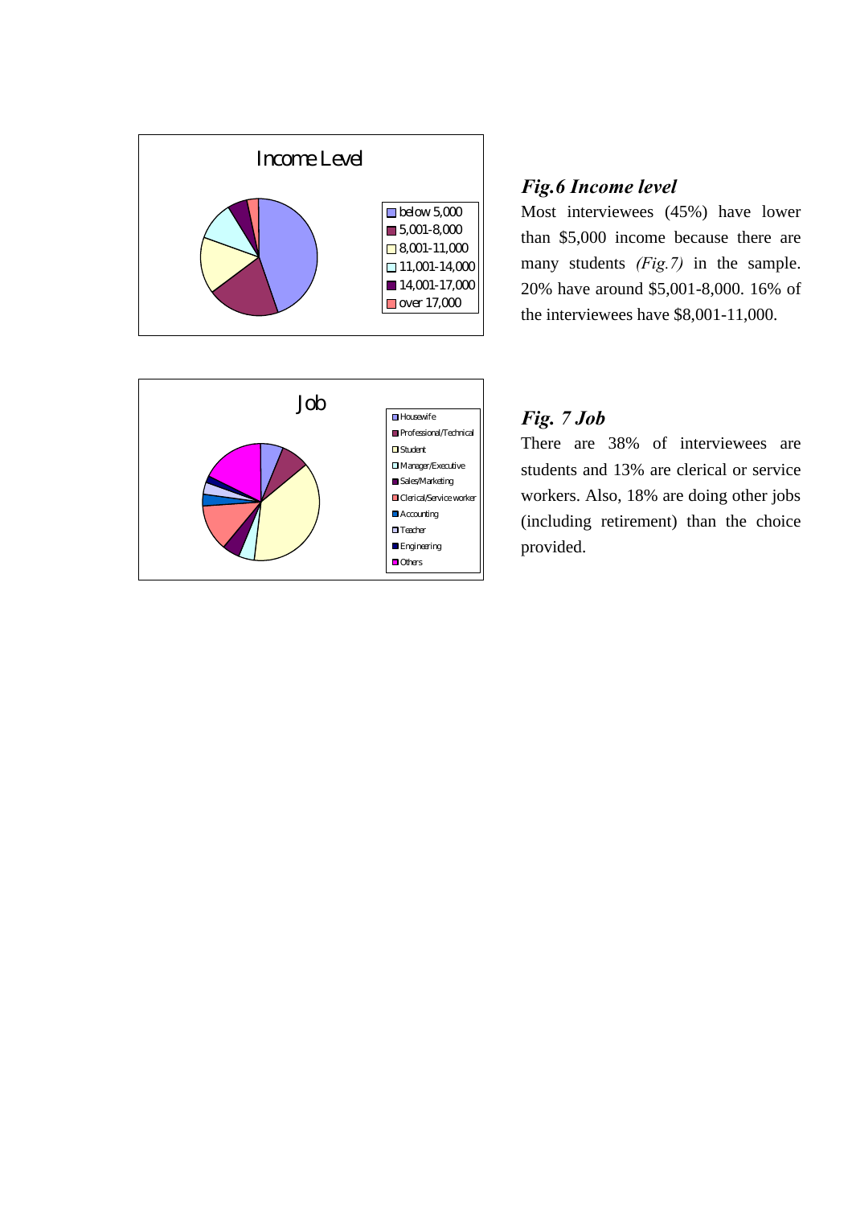### *Fig.6 Income level*

Most interviewees (45%) have lower than $5,000 income because there are many students *(Fig.7)* in the sample. 20% have around $5,001-8,000. 16% of the interviewees have $8,001-11,000.

### *Fig. 7 Job*

There are 38% of interviewees are students and 13% are clerical or service workers. Also, 18% are doing other jobs (including retirement) than the choice provided.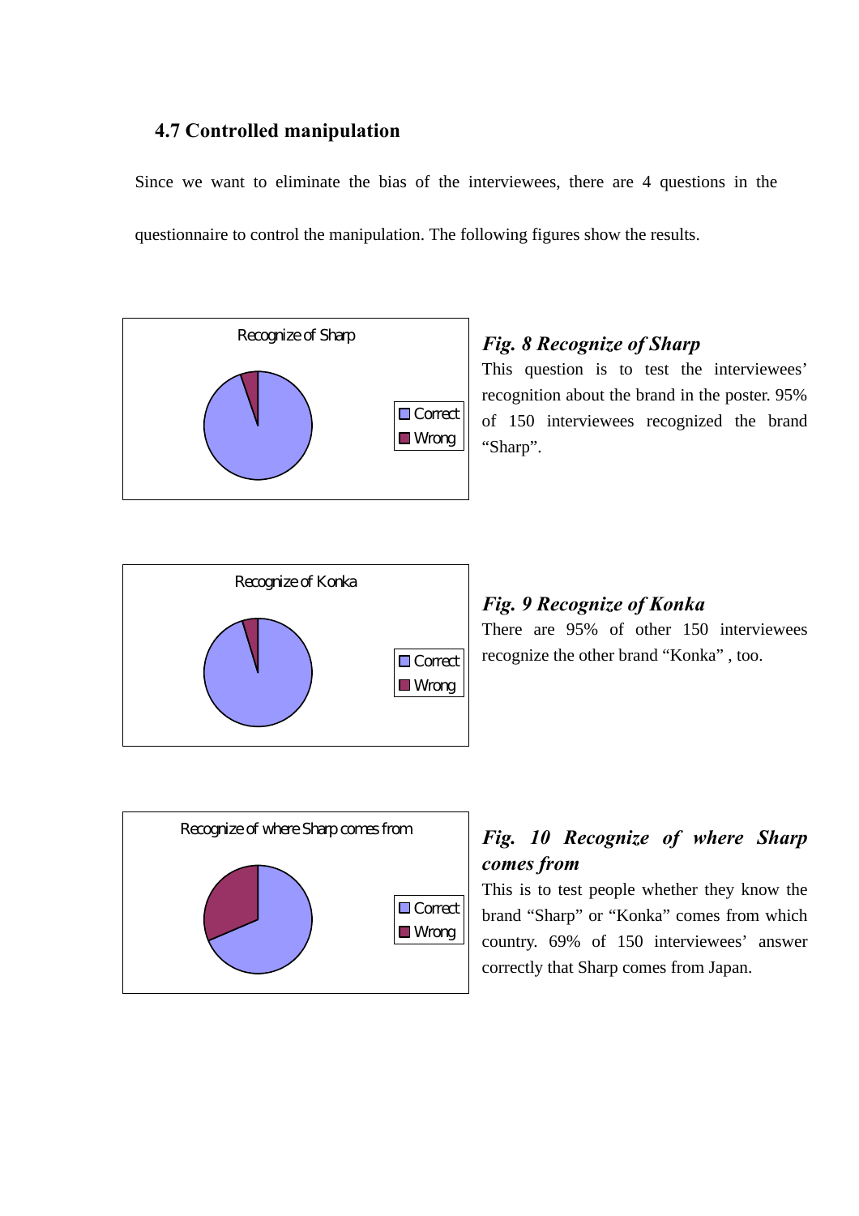### 4.7 Controlled manipulation

Since we want to eliminate the bias of the interviewees, there are 4 questions in the questionnaire to control the manipulation. The following figures show the results.

Recognize of Sharp

Correct
Wrong

***Fig. 8 Recognize of Sharp***

This question is to test the interviewees' recognition about the brand in the poster. 95% of 150 interviewees recognized the brand "Sharp".

Recognize of Konka

Correct
Wrong

***Fig. 9 Recognize of Konka***

There are 95% of other 150 interviewees recognize the other brand "Konka" , too.

Recognize of where Sharp comes from

Correct
Wrong

***Fig. 10 Recognize of where Sharp comes from***

This is to test people whether they know the brand "Sharp" or "Konka" comes from which country. 69% of 150 interviewees' answer correctly that Sharp comes from Japan.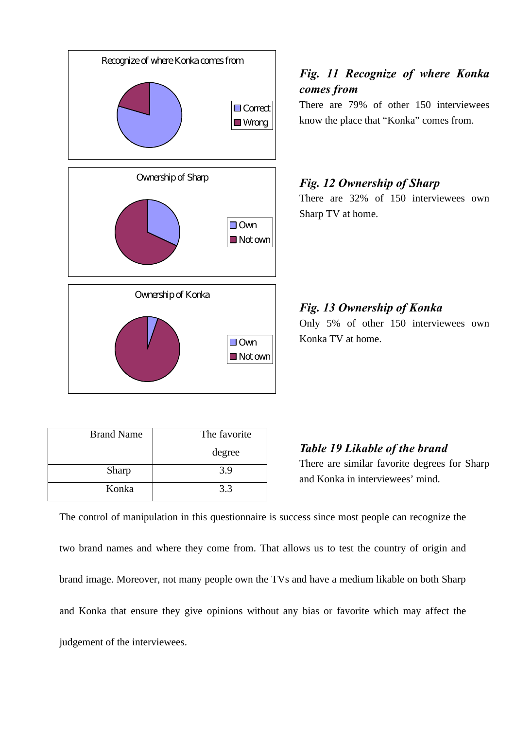Recognize of where Konka comes from

- Correct
- Wrong

***Fig. 11 Recognize of where Konka comes from***

There are 79% of other 150 interviewees know the place that "Konka" comes from.

Ownership of Sharp

- Own
- Not own

***Fig. 12 Ownership of Sharp***

There are 32% of 150 interviewees own Sharp TV at home.

Ownership of Konka

- Own
- Not own

***Fig. 13 Ownership of Konka***

Only 5% of other 150 interviewees own Konka TV at home.

| Brand Name | The favorite degree |
|---|---|
| Sharp | 3.9 |
| Konka | 3.3 |

***Table 19 Likable of the brand***

There are similar favorite degrees for Sharp and Konka in interviewees' mind.

The control of manipulation in this questionnaire is success since most people can recognize the two brand names and where they come from. That allows us to test the country of origin and brand image. Moreover, not many people own the TVs and have a medium likable on both Sharp and Konka that ensure they give opinions without any bias or favorite which may affect the judgement of the interviewees.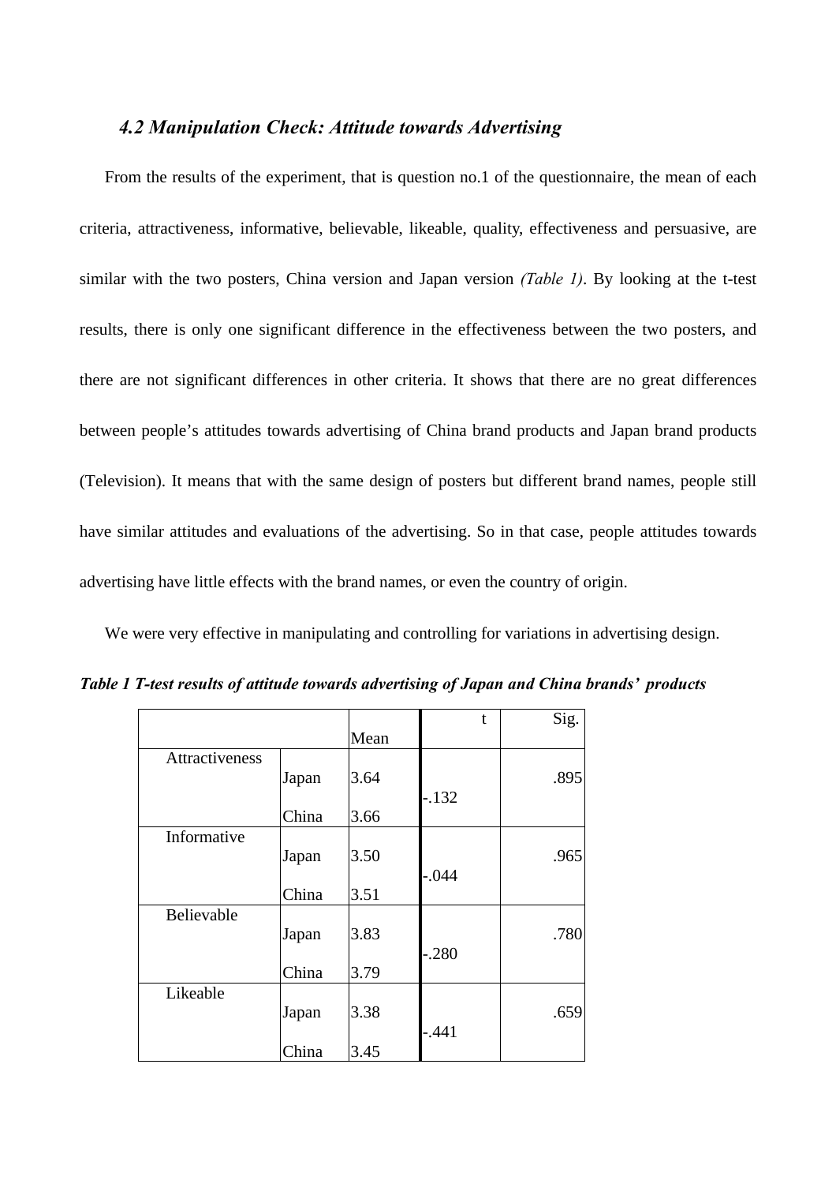### *4.2 Manipulation Check: Attitude towards Advertising*

From the results of the experiment, that is question no.1 of the questionnaire, the mean of each criteria, attractiveness, informative, believable, likeable, quality, effectiveness and persuasive, are similar with the two posters, China version and Japan version *(Table 1)*. By looking at the t-test results, there is only one significant difference in the effectiveness between the two posters, and there are not significant differences in other criteria. It shows that there are no great differences between people's attitudes towards advertising of China brand products and Japan brand products (Television). It means that with the same design of posters but different brand names, people still have similar attitudes and evaluations of the advertising. So in that case, people attitudes towards advertising have little effects with the brand names, or even the country of origin.

We were very effective in manipulating and controlling for variations in advertising design.

***Table 1 T-test results of attitude towards advertising of Japan and China brands' products***

| | | Mean | t | Sig. |
|---|---|---|---|---|
| Attractiveness | Japan | 3.64 | -.132 | .895 |
| | China | 3.66 | | |
| Informative | Japan | 3.50 | -.044 | .965 |
| | China | 3.51 | | |
| Believable | Japan | 3.83 | -.280 | .780 |
| | China | 3.79 | | |
| Likeable | Japan | 3.38 | -.441 | .659 |
| | China | 3.45 | | |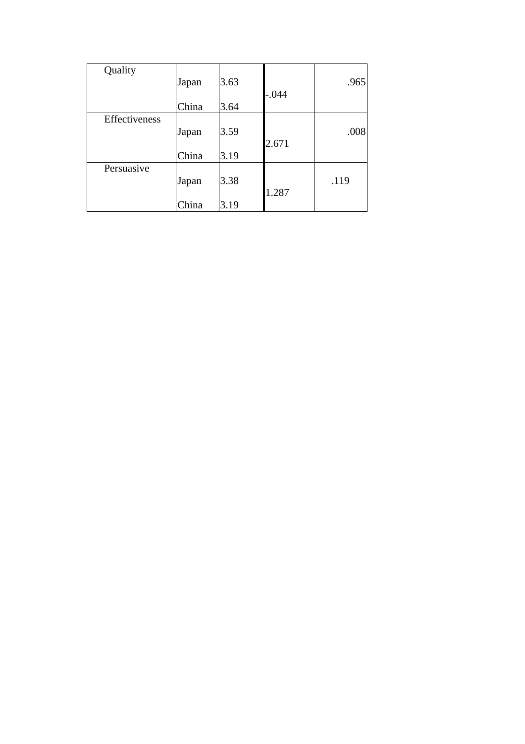| | | | | |
|---|---|---|---|---|
| Quality | Japan | 3.63 | -.044 | .965 |
| | China | 3.64 | | |
| Effectiveness | Japan | 3.59 | 2.671 | .008 |
| | China | 3.19 | | |
| Persuasive | Japan | 3.38 | 1.287 | .119 |
| | China | 3.19 | | |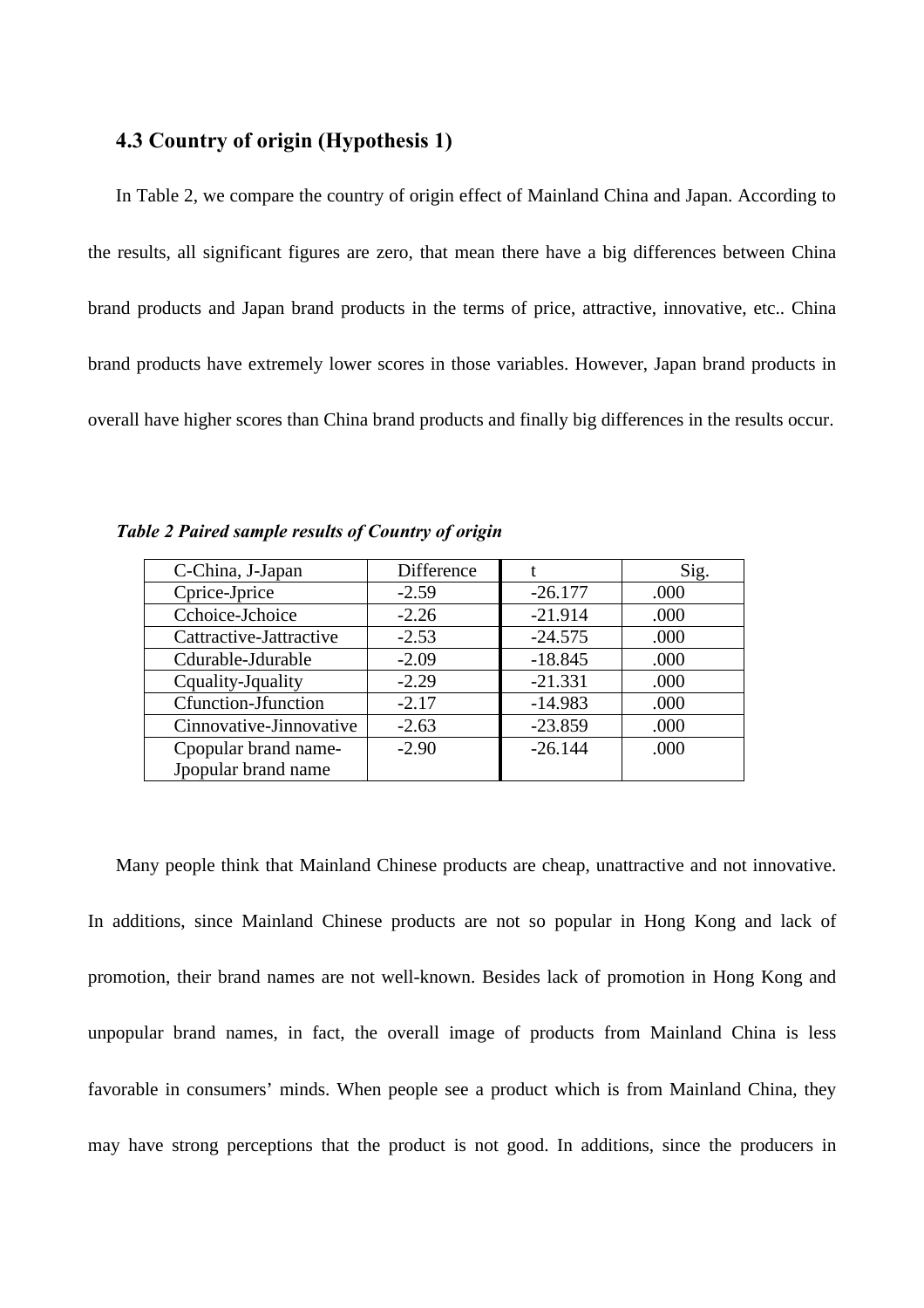### 4.3 Country of origin (Hypothesis 1)

In Table 2, we compare the country of origin effect of Mainland China and Japan. According to the results, all significant figures are zero, that mean there have a big differences between China brand products and Japan brand products in the terms of price, attractive, innovative, etc.. China brand products have extremely lower scores in those variables. However, Japan brand products in overall have higher scores than China brand products and finally big differences in the results occur.

***Table 2 Paired sample results of Country of origin***

| C-China, J-Japan | Difference | t | Sig. |
|---|---|---|---|
| Cprice-Jprice | -2.59 | -26.177 | .000 |
| Cchoice-Jchoice | -2.26 | -21.914 | .000 |
| Cattractive-Jattractive | -2.53 | -24.575 | .000 |
| Cdurable-Jdurable | -2.09 | -18.845 | .000 |
| Cquality-Jquality | -2.29 | -21.331 | .000 |
| Cfunction-Jfunction | -2.17 | -14.983 | .000 |
| Cinnovative-Jinnovative | -2.63 | -23.859 | .000 |
| Cpopular brand name-Jpopular brand name | -2.90 | -26.144 | .000 |

Many people think that Mainland Chinese products are cheap, unattractive and not innovative. In additions, since Mainland Chinese products are not so popular in Hong Kong and lack of promotion, their brand names are not well-known. Besides lack of promotion in Hong Kong and unpopular brand names, in fact, the overall image of products from Mainland China is less favorable in consumers' minds. When people see a product which is from Mainland China, they may have strong perceptions that the product is not good. In additions, since the producers in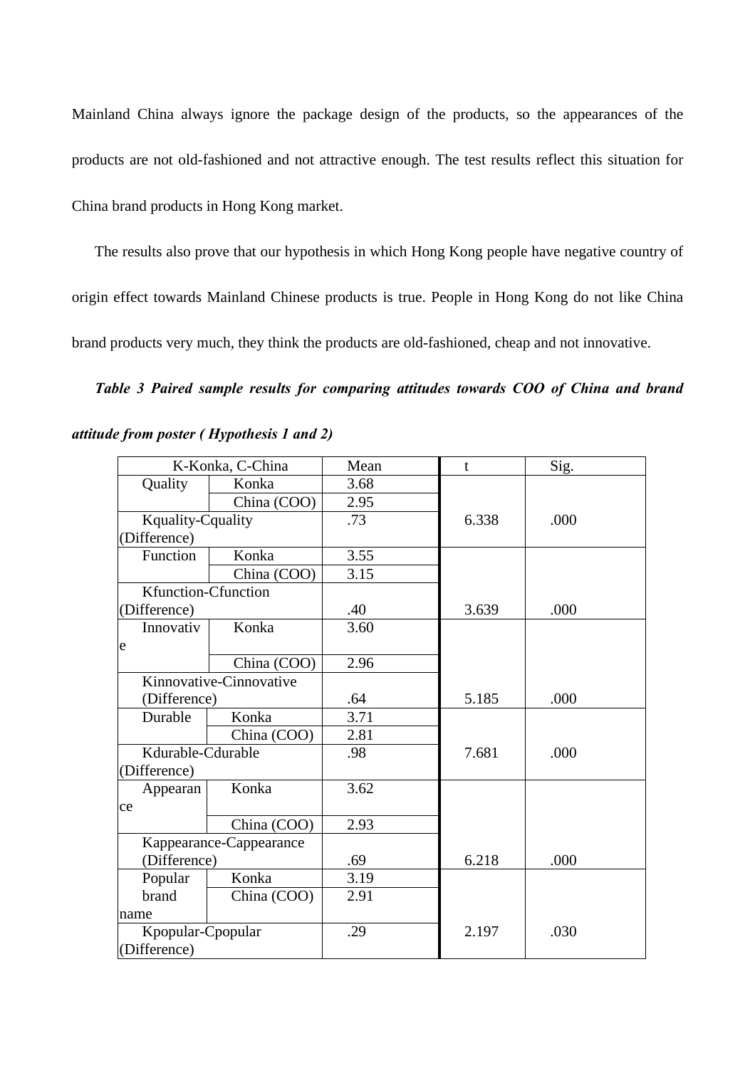Mainland China always ignore the package design of the products, so the appearances of the products are not old-fashioned and not attractive enough. The test results reflect this situation for China brand products in Hong Kong market.

The results also prove that our hypothesis in which Hong Kong people have negative country of origin effect towards Mainland Chinese products is true. People in Hong Kong do not like China brand products very much, they think the products are old-fashioned, cheap and not innovative.

***Table 3 Paired sample results for comparing attitudes towards COO of China and brand attitude from poster ( Hypothesis 1 and 2)***

| K-Konka, C-China | | Mean | t | Sig. |
|---|---|---|---|---|
| Quality | Konka | 3.68 | | |
| | China (COO) | 2.95 | | |
| Kquality-Cquality (Difference) | | .73 | 6.338 | .000 |
| Function | Konka | 3.55 | | |
| | China (COO) | 3.15 | | |
| Kfunction-Cfunction (Difference) | | .40 | 3.639 | .000 |
| Innovative | Konka | 3.60 | | |
| | China (COO) | 2.96 | | |
| Kinnovative-Cinnovative (Difference) | | .64 | 5.185 | .000 |
| Durable | Konka | 3.71 | | |
| | China (COO) | 2.81 | | |
| Kdurable-Cdurable (Difference) | | .98 | 7.681 | .000 |
| Appearance | Konka | 3.62 | | |
| | China (COO) | 2.93 | | |
| Kappearance-Cappearance (Difference) | | .69 | 6.218 | .000 |
| Popular brand name | Konka | 3.19 | | |
| | China (COO) | 2.91 | | |
| Kpopular-Cpopular (Difference) | | .29 | 2.197 | .030 |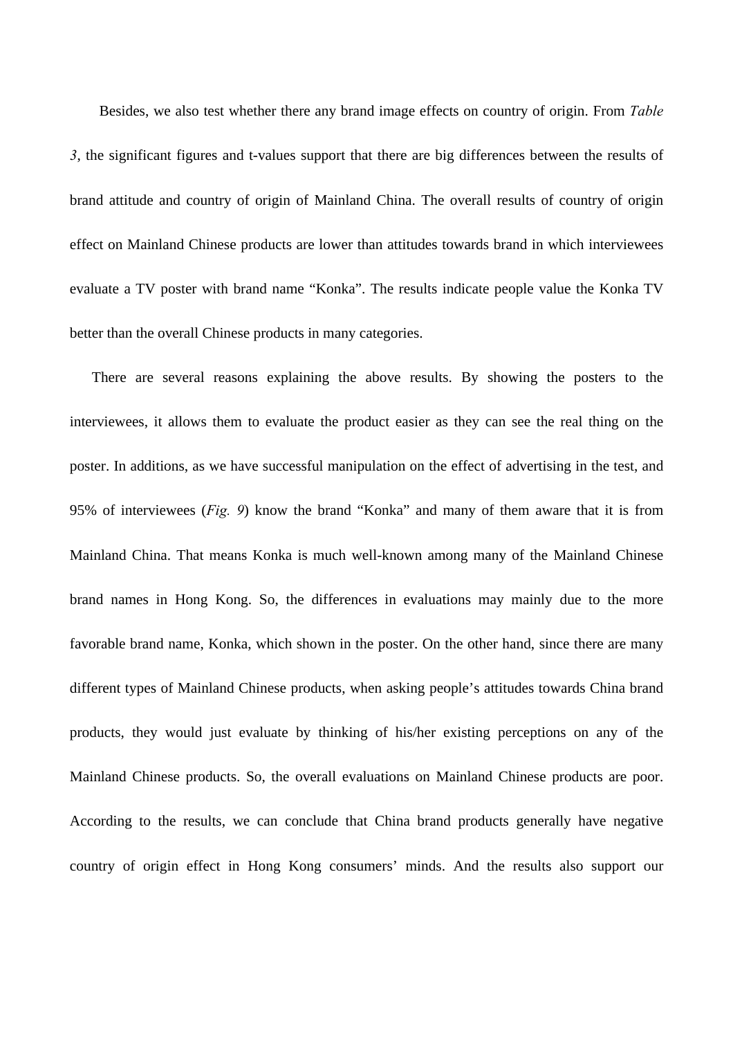Besides, we also test whether there any brand image effects on country of origin. From *Table 3*, the significant figures and t-values support that there are big differences between the results of brand attitude and country of origin of Mainland China. The overall results of country of origin effect on Mainland Chinese products are lower than attitudes towards brand in which interviewees evaluate a TV poster with brand name "Konka". The results indicate people value the Konka TV better than the overall Chinese products in many categories.

There are several reasons explaining the above results. By showing the posters to the interviewees, it allows them to evaluate the product easier as they can see the real thing on the poster. In additions, as we have successful manipulation on the effect of advertising in the test, and 95% of interviewees (*Fig. 9*) know the brand "Konka" and many of them aware that it is from Mainland China. That means Konka is much well-known among many of the Mainland Chinese brand names in Hong Kong. So, the differences in evaluations may mainly due to the more favorable brand name, Konka, which shown in the poster. On the other hand, since there are many different types of Mainland Chinese products, when asking people's attitudes towards China brand products, they would just evaluate by thinking of his/her existing perceptions on any of the Mainland Chinese products. So, the overall evaluations on Mainland Chinese products are poor. According to the results, we can conclude that China brand products generally have negative country of origin effect in Hong Kong consumers' minds. And the results also support our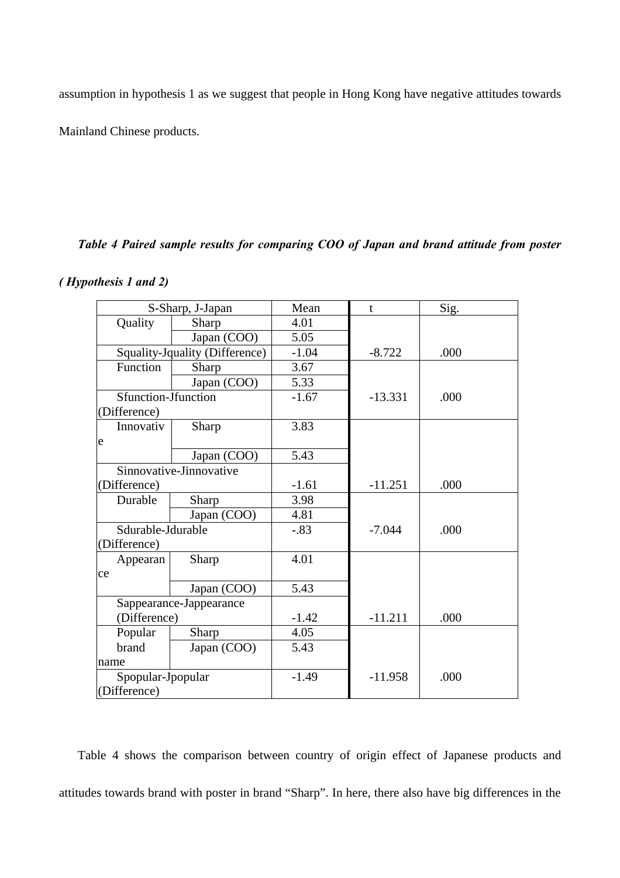assumption in hypothesis 1 as we suggest that people in Hong Kong have negative attitudes towards Mainland Chinese products.

***Table 4 Paired sample results for comparing COO of Japan and brand attitude from poster ( Hypothesis 1 and 2)***

| S-Sharp, J-Japan | | Mean | t | Sig. |
|---|---|---|---|---|
| Quality | Sharp | 4.01 | | |
| | Japan (COO) | 5.05 | | |
| Squality-Jquality (Difference) | | -1.04 | -8.722 | .000 |
| Function | Sharp | 3.67 | | |
| | Japan (COO) | 5.33 | | |
| Sfunction-Jfunction (Difference) | | -1.67 | -13.331 | .000 |
| Innovative | Sharp | 3.83 | | |
| | Japan (COO) | 5.43 | | |
| Sinnovative-Jinnovative (Difference) | | -1.61 | -11.251 | .000 |
| Durable | Sharp | 3.98 | | |
| | Japan (COO) | 4.81 | | |
| Sdurable-Jdurable (Difference) | | -.83 | -7.044 | .000 |
| Appearance | Sharp | 4.01 | | |
| | Japan (COO) | 5.43 | | |
| Sappearance-Jappearance (Difference) | | -1.42 | -11.211 | .000 |
| Popular brand name | Sharp | 4.05 | | |
| | Japan (COO) | 5.43 | | |
| Spopular-Jpopular (Difference) | | -1.49 | -11.958 | .000 |

Table 4 shows the comparison between country of origin effect of Japanese products and attitudes towards brand with poster in brand "Sharp". In here, there also have big differences in the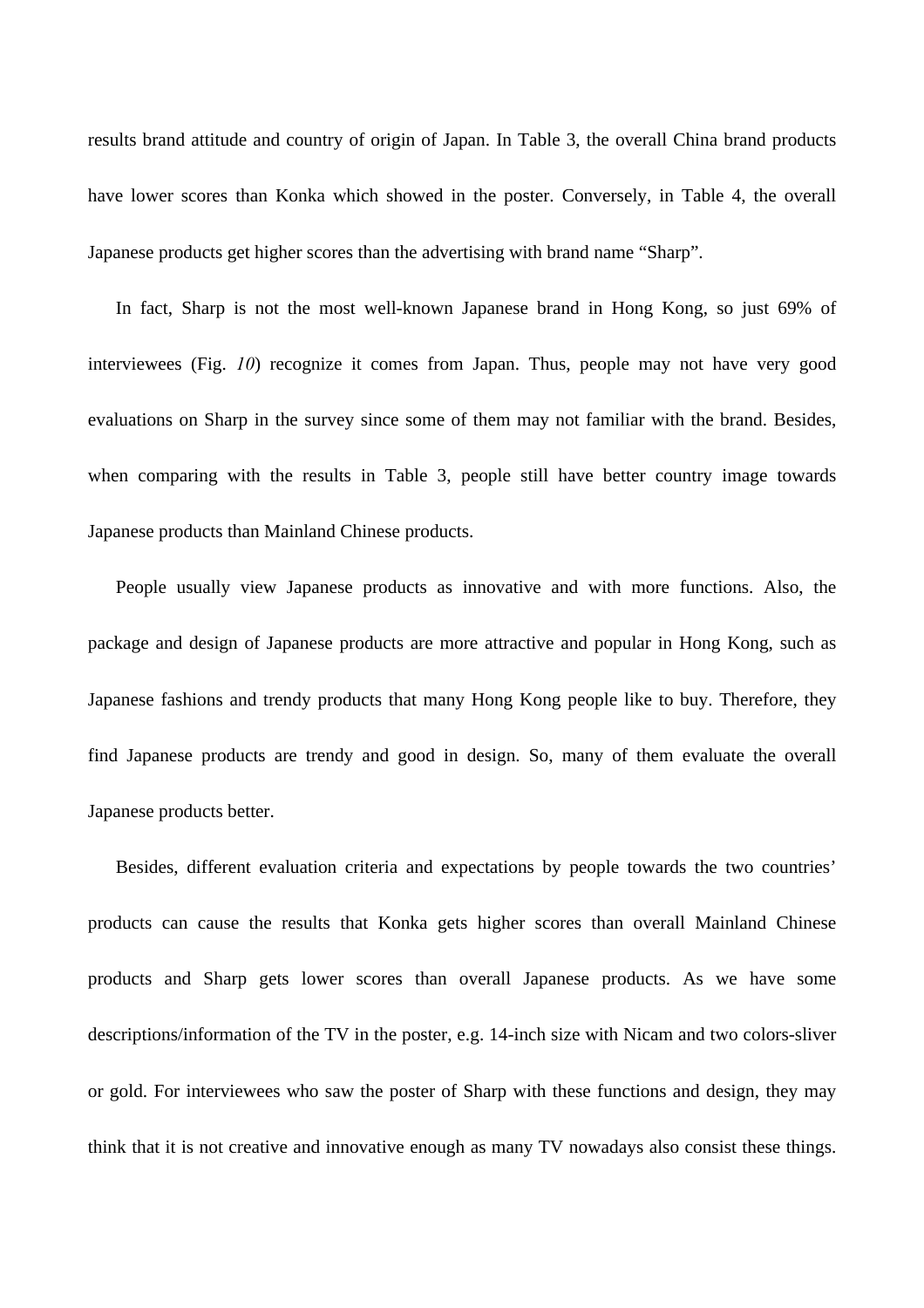results brand attitude and country of origin of Japan. In Table 3, the overall China brand products have lower scores than Konka which showed in the poster. Conversely, in Table 4, the overall Japanese products get higher scores than the advertising with brand name "Sharp".

In fact, Sharp is not the most well-known Japanese brand in Hong Kong, so just 69% of interviewees (Fig. *10*) recognize it comes from Japan. Thus, people may not have very good evaluations on Sharp in the survey since some of them may not familiar with the brand. Besides, when comparing with the results in Table 3, people still have better country image towards Japanese products than Mainland Chinese products.

People usually view Japanese products as innovative and with more functions. Also, the package and design of Japanese products are more attractive and popular in Hong Kong, such as Japanese fashions and trendy products that many Hong Kong people like to buy. Therefore, they find Japanese products are trendy and good in design. So, many of them evaluate the overall Japanese products better.

Besides, different evaluation criteria and expectations by people towards the two countries' products can cause the results that Konka gets higher scores than overall Mainland Chinese products and Sharp gets lower scores than overall Japanese products. As we have some descriptions/information of the TV in the poster, e.g. 14-inch size with Nicam and two colors-sliver or gold. For interviewees who saw the poster of Sharp with these functions and design, they may think that it is not creative and innovative enough as many TV nowadays also consist these things.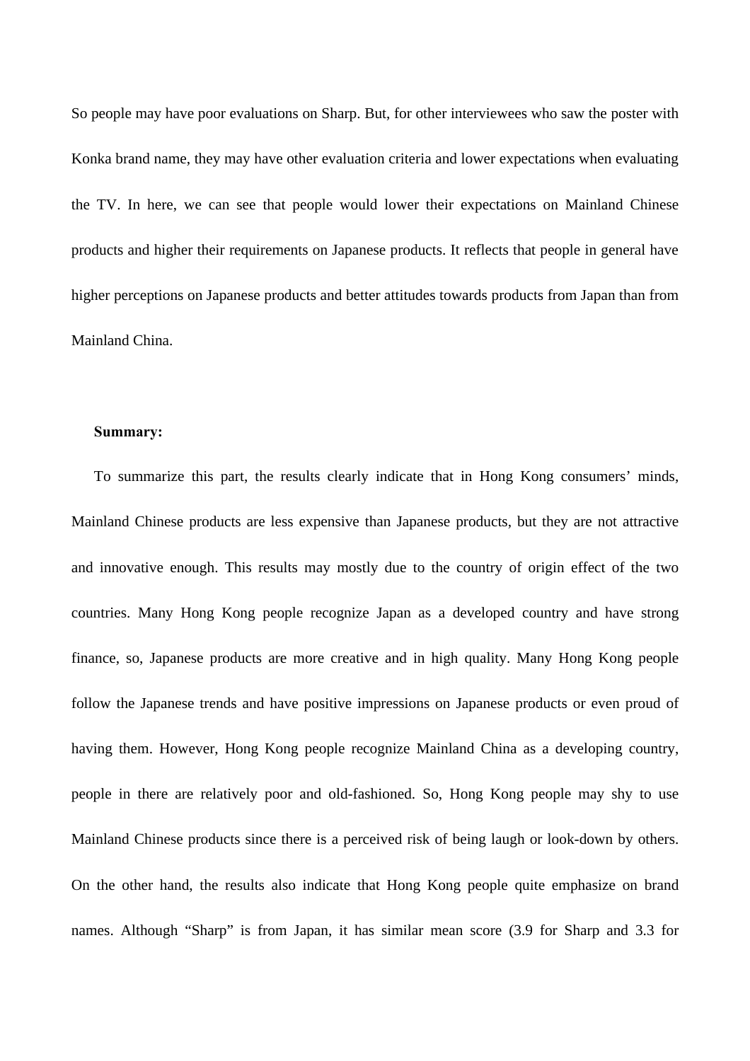So people may have poor evaluations on Sharp. But, for other interviewees who saw the poster with Konka brand name, they may have other evaluation criteria and lower expectations when evaluating the TV. In here, we can see that people would lower their expectations on Mainland Chinese products and higher their requirements on Japanese products. It reflects that people in general have higher perceptions on Japanese products and better attitudes towards products from Japan than from Mainland China.

**Summary:**

To summarize this part, the results clearly indicate that in Hong Kong consumers' minds, Mainland Chinese products are less expensive than Japanese products, but they are not attractive and innovative enough. This results may mostly due to the country of origin effect of the two countries. Many Hong Kong people recognize Japan as a developed country and have strong finance, so, Japanese products are more creative and in high quality. Many Hong Kong people follow the Japanese trends and have positive impressions on Japanese products or even proud of having them. However, Hong Kong people recognize Mainland China as a developing country, people in there are relatively poor and old-fashioned. So, Hong Kong people may shy to use Mainland Chinese products since there is a perceived risk of being laugh or look-down by others. On the other hand, the results also indicate that Hong Kong people quite emphasize on brand names. Although "Sharp" is from Japan, it has similar mean score (3.9 for Sharp and 3.3 for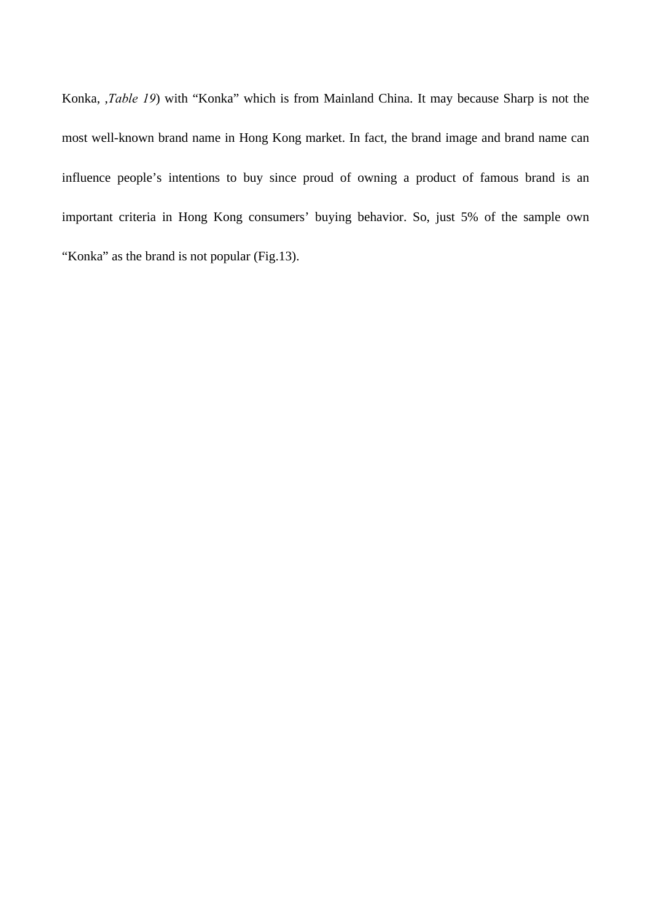Konka, ,*Table 19*) with "Konka" which is from Mainland China. It may because Sharp is not the most well-known brand name in Hong Kong market. In fact, the brand image and brand name can influence people's intentions to buy since proud of owning a product of famous brand is an important criteria in Hong Kong consumers' buying behavior. So, just 5% of the sample own "Konka" as the brand is not popular (Fig.13).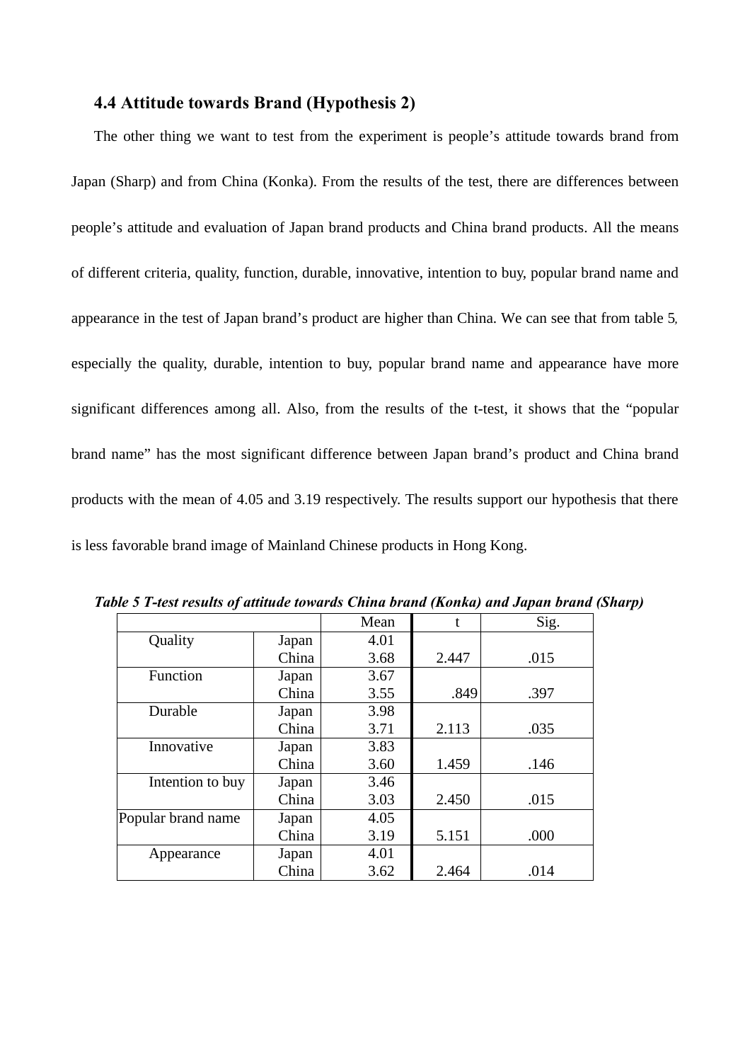### 4.4 Attitude towards Brand (Hypothesis 2)

The other thing we want to test from the experiment is people's attitude towards brand from Japan (Sharp) and from China (Konka). From the results of the test, there are differences between people's attitude and evaluation of Japan brand products and China brand products. All the means of different criteria, quality, function, durable, innovative, intention to buy, popular brand name and appearance in the test of Japan brand's product are higher than China. We can see that from table 5, especially the quality, durable, intention to buy, popular brand name and appearance have more significant differences among all. Also, from the results of the t-test, it shows that the "popular brand name" has the most significant difference between Japan brand's product and China brand products with the mean of 4.05 and 3.19 respectively. The results support our hypothesis that there is less favorable brand image of Mainland Chinese products in Hong Kong.

***Table 5 T-test results of attitude towards China brand (Konka) and Japan brand (Sharp)***

| | | Mean | t | Sig. |
|---|---|---|---|---|
| Quality | Japan | 4.01 | | |
| | China | 3.68 | 2.447 | .015 |
| Function | Japan | 3.67 | | |
| | China | 3.55 | .849 | .397 |
| Durable | Japan | 3.98 | | |
| | China | 3.71 | 2.113 | .035 |
| Innovative | Japan | 3.83 | | |
| | China | 3.60 | 1.459 | .146 |
| Intention to buy | Japan | 3.46 | | |
| | China | 3.03 | 2.450 | .015 |
| Popular brand name | Japan | 4.05 | | |
| | China | 3.19 | 5.151 | .000 |
| Appearance | Japan | 4.01 | | |
| | China | 3.62 | 2.464 | .014 |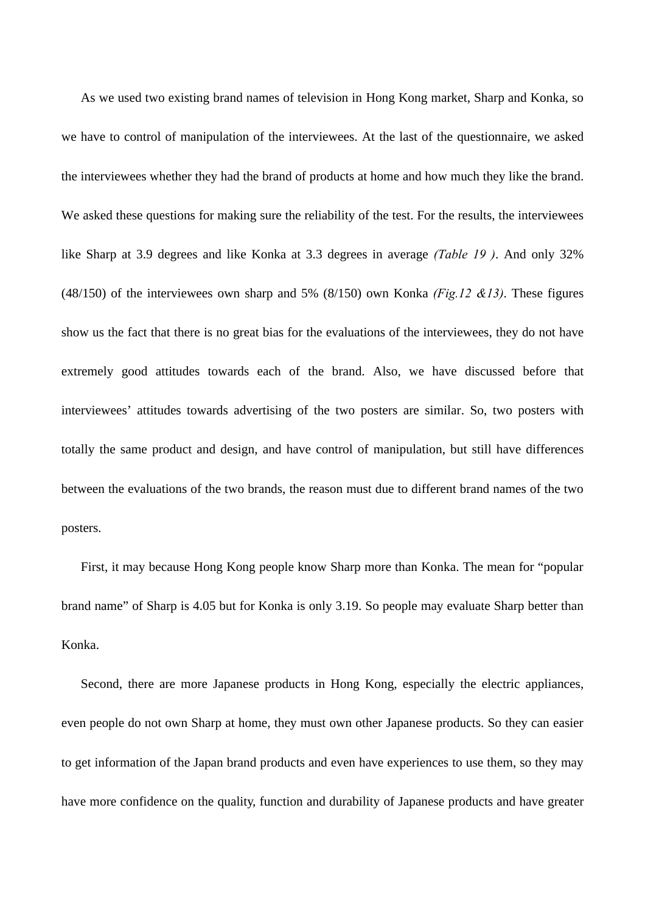As we used two existing brand names of television in Hong Kong market, Sharp and Konka, so we have to control of manipulation of the interviewees. At the last of the questionnaire, we asked the interviewees whether they had the brand of products at home and how much they like the brand. We asked these questions for making sure the reliability of the test. For the results, the interviewees like Sharp at 3.9 degrees and like Konka at 3.3 degrees in average *(Table 19 )*. And only 32% (48/150) of the interviewees own sharp and 5% (8/150) own Konka *(Fig.12 &13)*. These figures show us the fact that there is no great bias for the evaluations of the interviewees, they do not have extremely good attitudes towards each of the brand. Also, we have discussed before that interviewees' attitudes towards advertising of the two posters are similar. So, two posters with totally the same product and design, and have control of manipulation, but still have differences between the evaluations of the two brands, the reason must due to different brand names of the two posters.

First, it may because Hong Kong people know Sharp more than Konka. The mean for "popular brand name" of Sharp is 4.05 but for Konka is only 3.19. So people may evaluate Sharp better than Konka.

Second, there are more Japanese products in Hong Kong, especially the electric appliances, even people do not own Sharp at home, they must own other Japanese products. So they can easier to get information of the Japan brand products and even have experiences to use them, so they may have more confidence on the quality, function and durability of Japanese products and have greater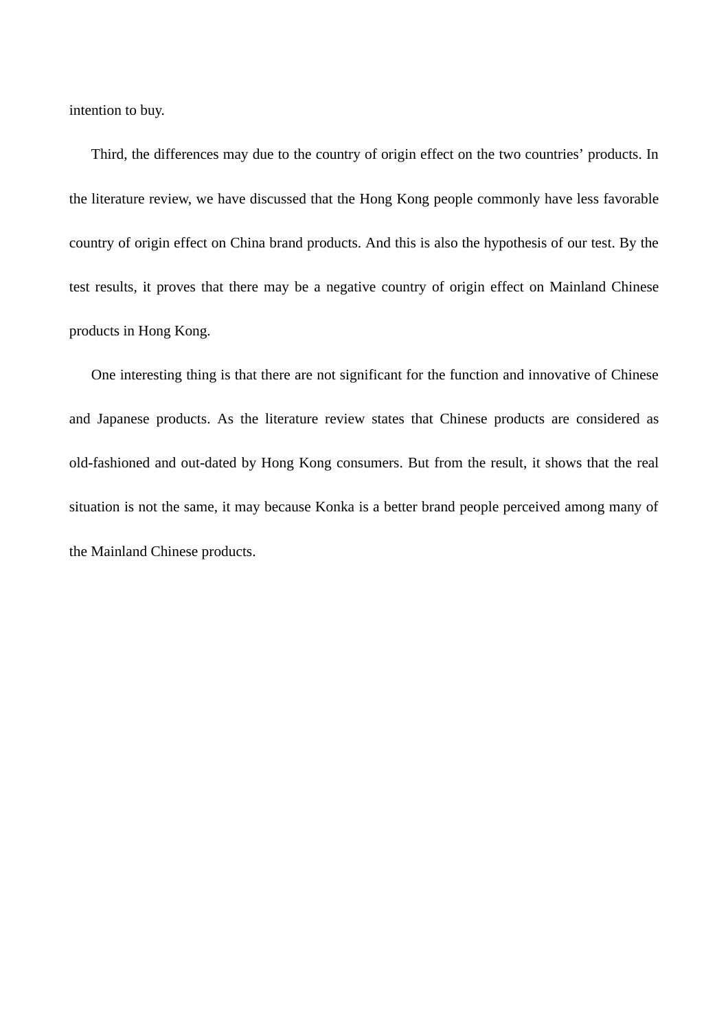intention to buy.

Third, the differences may due to the country of origin effect on the two countries' products. In the literature review, we have discussed that the Hong Kong people commonly have less favorable country of origin effect on China brand products. And this is also the hypothesis of our test. By the test results, it proves that there may be a negative country of origin effect on Mainland Chinese products in Hong Kong.

One interesting thing is that there are not significant for the function and innovative of Chinese and Japanese products. As the literature review states that Chinese products are considered as old-fashioned and out-dated by Hong Kong consumers. But from the result, it shows that the real situation is not the same, it may because Konka is a better brand people perceived among many of the Mainland Chinese products.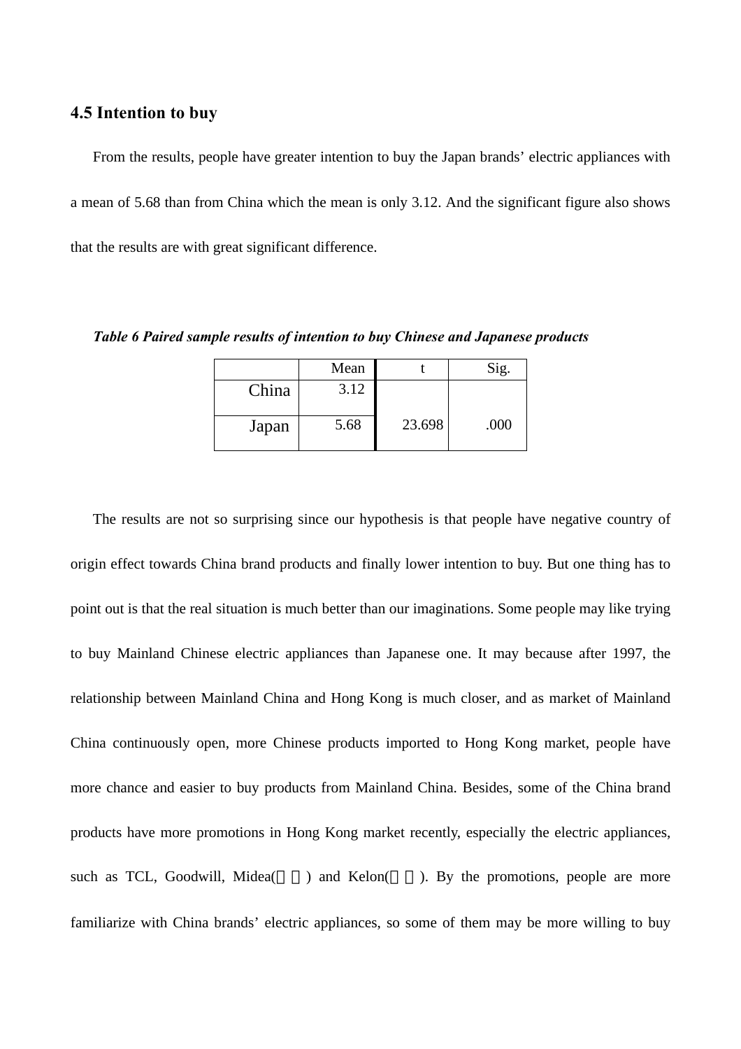### 4.5 Intention to buy

From the results, people have greater intention to buy the Japan brands' electric appliances with a mean of 5.68 than from China which the mean is only 3.12. And the significant figure also shows that the results are with great significant difference.

***Table 6 Paired sample results of intention to buy Chinese and Japanese products***

| | Mean | t | Sig. |
|---|---|---|---|
| China | 3.12 | | |
| Japan | 5.68 | 23.698 | .000 |

The results are not so surprising since our hypothesis is that people have negative country of origin effect towards China brand products and finally lower intention to buy. But one thing has to point out is that the real situation is much better than our imaginations. Some people may like trying to buy Mainland Chinese electric appliances than Japanese one. It may because after 1997, the relationship between Mainland China and Hong Kong is much closer, and as market of Mainland China continuously open, more Chinese products imported to Hong Kong market, people have more chance and easier to buy products from Mainland China. Besides, some of the China brand products have more promotions in Hong Kong market recently, especially the electric appliances, such as TCL, Goodwill, Midea(□□) and Kelon(□□). By the promotions, people are more familiarize with China brands' electric appliances, so some of them may be more willing to buy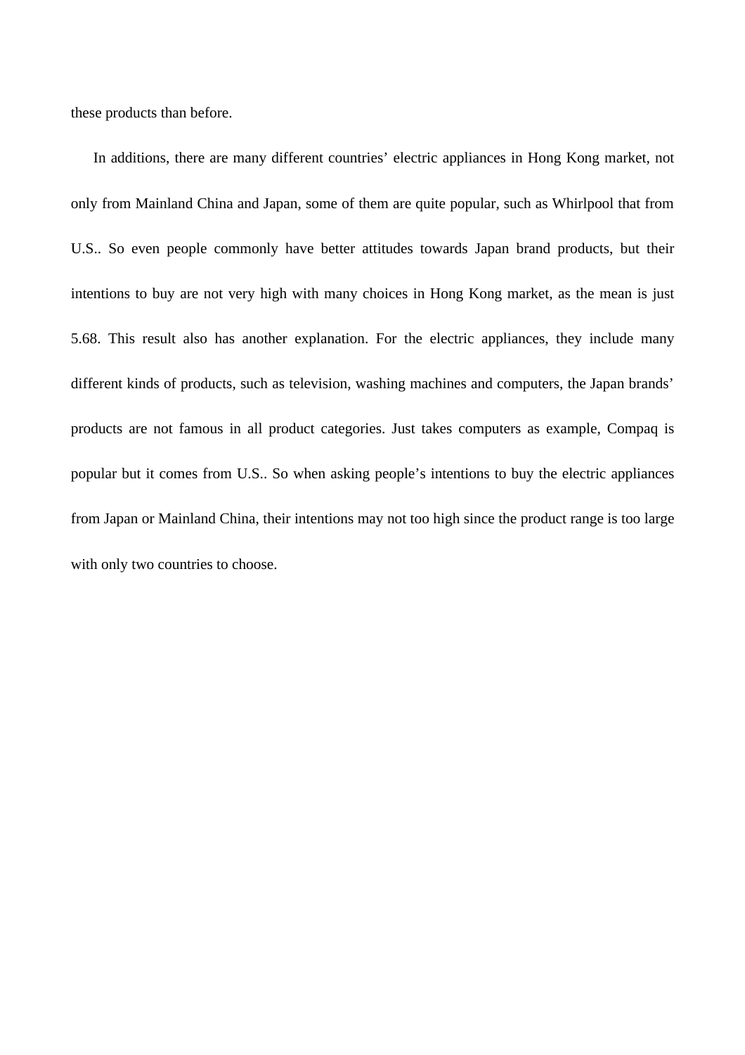these products than before.

In additions, there are many different countries' electric appliances in Hong Kong market, not only from Mainland China and Japan, some of them are quite popular, such as Whirlpool that from U.S.. So even people commonly have better attitudes towards Japan brand products, but their intentions to buy are not very high with many choices in Hong Kong market, as the mean is just 5.68. This result also has another explanation. For the electric appliances, they include many different kinds of products, such as television, washing machines and computers, the Japan brands' products are not famous in all product categories. Just takes computers as example, Compaq is popular but it comes from U.S.. So when asking people's intentions to buy the electric appliances from Japan or Mainland China, their intentions may not too high since the product range is too large with only two countries to choose.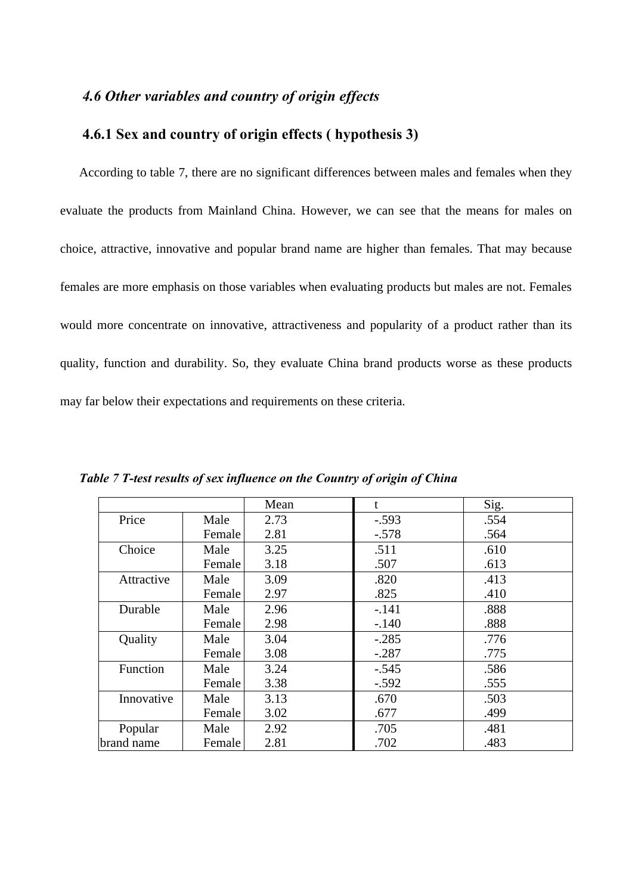### *4.6 Other variables and country of origin effects*

### 4.6.1 Sex and country of origin effects ( hypothesis 3)

According to table 7, there are no significant differences between males and females when they evaluate the products from Mainland China. However, we can see that the means for males on choice, attractive, innovative and popular brand name are higher than females. That may because females are more emphasis on those variables when evaluating products but males are not. Females would more concentrate on innovative, attractiveness and popularity of a product rather than its quality, function and durability. So, they evaluate China brand products worse as these products may far below their expectations and requirements on these criteria.

***Table 7 T-test results of sex influence on the Country of origin of China***

| | | Mean | t | Sig. |
|---|---|---|---|---|
| Price | Male | 2.73 | -.593 | .554 |
| | Female | 2.81 | -.578 | .564 |
| Choice | Male | 3.25 | .511 | .610 |
| | Female | 3.18 | .507 | .613 |
| Attractive | Male | 3.09 | .820 | .413 |
| | Female | 2.97 | .825 | .410 |
| Durable | Male | 2.96 | -.141 | .888 |
| | Female | 2.98 | -.140 | .888 |
| Quality | Male | 3.04 | -.285 | .776 |
| | Female | 3.08 | -.287 | .775 |
| Function | Male | 3.24 | -.545 | .586 |
| | Female | 3.38 | -.592 | .555 |
| Innovative | Male | 3.13 | .670 | .503 |
| | Female | 3.02 | .677 | .499 |
| Popular brand name | Male | 2.92 | .705 | .481 |
| | Female | 2.81 | .702 | .483 |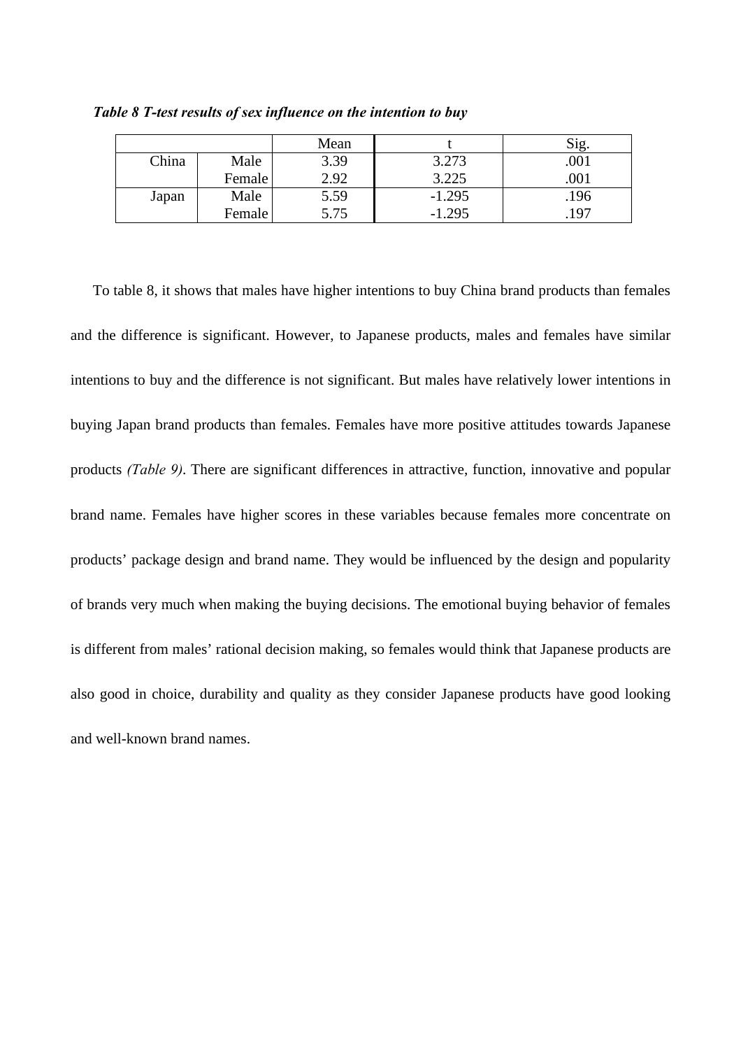*Table 8 T-test results of sex influence on the intention to buy*

| | | Mean | t | Sig. |
|---|---|---|---|---|
| China | Male | 3.39 | 3.273 | .001 |
| | Female | 2.92 | 3.225 | .001 |
| Japan | Male | 5.59 | -1.295 | .196 |
| | Female | 5.75 | -1.295 | .197 |

To table 8, it shows that males have higher intentions to buy China brand products than females and the difference is significant. However, to Japanese products, males and females have similar intentions to buy and the difference is not significant. But males have relatively lower intentions in buying Japan brand products than females. Females have more positive attitudes towards Japanese products *(Table 9)*. There are significant differences in attractive, function, innovative and popular brand name. Females have higher scores in these variables because females more concentrate on products' package design and brand name. They would be influenced by the design and popularity of brands very much when making the buying decisions. The emotional buying behavior of females is different from males' rational decision making, so females would think that Japanese products are also good in choice, durability and quality as they consider Japanese products have good looking and well-known brand names.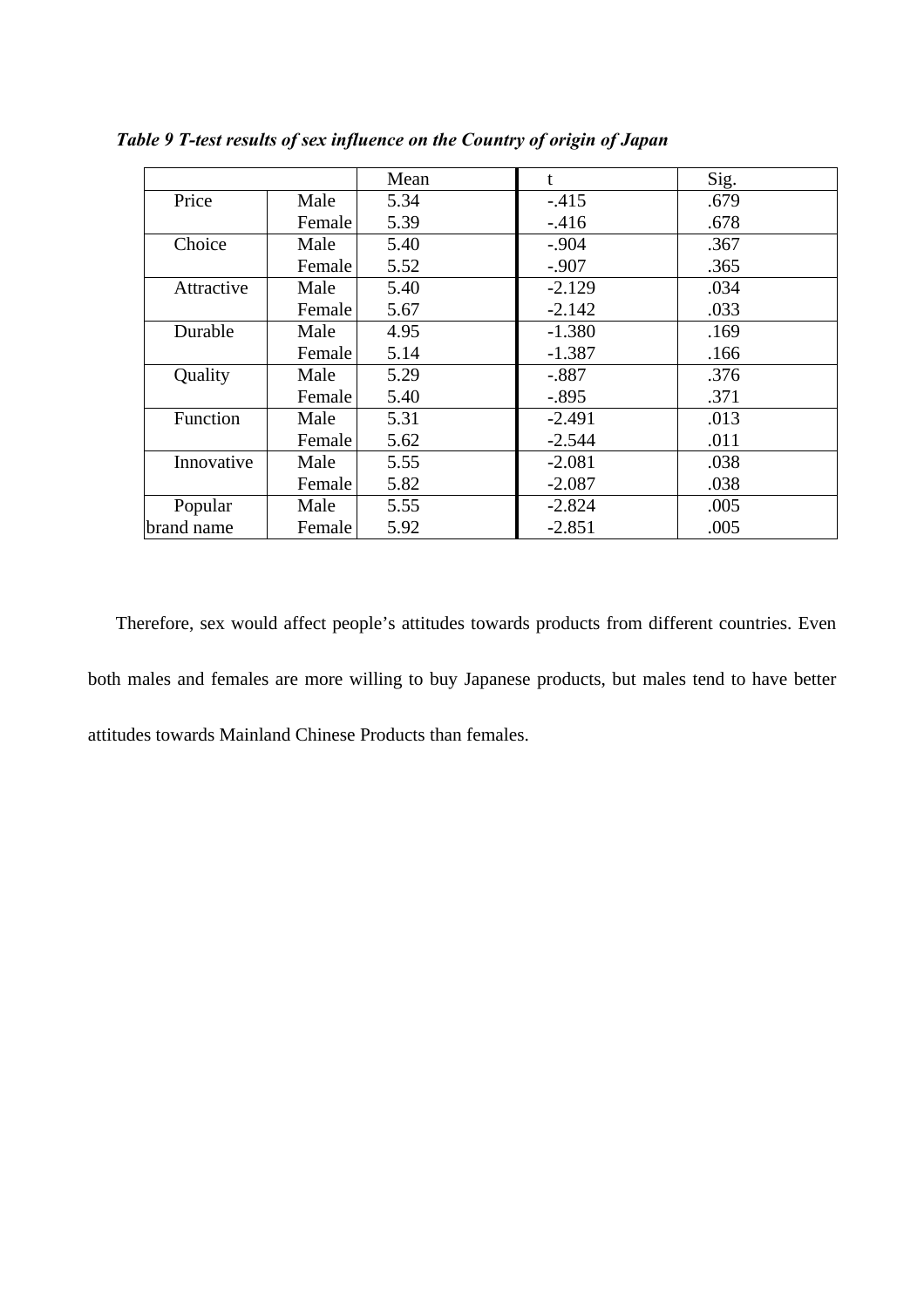***Table 9 T-test results of sex influence on the Country of origin of Japan***

| | | Mean | t | Sig. |
|---|---|---|---|---|
| Price | Male | 5.34 | -.415 | .679 |
| | Female | 5.39 | -.416 | .678 |
| Choice | Male | 5.40 | -.904 | .367 |
| | Female | 5.52 | -.907 | .365 |
| Attractive | Male | 5.40 | -2.129 | .034 |
| | Female | 5.67 | -2.142 | .033 |
| Durable | Male | 4.95 | -1.380 | .169 |
| | Female | 5.14 | -1.387 | .166 |
| Quality | Male | 5.29 | -.887 | .376 |
| | Female | 5.40 | -.895 | .371 |
| Function | Male | 5.31 | -2.491 | .013 |
| | Female | 5.62 | -2.544 | .011 |
| Innovative | Male | 5.55 | -2.081 | .038 |
| | Female | 5.82 | -2.087 | .038 |
| Popular brand name | Male | 5.55 | -2.824 | .005 |
| | Female | 5.92 | -2.851 | .005 |

Therefore, sex would affect people's attitudes towards products from different countries. Even both males and females are more willing to buy Japanese products, but males tend to have better attitudes towards Mainland Chinese Products than females.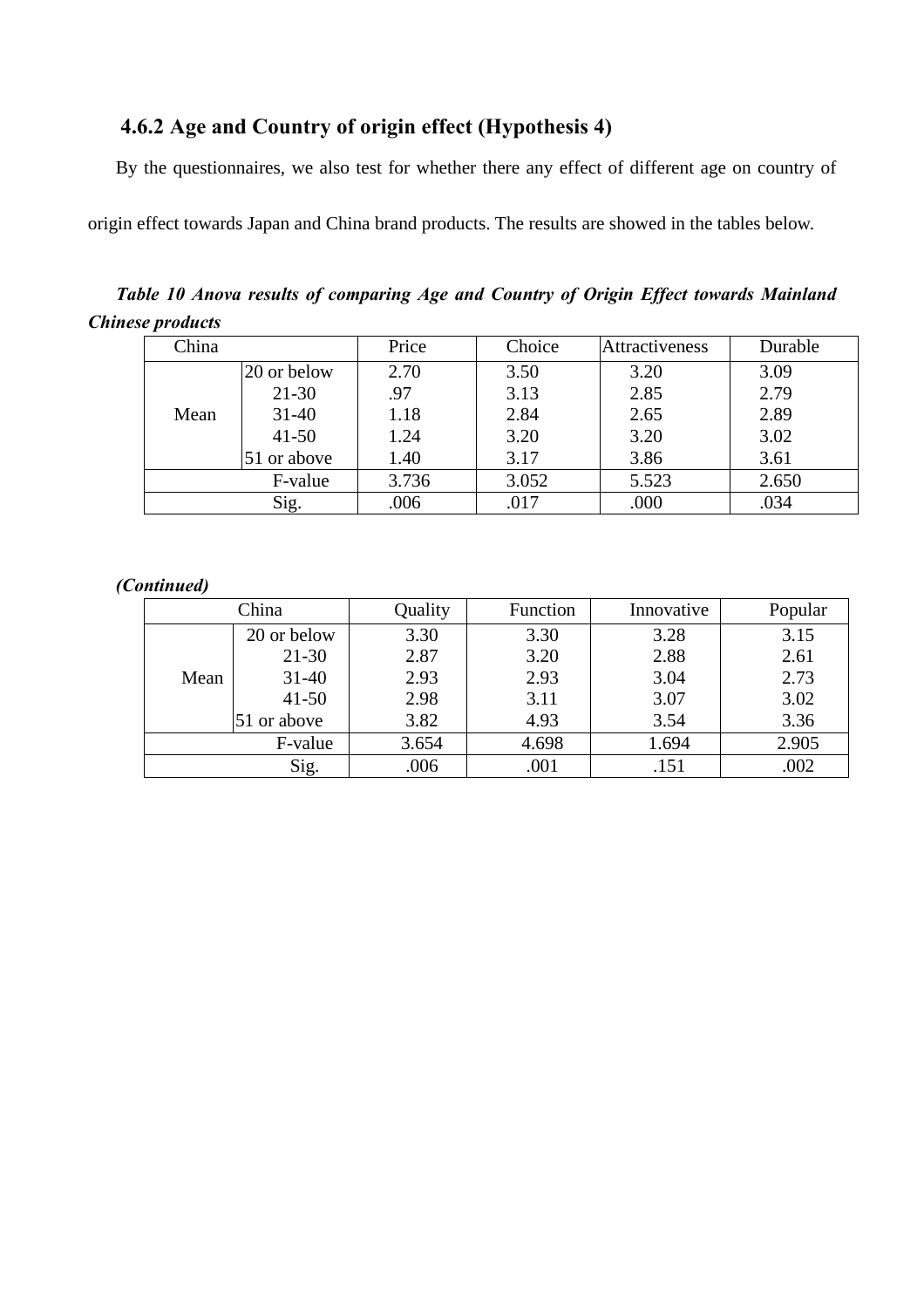### 4.6.2 Age and Country of origin effect (Hypothesis 4)

By the questionnaires, we also test for whether there any effect of different age on country of origin effect towards Japan and China brand products. The results are showed in the tables below.

***Table 10 Anova results of comparing Age and Country of Origin Effect towards Mainland Chinese products***

| China | | Price | Choice | Attractiveness | Durable |
|---|---|---|---|---|---|
| Mean | 20 or below | 2.70 | 3.50 | 3.20 | 3.09 |
| | 21-30 | .97 | 3.13 | 2.85 | 2.79 |
| | 31-40 | 1.18 | 2.84 | 2.65 | 2.89 |
| | 41-50 | 1.24 | 3.20 | 3.20 | 3.02 |
| | 51 or above | 1.40 | 3.17 | 3.86 | 3.61 |
| F-value | | 3.736 | 3.052 | 5.523 | 2.650 |
| Sig. | | .006 | .017 | .000 | .034 |

***(Continued)***

| China | | Quality | Function | Innovative | Popular |
|---|---|---|---|---|---|
| Mean | 20 or below | 3.30 | 3.30 | 3.28 | 3.15 |
| | 21-30 | 2.87 | 3.20 | 2.88 | 2.61 |
| | 31-40 | 2.93 | 2.93 | 3.04 | 2.73 |
| | 41-50 | 2.98 | 3.11 | 3.07 | 3.02 |
| | 51 or above | 3.82 | 4.93 | 3.54 | 3.36 |
| F-value | | 3.654 | 4.698 | 1.694 | 2.905 |
| Sig. | | .006 | .001 | .151 | .002 |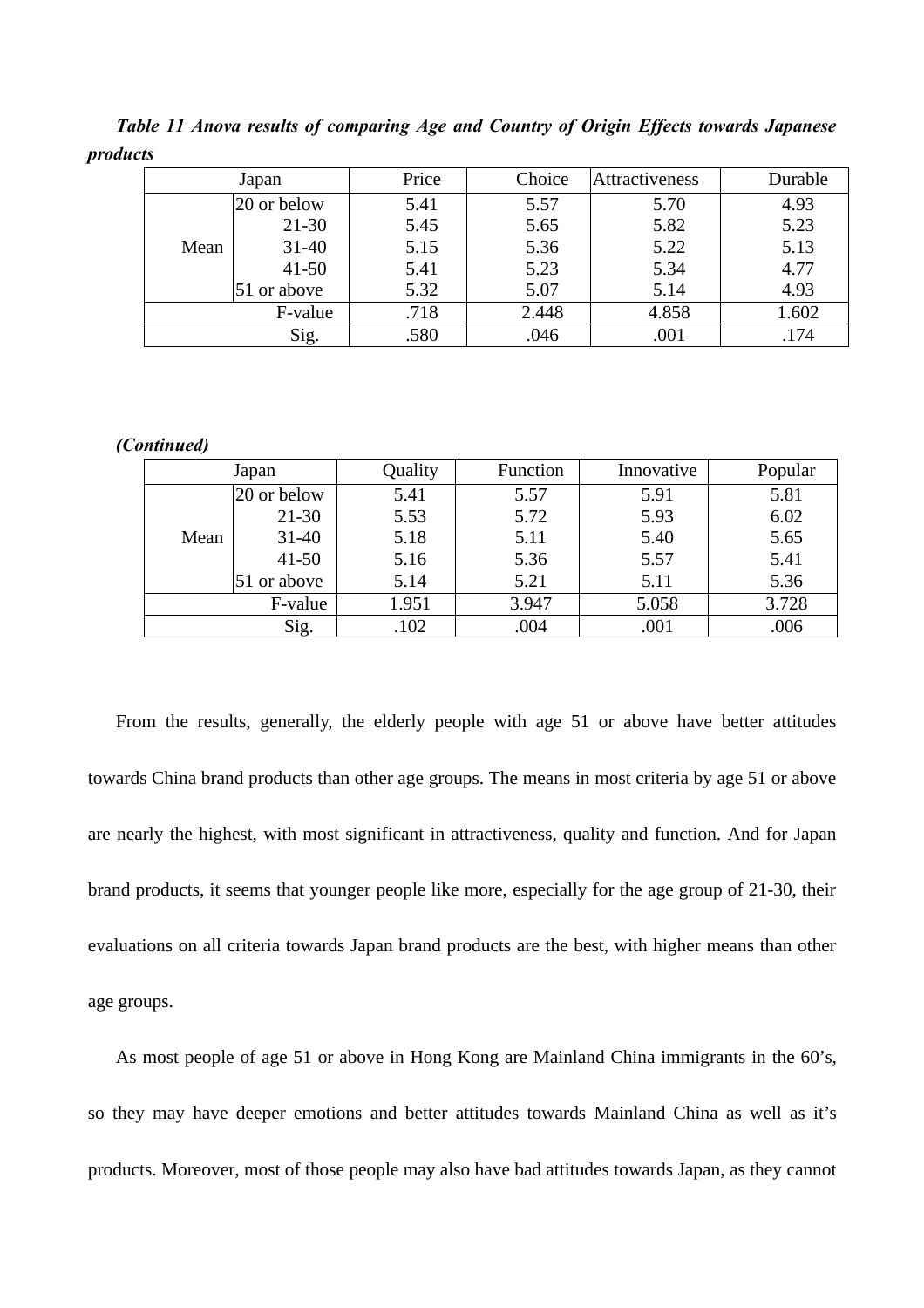***Table 11 Anova results of comparing Age and Country of Origin Effects towards Japanese products***

| Japan | | Price | Choice | Attractiveness | Durable |
|---|---|---|---|---|---|
| Mean | 20 or below | 5.41 | 5.57 | 5.70 | 4.93 |
| | 21-30 | 5.45 | 5.65 | 5.82 | 5.23 |
| | 31-40 | 5.15 | 5.36 | 5.22 | 5.13 |
| | 41-50 | 5.41 | 5.23 | 5.34 | 4.77 |
| | 51 or above | 5.32 | 5.07 | 5.14 | 4.93 |
| F-value | | .718 | 2.448 | 4.858 | 1.602 |
| Sig. | | .580 | .046 | .001 | .174 |

***(Continued)***

| Japan | | Quality | Function | Innovative | Popular |
|---|---|---|---|---|---|
| Mean | 20 or below | 5.41 | 5.57 | 5.91 | 5.81 |
| | 21-30 | 5.53 | 5.72 | 5.93 | 6.02 |
| | 31-40 | 5.18 | 5.11 | 5.40 | 5.65 |
| | 41-50 | 5.16 | 5.36 | 5.57 | 5.41 |
| | 51 or above | 5.14 | 5.21 | 5.11 | 5.36 |
| F-value | | 1.951 | 3.947 | 5.058 | 3.728 |
| Sig. | | .102 | .004 | .001 | .006 |

From the results, generally, the elderly people with age 51 or above have better attitudes towards China brand products than other age groups. The means in most criteria by age 51 or above are nearly the highest, with most significant in attractiveness, quality and function. And for Japan brand products, it seems that younger people like more, especially for the age group of 21-30, their evaluations on all criteria towards Japan brand products are the best, with higher means than other age groups.

As most people of age 51 or above in Hong Kong are Mainland China immigrants in the 60's, so they may have deeper emotions and better attitudes towards Mainland China as well as it's products. Moreover, most of those people may also have bad attitudes towards Japan, as they cannot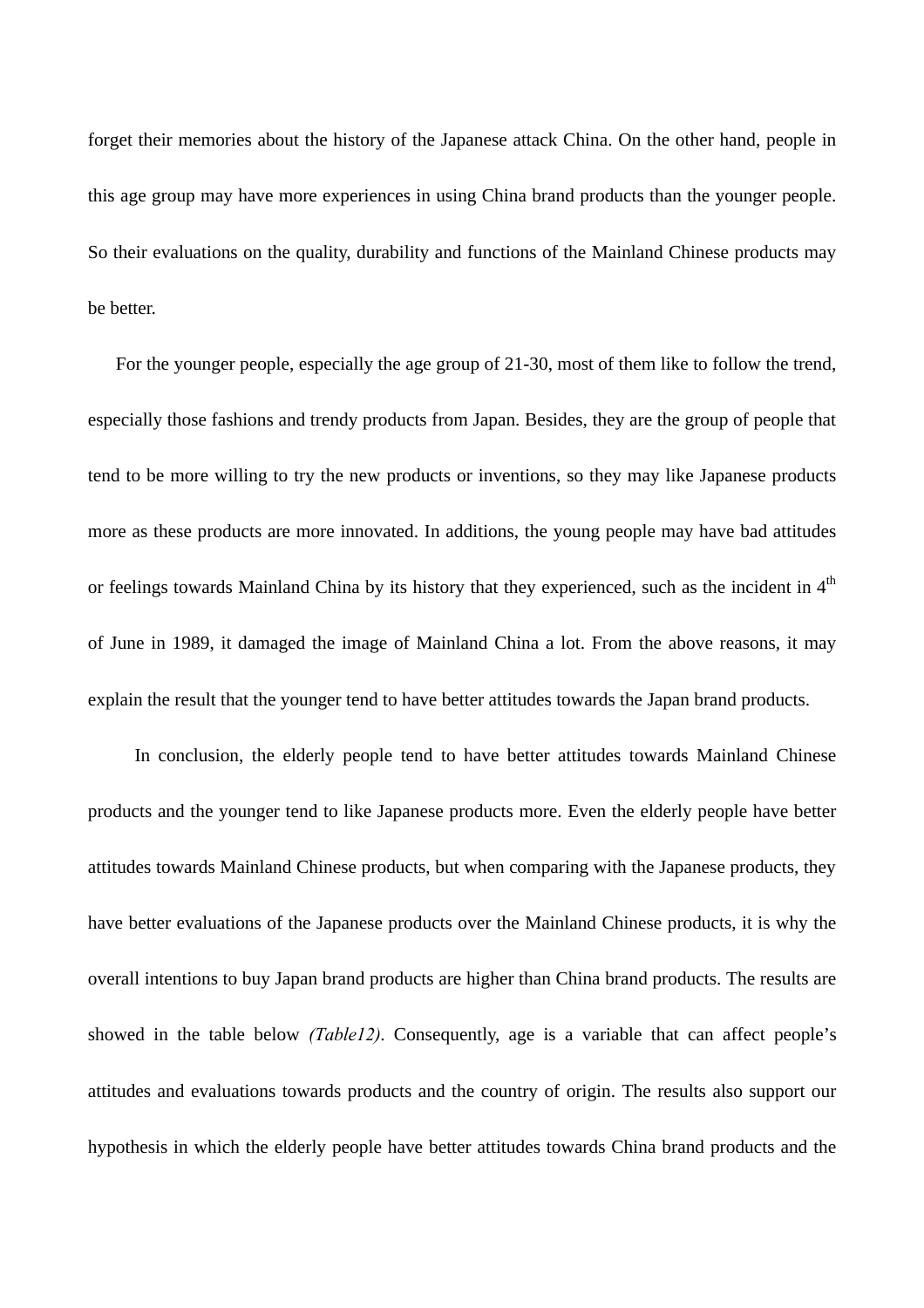forget their memories about the history of the Japanese attack China. On the other hand, people in this age group may have more experiences in using China brand products than the younger people. So their evaluations on the quality, durability and functions of the Mainland Chinese products may be better.

For the younger people, especially the age group of 21-30, most of them like to follow the trend, especially those fashions and trendy products from Japan. Besides, they are the group of people that tend to be more willing to try the new products or inventions, so they may like Japanese products more as these products are more innovated. In additions, the young people may have bad attitudes or feelings towards Mainland China by its history that they experienced, such as the incident in 4th of June in 1989, it damaged the image of Mainland China a lot. From the above reasons, it may explain the result that the younger tend to have better attitudes towards the Japan brand products.

In conclusion, the elderly people tend to have better attitudes towards Mainland Chinese products and the younger tend to like Japanese products more. Even the elderly people have better attitudes towards Mainland Chinese products, but when comparing with the Japanese products, they have better evaluations of the Japanese products over the Mainland Chinese products, it is why the overall intentions to buy Japan brand products are higher than China brand products. The results are showed in the table below *(Table12)*. Consequently, age is a variable that can affect people's attitudes and evaluations towards products and the country of origin. The results also support our hypothesis in which the elderly people have better attitudes towards China brand products and the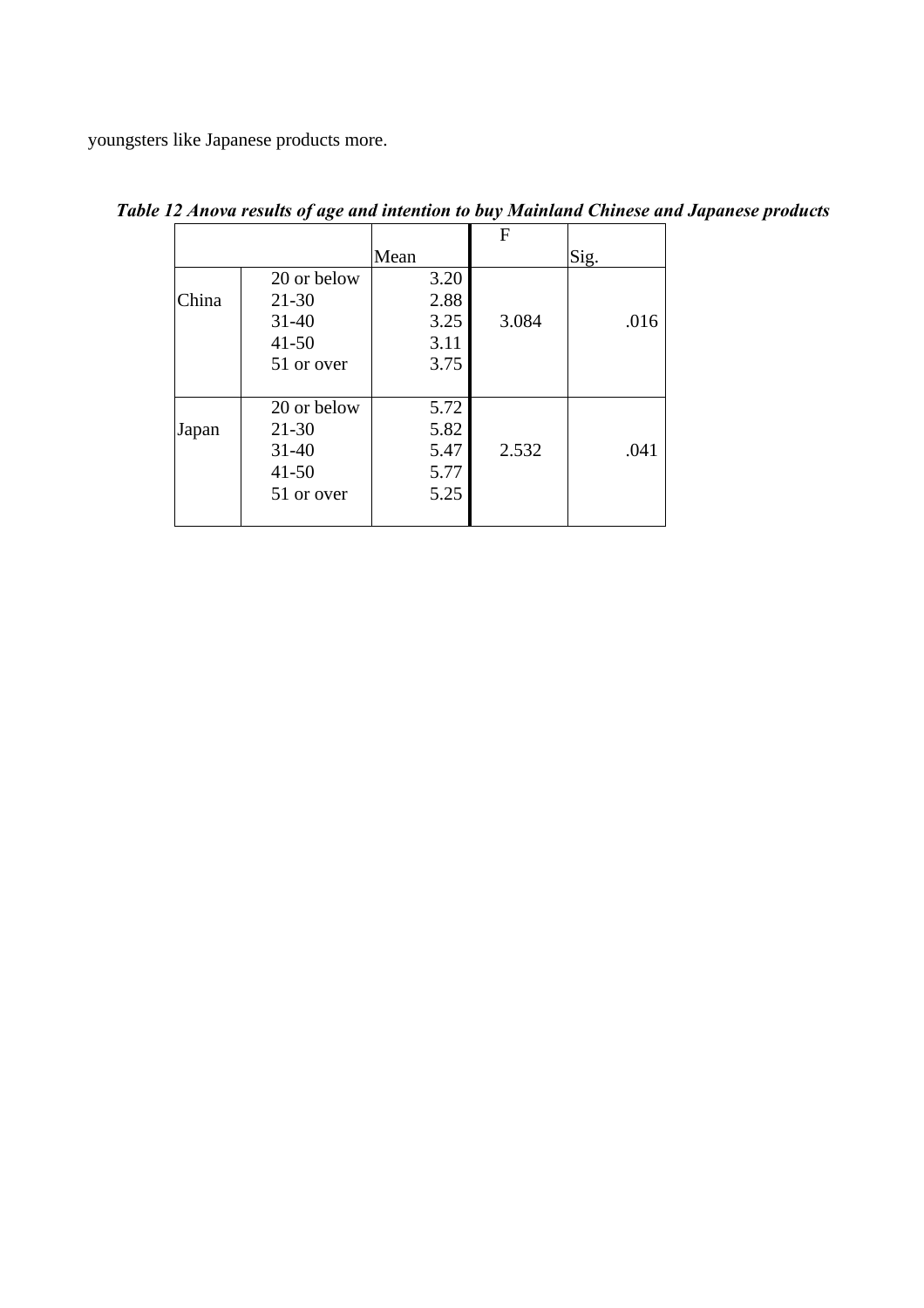youngsters like Japanese products more.

***Table 12 Anova results of age and intention to buy Mainland Chinese and Japanese products***

| | | Mean | F | Sig. |
|---|---|---|---|---|
| China | 20 or below | 3.20 | 3.084 | .016 |
| | 21-30 | 2.88 | | |
| | 31-40 | 3.25 | | |
| | 41-50 | 3.11 | | |
| | 51 or over | 3.75 | | |
| Japan | 20 or below | 5.72 | 2.532 | .041 |
| | 21-30 | 5.82 | | |
| | 31-40 | 5.47 | | |
| | 41-50 | 5.77 | | |
| | 51 or over | 5.25 | | |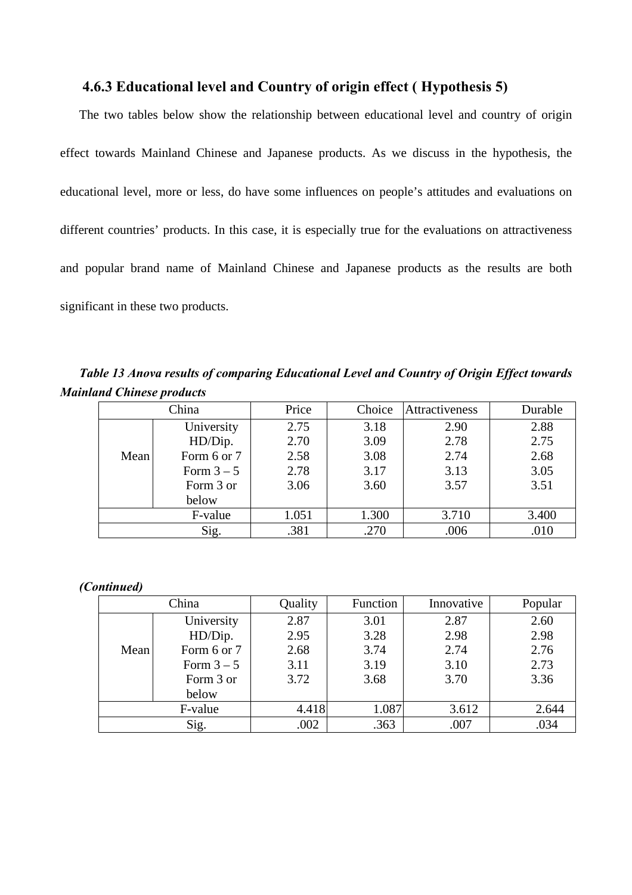### 4.6.3 Educational level and Country of origin effect ( Hypothesis 5)

The two tables below show the relationship between educational level and country of origin effect towards Mainland Chinese and Japanese products. As we discuss in the hypothesis, the educational level, more or less, do have some influences on people's attitudes and evaluations on different countries' products. In this case, it is especially true for the evaluations on attractiveness and popular brand name of Mainland Chinese and Japanese products as the results are both significant in these two products.

***Table 13 Anova results of comparing Educational Level and Country of Origin Effect towards Mainland Chinese products***

| China | | Price | Choice | Attractiveness | Durable |
|---|---|---|---|---|---|
| Mean | University | 2.75 | 3.18 | 2.90 | 2.88 |
| | HD/Dip. | 2.70 | 3.09 | 2.78 | 2.75 |
| | Form 6 or 7 | 2.58 | 3.08 | 2.74 | 2.68 |
| | Form 3 – 5 | 2.78 | 3.17 | 3.13 | 3.05 |
| | Form 3 or below | 3.06 | 3.60 | 3.57 | 3.51 |
| F-value | | 1.051 | 1.300 | 3.710 | 3.400 |
| Sig. | | .381 | .270 | .006 | .010 |

***(Continued)***

| China | | Quality | Function | Innovative | Popular |
|---|---|---|---|---|---|
| Mean | University | 2.87 | 3.01 | 2.87 | 2.60 |
| | HD/Dip. | 2.95 | 3.28 | 2.98 | 2.98 |
| | Form 6 or 7 | 2.68 | 3.74 | 2.74 | 2.76 |
| | Form 3 – 5 | 3.11 | 3.19 | 3.10 | 2.73 |
| | Form 3 or below | 3.72 | 3.68 | 3.70 | 3.36 |
| F-value | | 4.418 | 1.087 | 3.612 | 2.644 |
| Sig. | | .002 | .363 | .007 | .034 |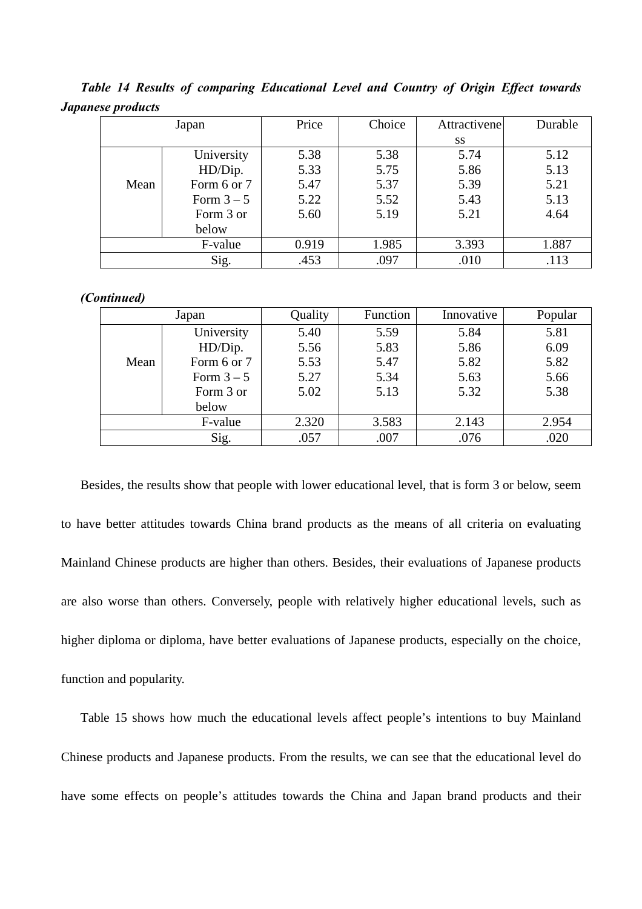***Table 14 Results of comparing Educational Level and Country of Origin Effect towards Japanese products***

| Japan | | Price | Choice | Attractiveness | Durable |
|---|---|---|---|---|---|
| Mean | University | 5.38 | 5.38 | 5.74 | 5.12 |
| | HD/Dip. | 5.33 | 5.75 | 5.86 | 5.13 |
| | Form 6 or 7 | 5.47 | 5.37 | 5.39 | 5.21 |
| | Form 3 – 5 | 5.22 | 5.52 | 5.43 | 5.13 |
| | Form 3 or below | 5.60 | 5.19 | 5.21 | 4.64 |
| F-value | | 0.919 | 1.985 | 3.393 | 1.887 |
| Sig. | | .453 | .097 | .010 | .113 |

***(Continued)***

| Japan | | Quality | Function | Innovative | Popular |
|---|---|---|---|---|---|
| Mean | University | 5.40 | 5.59 | 5.84 | 5.81 |
| | HD/Dip. | 5.56 | 5.83 | 5.86 | 6.09 |
| | Form 6 or 7 | 5.53 | 5.47 | 5.82 | 5.82 |
| | Form 3 – 5 | 5.27 | 5.34 | 5.63 | 5.66 |
| | Form 3 or below | 5.02 | 5.13 | 5.32 | 5.38 |
| F-value | | 2.320 | 3.583 | 2.143 | 2.954 |
| Sig. | | .057 | .007 | .076 | .020 |

Besides, the results show that people with lower educational level, that is form 3 or below, seem to have better attitudes towards China brand products as the means of all criteria on evaluating Mainland Chinese products are higher than others. Besides, their evaluations of Japanese products are also worse than others. Conversely, people with relatively higher educational levels, such as higher diploma or diploma, have better evaluations of Japanese products, especially on the choice, function and popularity.

Table 15 shows how much the educational levels affect people's intentions to buy Mainland Chinese products and Japanese products. From the results, we can see that the educational level do have some effects on people's attitudes towards the China and Japan brand products and their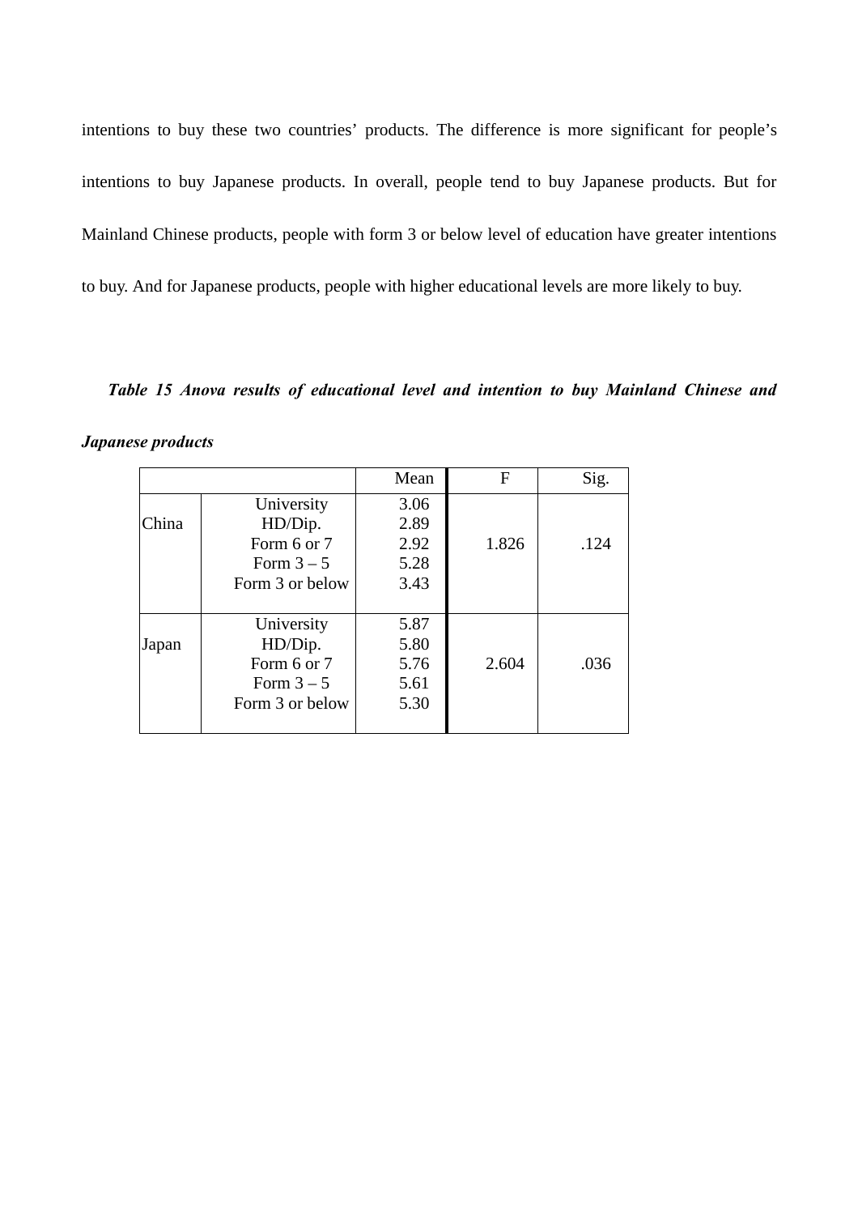intentions to buy these two countries' products. The difference is more significant for people's intentions to buy Japanese products. In overall, people tend to buy Japanese products. But for Mainland Chinese products, people with form 3 or below level of education have greater intentions to buy. And for Japanese products, people with higher educational levels are more likely to buy.

***Table 15 Anova results of educational level and intention to buy Mainland Chinese and Japanese products***

| | | Mean | F | Sig. |
|---|---|---|---|---|
| China | University | 3.06 | 1.826 | .124 |
| | HD/Dip. | 2.89 | | |
| | Form 6 or 7 | 2.92 | | |
| | Form 3 – 5 | 5.28 | | |
| | Form 3 or below | 3.43 | | |
| Japan | University | 5.87 | 2.604 | .036 |
| | HD/Dip. | 5.80 | | |
| | Form 6 or 7 | 5.76 | | |
| | Form 3 – 5 | 5.61 | | |
| | Form 3 or below | 5.30 | | |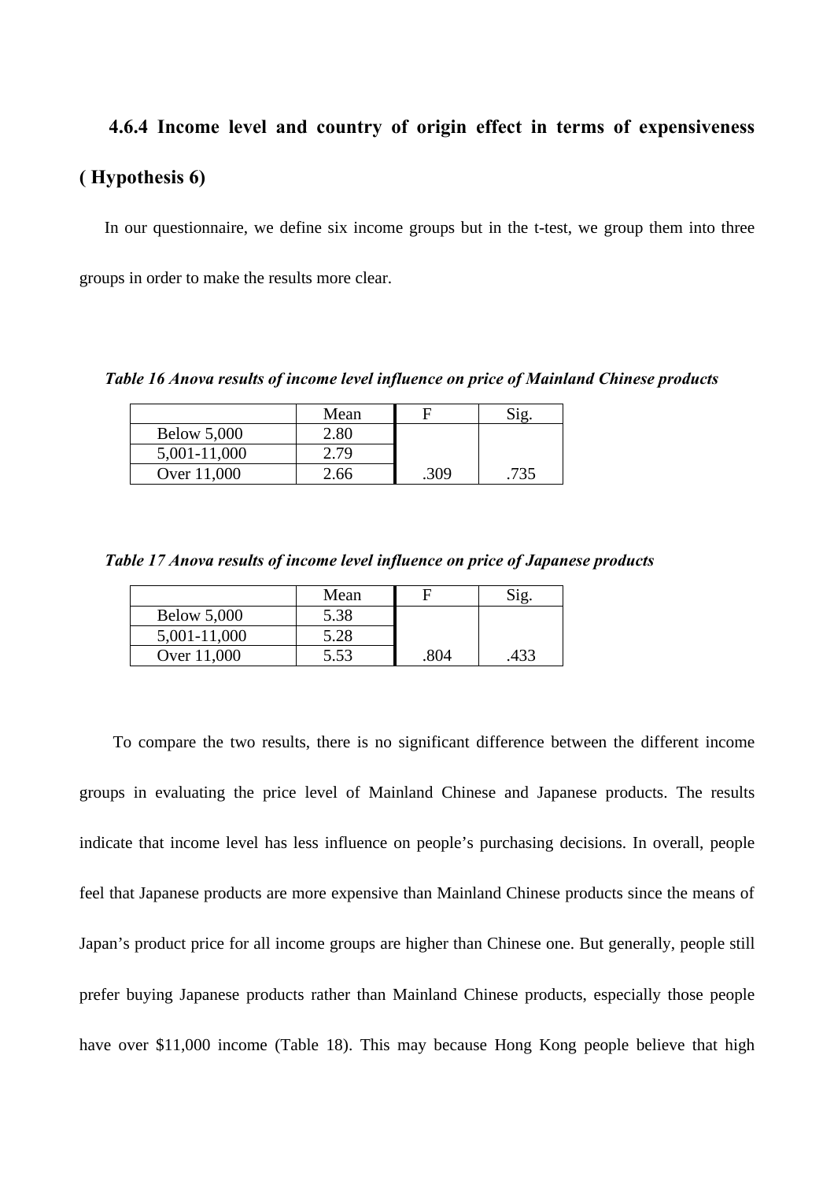### 4.6.4 Income level and country of origin effect in terms of expensiveness ( Hypothesis 6)

In our questionnaire, we define six income groups but in the t-test, we group them into three groups in order to make the results more clear.

***Table 16 Anova results of income level influence on price of Mainland Chinese products***

| | Mean | F | Sig. |
|---|---|---|---|
| Below 5,000 | 2.80 | | |
| 5,001-11,000 | 2.79 | | |
| Over 11,000 | 2.66 | .309 | .735 |

***Table 17 Anova results of income level influence on price of Japanese products***

| | Mean | F | Sig. |
|---|---|---|---|
| Below 5,000 | 5.38 | | |
| 5,001-11,000 | 5.28 | | |
| Over 11,000 | 5.53 | .804 | .433 |

To compare the two results, there is no significant difference between the different income groups in evaluating the price level of Mainland Chinese and Japanese products. The results indicate that income level has less influence on people's purchasing decisions. In overall, people feel that Japanese products are more expensive than Mainland Chinese products since the means of Japan's product price for all income groups are higher than Chinese one. But generally, people still prefer buying Japanese products rather than Mainland Chinese products, especially those people have over $11,000 income (Table 18). This may because Hong Kong people believe that high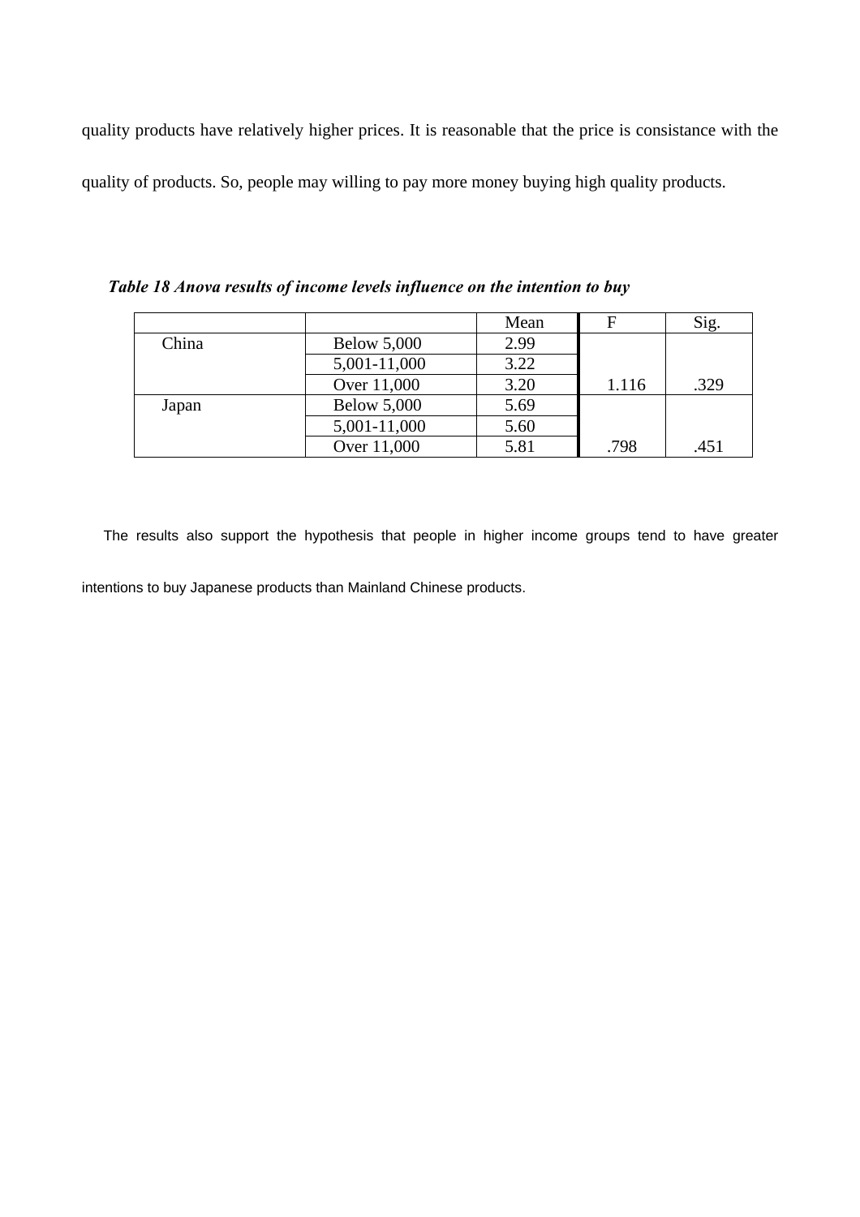quality products have relatively higher prices. It is reasonable that the price is consistance with the quality of products. So, people may willing to pay more money buying high quality products.

***Table 18 Anova results of income levels influence on the intention to buy***

| | | Mean | F | Sig. |
|---|---|---|---|---|
| China | Below 5,000 | 2.99 | | |
| | 5,001-11,000 | 3.22 | | |
| | Over 11,000 | 3.20 | 1.116 | .329 |
| Japan | Below 5,000 | 5.69 | | |
| | 5,001-11,000 | 5.60 | | |
| | Over 11,000 | 5.81 | .798 | .451 |

The results also support the hypothesis that people in higher income groups tend to have greater intentions to buy Japanese products than Mainland Chinese products.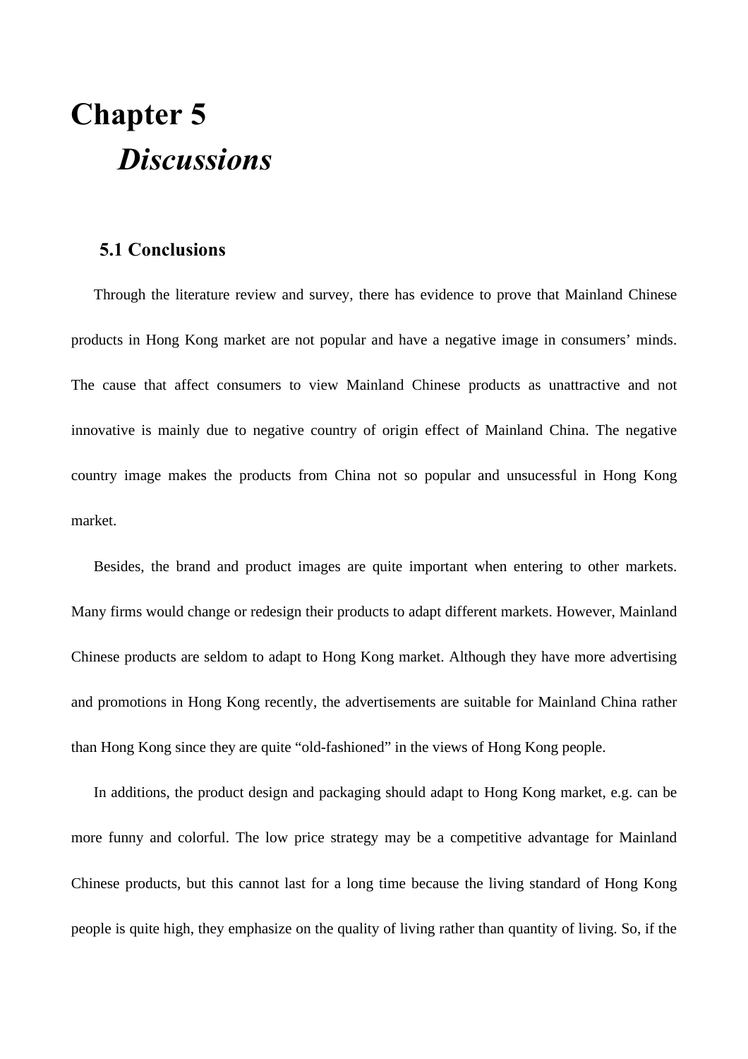# Chapter 5
## *Discussions*

### 5.1 Conclusions

Through the literature review and survey, there has evidence to prove that Mainland Chinese products in Hong Kong market are not popular and have a negative image in consumers' minds. The cause that affect consumers to view Mainland Chinese products as unattractive and not innovative is mainly due to negative country of origin effect of Mainland China. The negative country image makes the products from China not so popular and unsucessful in Hong Kong market.

Besides, the brand and product images are quite important when entering to other markets. Many firms would change or redesign their products to adapt different markets. However, Mainland Chinese products are seldom to adapt to Hong Kong market. Although they have more advertising and promotions in Hong Kong recently, the advertisements are suitable for Mainland China rather than Hong Kong since they are quite "old-fashioned" in the views of Hong Kong people.

In additions, the product design and packaging should adapt to Hong Kong market, e.g. can be more funny and colorful. The low price strategy may be a competitive advantage for Mainland Chinese products, but this cannot last for a long time because the living standard of Hong Kong people is quite high, they emphasize on the quality of living rather than quantity of living. So, if the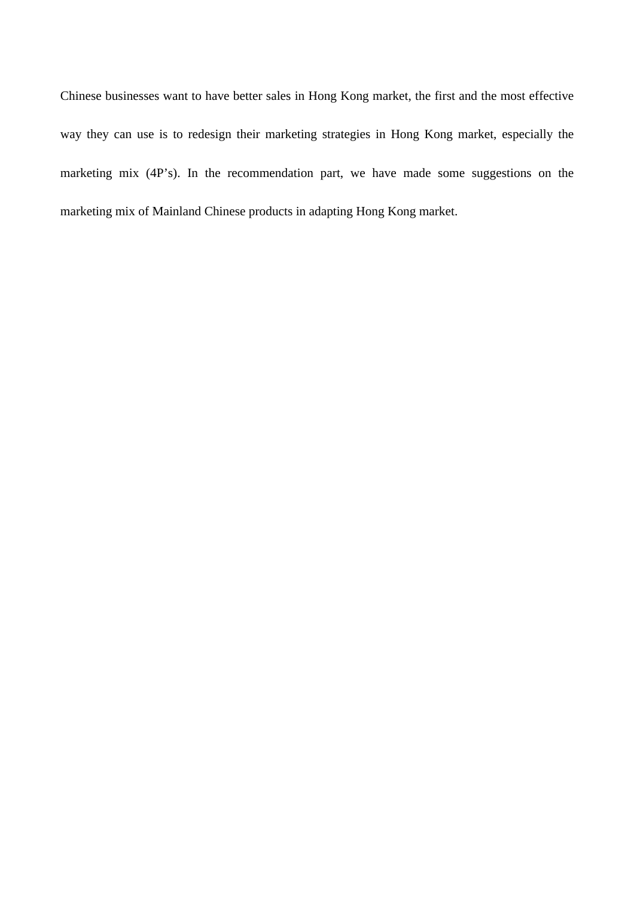Chinese businesses want to have better sales in Hong Kong market, the first and the most effective way they can use is to redesign their marketing strategies in Hong Kong market, especially the marketing mix (4P's). In the recommendation part, we have made some suggestions on the marketing mix of Mainland Chinese products in adapting Hong Kong market.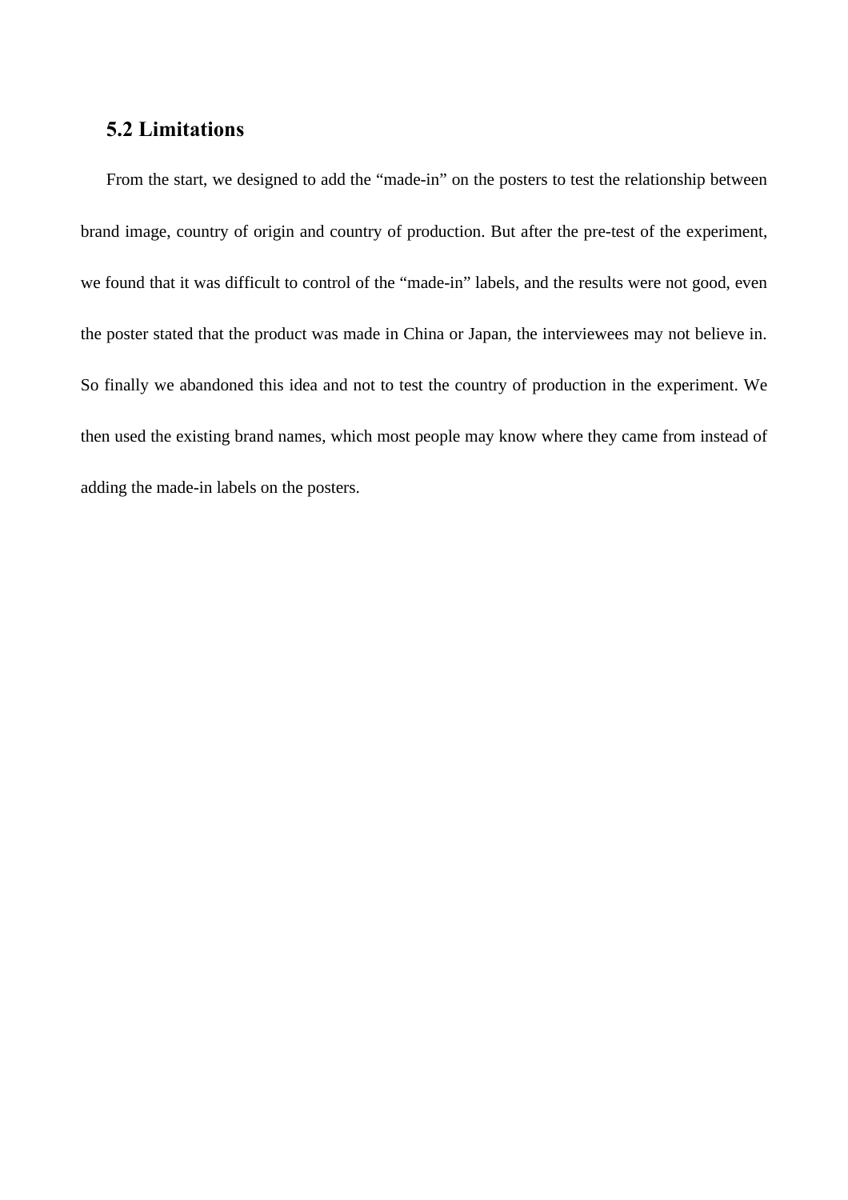## 5.2 Limitations

From the start, we designed to add the "made-in" on the posters to test the relationship between brand image, country of origin and country of production. But after the pre-test of the experiment, we found that it was difficult to control of the "made-in" labels, and the results were not good, even the poster stated that the product was made in China or Japan, the interviewees may not believe in. So finally we abandoned this idea and not to test the country of production in the experiment. We then used the existing brand names, which most people may know where they came from instead of adding the made-in labels on the posters.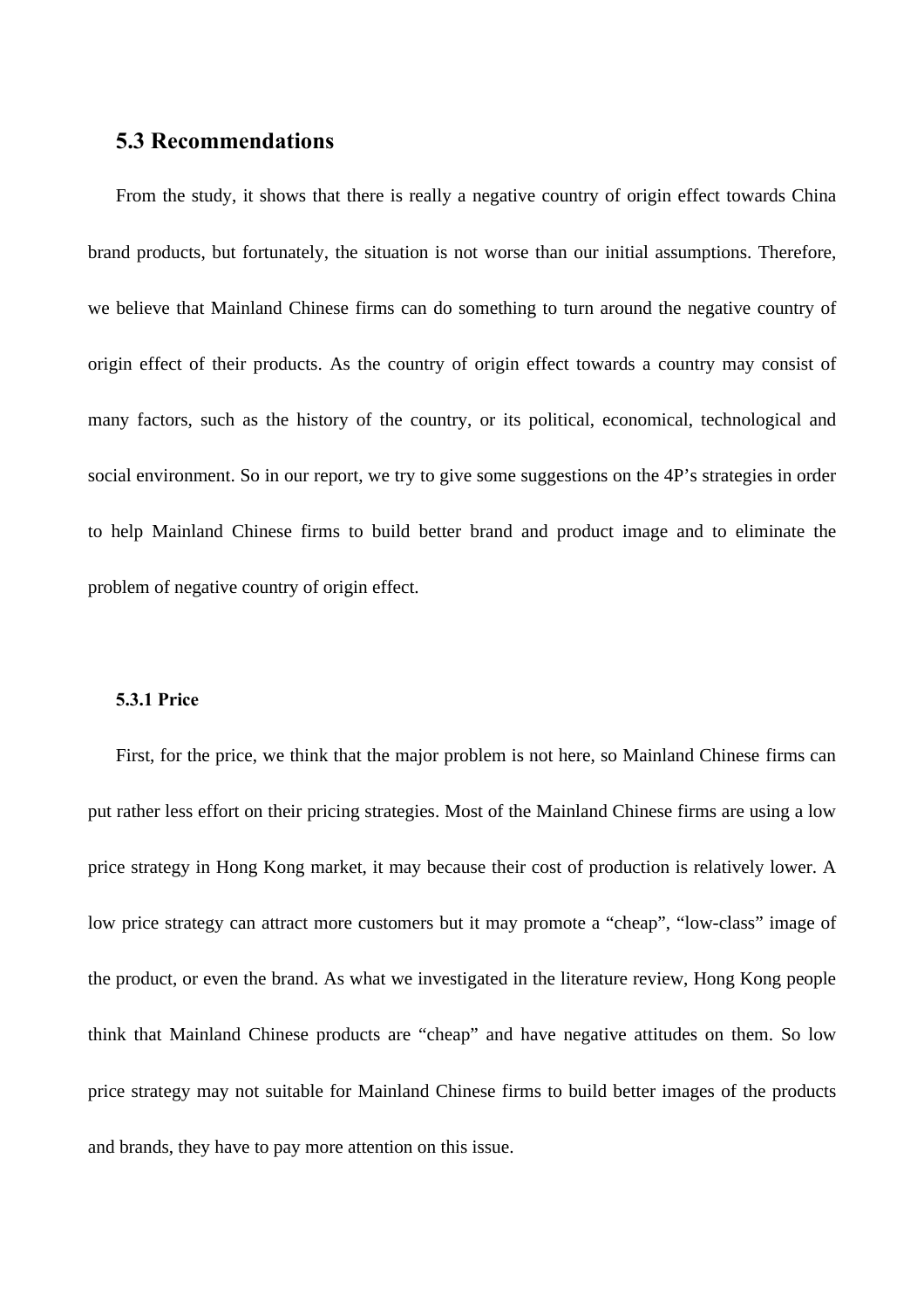## 5.3 Recommendations

From the study, it shows that there is really a negative country of origin effect towards China brand products, but fortunately, the situation is not worse than our initial assumptions. Therefore, we believe that Mainland Chinese firms can do something to turn around the negative country of origin effect of their products. As the country of origin effect towards a country may consist of many factors, such as the history of the country, or its political, economical, technological and social environment. So in our report, we try to give some suggestions on the 4P's strategies in order to help Mainland Chinese firms to build better brand and product image and to eliminate the problem of negative country of origin effect.

### 5.3.1 Price

First, for the price, we think that the major problem is not here, so Mainland Chinese firms can put rather less effort on their pricing strategies. Most of the Mainland Chinese firms are using a low price strategy in Hong Kong market, it may because their cost of production is relatively lower. A low price strategy can attract more customers but it may promote a "cheap", "low-class" image of the product, or even the brand. As what we investigated in the literature review, Hong Kong people think that Mainland Chinese products are "cheap" and have negative attitudes on them. So low price strategy may not suitable for Mainland Chinese firms to build better images of the products and brands, they have to pay more attention on this issue.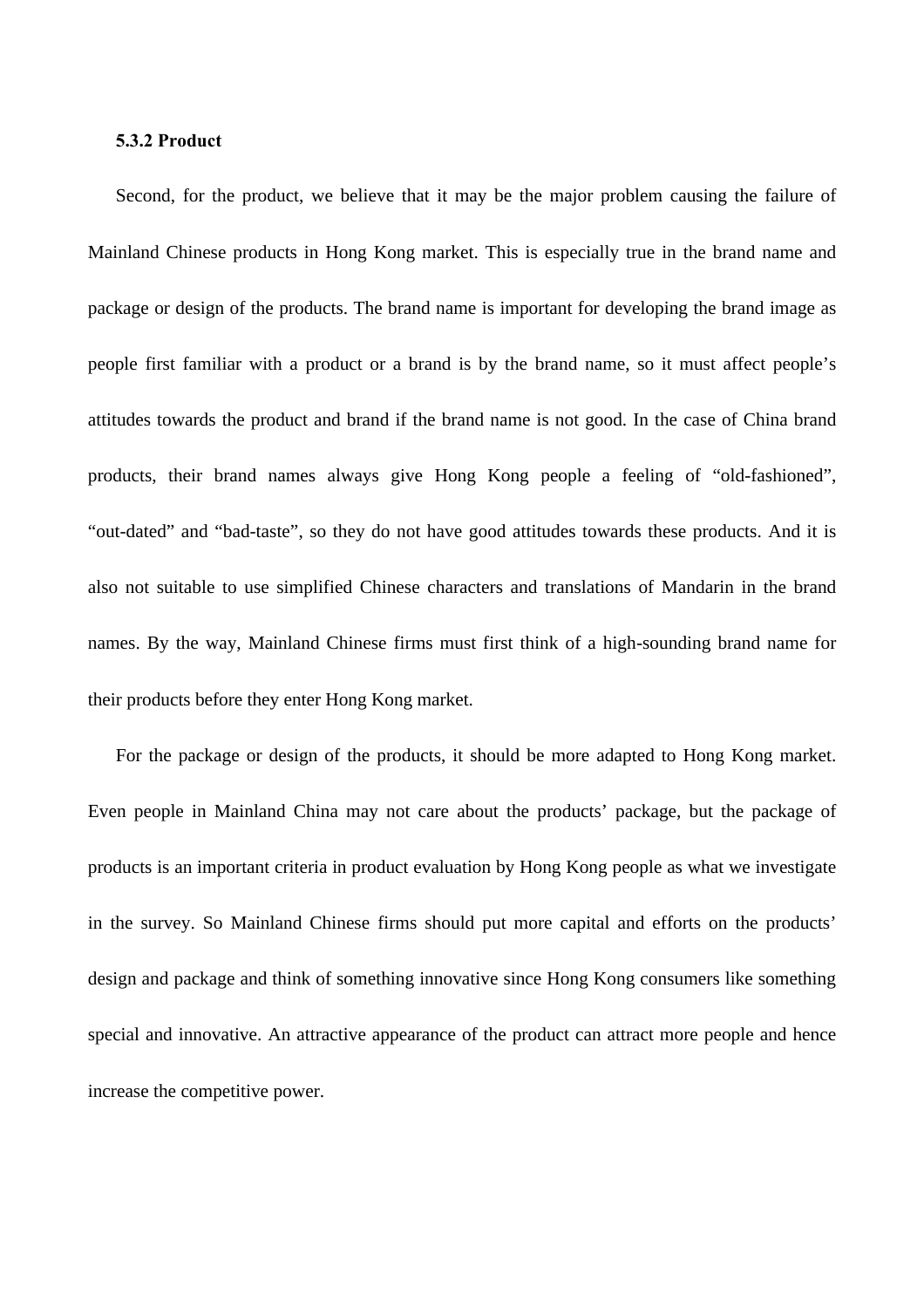### 5.3.2 Product

Second, for the product, we believe that it may be the major problem causing the failure of Mainland Chinese products in Hong Kong market. This is especially true in the brand name and package or design of the products. The brand name is important for developing the brand image as people first familiar with a product or a brand is by the brand name, so it must affect people's attitudes towards the product and brand if the brand name is not good. In the case of China brand products, their brand names always give Hong Kong people a feeling of "old-fashioned", "out-dated" and "bad-taste", so they do not have good attitudes towards these products. And it is also not suitable to use simplified Chinese characters and translations of Mandarin in the brand names. By the way, Mainland Chinese firms must first think of a high-sounding brand name for their products before they enter Hong Kong market.

For the package or design of the products, it should be more adapted to Hong Kong market. Even people in Mainland China may not care about the products' package, but the package of products is an important criteria in product evaluation by Hong Kong people as what we investigate in the survey. So Mainland Chinese firms should put more capital and efforts on the products' design and package and think of something innovative since Hong Kong consumers like something special and innovative. An attractive appearance of the product can attract more people and hence increase the competitive power.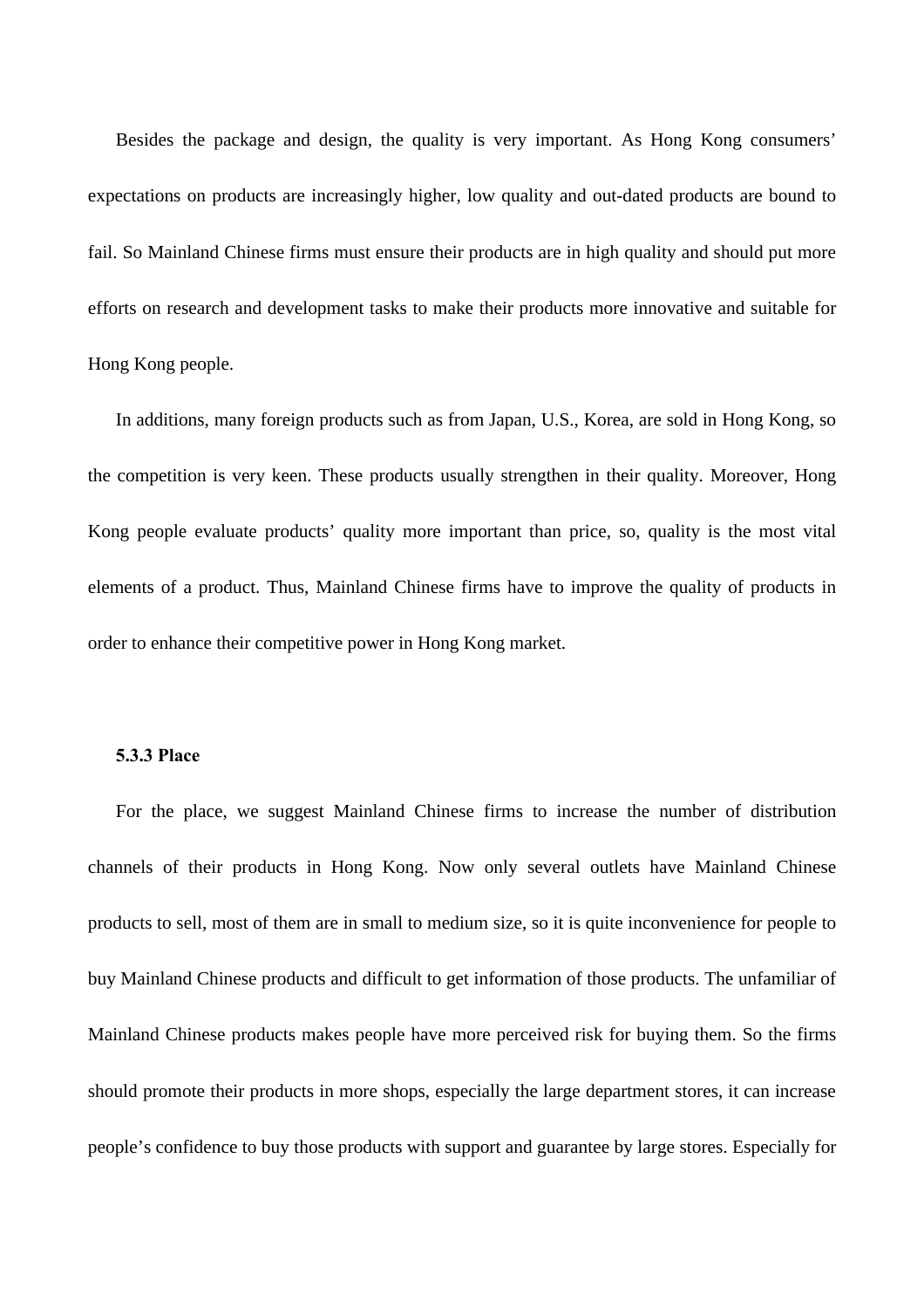Besides the package and design, the quality is very important. As Hong Kong consumers' expectations on products are increasingly higher, low quality and out-dated products are bound to fail. So Mainland Chinese firms must ensure their products are in high quality and should put more efforts on research and development tasks to make their products more innovative and suitable for Hong Kong people.

In additions, many foreign products such as from Japan, U.S., Korea, are sold in Hong Kong, so the competition is very keen. These products usually strengthen in their quality. Moreover, Hong Kong people evaluate products' quality more important than price, so, quality is the most vital elements of a product. Thus, Mainland Chinese firms have to improve the quality of products in order to enhance their competitive power in Hong Kong market.

#### 5.3.3 Place

For the place, we suggest Mainland Chinese firms to increase the number of distribution channels of their products in Hong Kong. Now only several outlets have Mainland Chinese products to sell, most of them are in small to medium size, so it is quite inconvenience for people to buy Mainland Chinese products and difficult to get information of those products. The unfamiliar of Mainland Chinese products makes people have more perceived risk for buying them. So the firms should promote their products in more shops, especially the large department stores, it can increase people's confidence to buy those products with support and guarantee by large stores. Especially for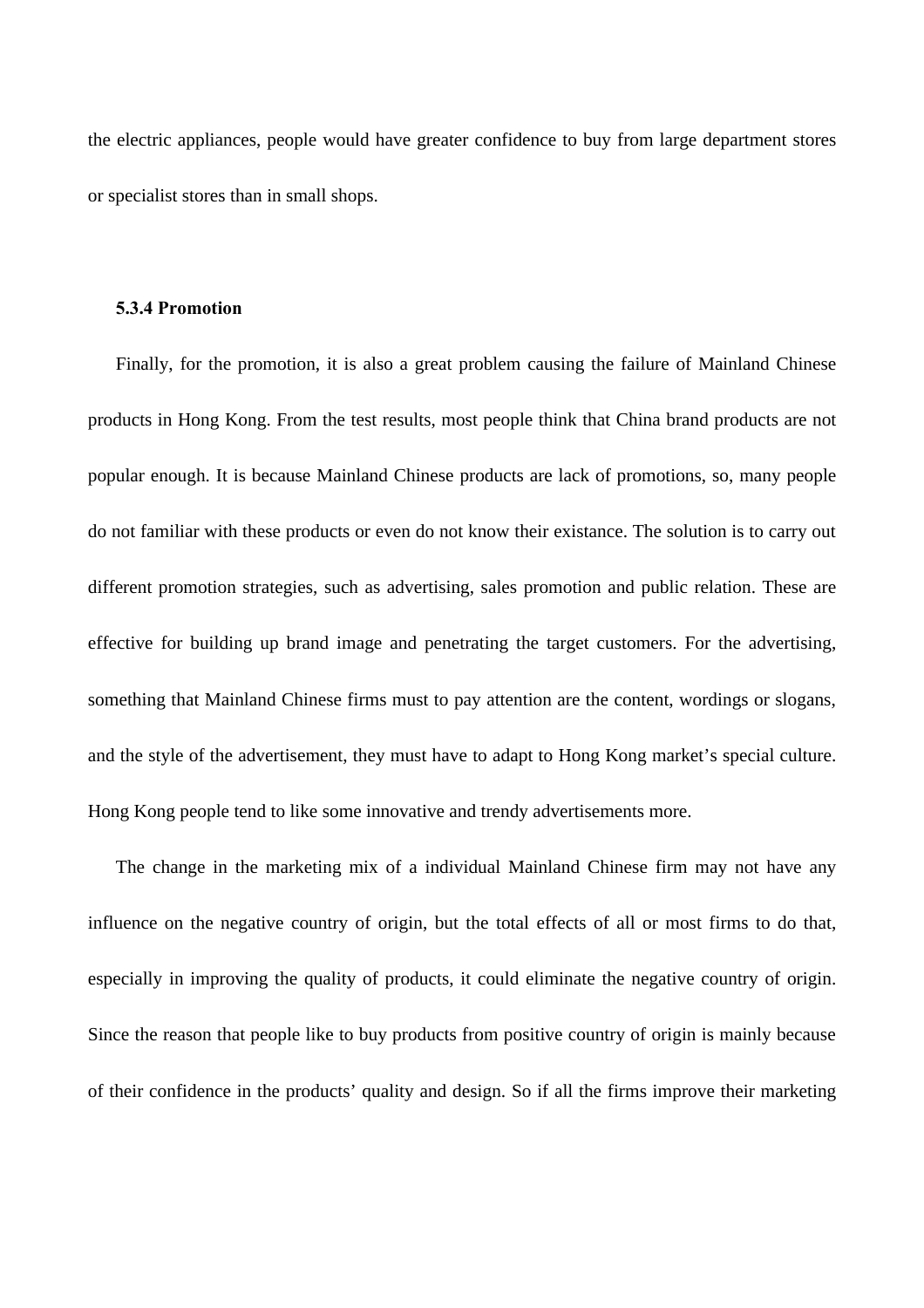the electric appliances, people would have greater confidence to buy from large department stores or specialist stores than in small shops.

### 5.3.4 Promotion

Finally, for the promotion, it is also a great problem causing the failure of Mainland Chinese products in Hong Kong. From the test results, most people think that China brand products are not popular enough. It is because Mainland Chinese products are lack of promotions, so, many people do not familiar with these products or even do not know their existance. The solution is to carry out different promotion strategies, such as advertising, sales promotion and public relation. These are effective for building up brand image and penetrating the target customers. For the advertising, something that Mainland Chinese firms must to pay attention are the content, wordings or slogans, and the style of the advertisement, they must have to adapt to Hong Kong market's special culture. Hong Kong people tend to like some innovative and trendy advertisements more.

The change in the marketing mix of a individual Mainland Chinese firm may not have any influence on the negative country of origin, but the total effects of all or most firms to do that, especially in improving the quality of products, it could eliminate the negative country of origin. Since the reason that people like to buy products from positive country of origin is mainly because of their confidence in the products' quality and design. So if all the firms improve their marketing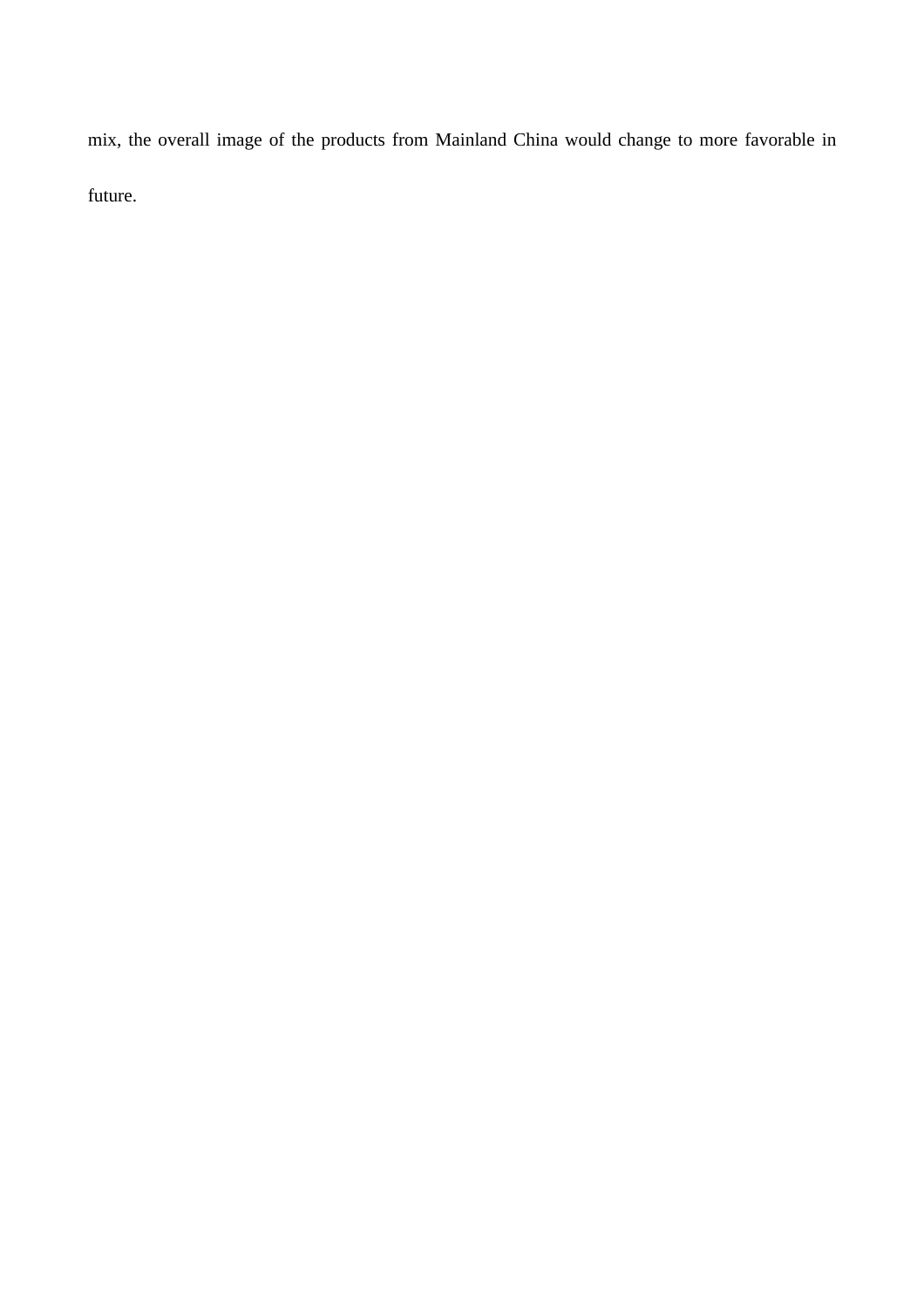mix, the overall image of the products from Mainland China would change to more favorable in future.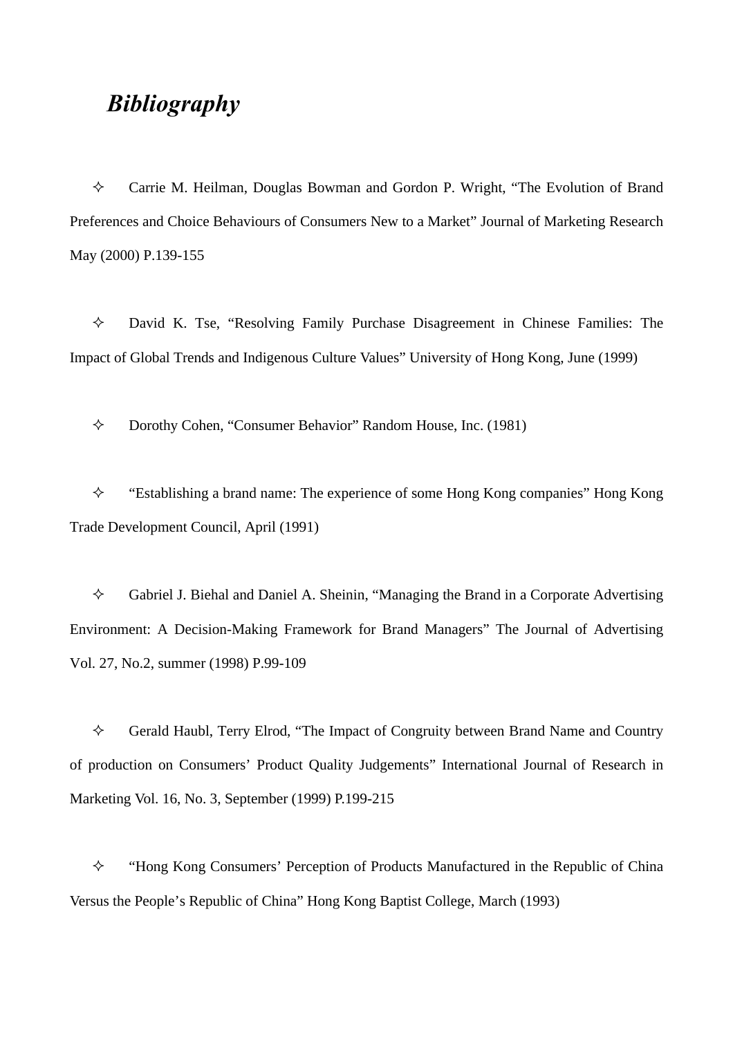# *Bibliography*

- Carrie M. Heilman, Douglas Bowman and Gordon P. Wright, “The Evolution of Brand Preferences and Choice Behaviours of Consumers New to a Market” Journal of Marketing Research May (2000) P.139-155

- David K. Tse, “Resolving Family Purchase Disagreement in Chinese Families: The Impact of Global Trends and Indigenous Culture Values” University of Hong Kong, June (1999)

- Dorothy Cohen, “Consumer Behavior” Random House, Inc. (1981)

- “Establishing a brand name: The experience of some Hong Kong companies” Hong Kong Trade Development Council, April (1991)

- Gabriel J. Biehal and Daniel A. Sheinin, “Managing the Brand in a Corporate Advertising Environment: A Decision-Making Framework for Brand Managers” The Journal of Advertising Vol. 27, No.2, summer (1998) P.99-109

- Gerald Haubl, Terry Elrod, “The Impact of Congruity between Brand Name and Country of production on Consumers’ Product Quality Judgements” International Journal of Research in Marketing Vol. 16, No. 3, September (1999) P.199-215

- “Hong Kong Consumers’ Perception of Products Manufactured in the Republic of China Versus the People’s Republic of China” Hong Kong Baptist College, March (1993)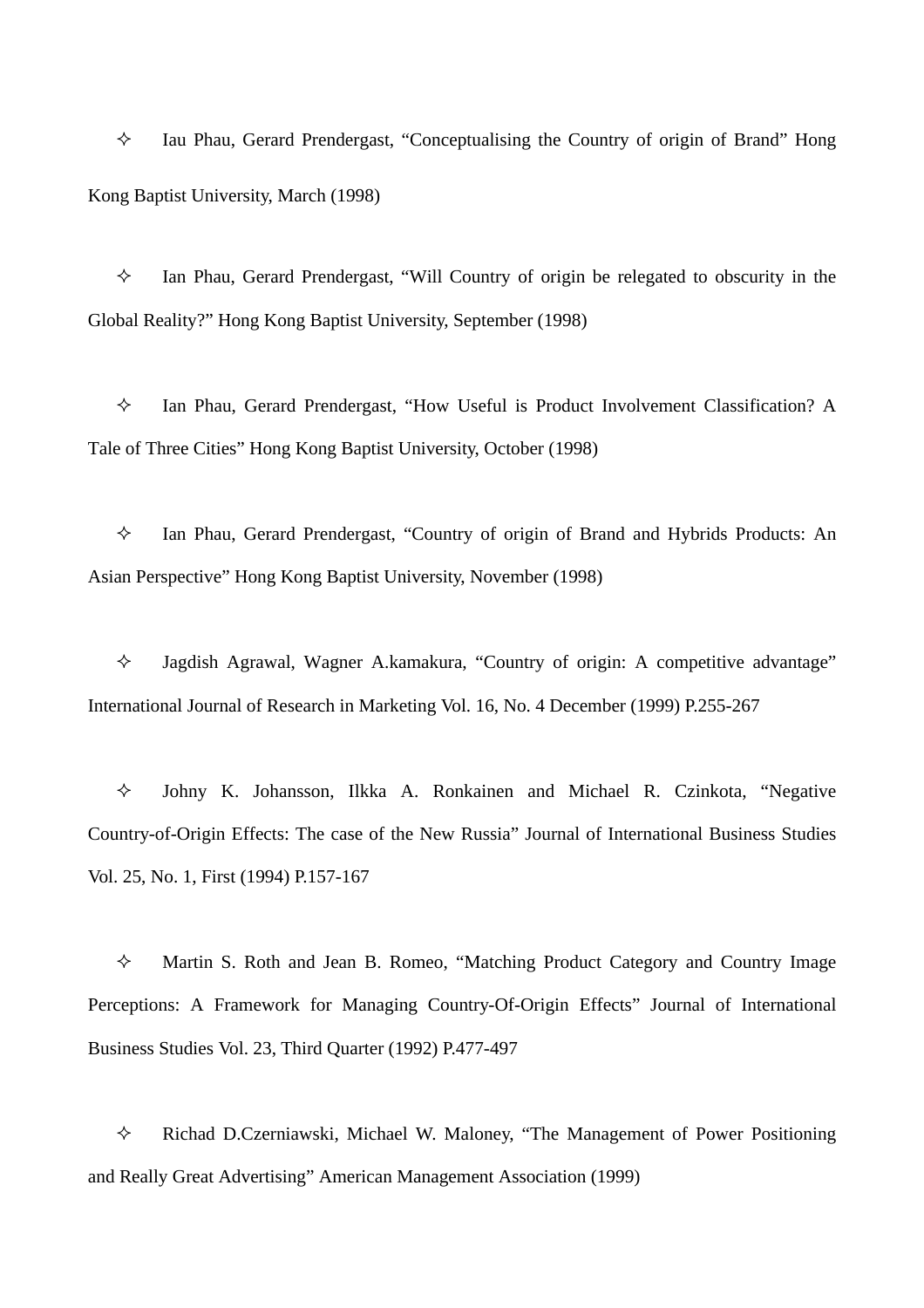- ✧ Iau Phau, Gerard Prendergast, “Conceptualising the Country of origin of Brand” Hong Kong Baptist University, March (1998)

- ✧ Ian Phau, Gerard Prendergast, “Will Country of origin be relegated to obscurity in the Global Reality?” Hong Kong Baptist University, September (1998)

- ✧ Ian Phau, Gerard Prendergast, “How Useful is Product Involvement Classification? A Tale of Three Cities” Hong Kong Baptist University, October (1998)

- ✧ Ian Phau, Gerard Prendergast, “Country of origin of Brand and Hybrids Products: An Asian Perspective” Hong Kong Baptist University, November (1998)

- ✧ Jagdish Agrawal, Wagner A.kamakura, “Country of origin: A competitive advantage” International Journal of Research in Marketing Vol. 16, No. 4 December (1999) P.255-267

- ✧ Johny K. Johansson, Ilkka A. Ronkainen and Michael R. Czinkota, “Negative Country-of-Origin Effects: The case of the New Russia” Journal of International Business Studies Vol. 25, No. 1, First (1994) P.157-167

- ✧ Martin S. Roth and Jean B. Romeo, “Matching Product Category and Country Image Perceptions: A Framework for Managing Country-Of-Origin Effects” Journal of International Business Studies Vol. 23, Third Quarter (1992) P.477-497

- ✧ Richad D.Czerniawski, Michael W. Maloney, “The Management of Power Positioning and Really Great Advertising” American Management Association (1999)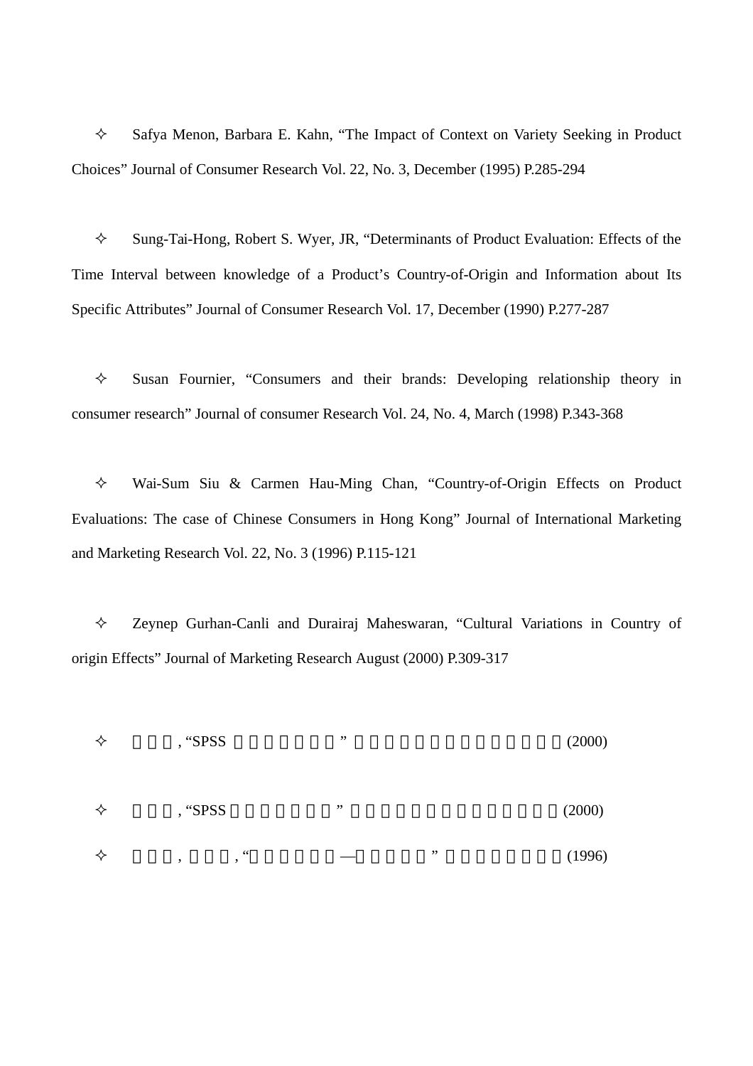- ✧ Safya Menon, Barbara E. Kahn, “The Impact of Context on Variety Seeking in Product Choices” Journal of Consumer Research Vol. 22, No. 3, December (1995) P.285-294

- ✧ Sung-Tai-Hong, Robert S. Wyer, JR, “Determinants of Product Evaluation: Effects of the Time Interval between knowledge of a Product’s Country-of-Origin and Information about Its Specific Attributes” Journal of Consumer Research Vol. 17, December (1990) P.277-287

- ✧ Susan Fournier, “Consumers and their brands: Developing relationship theory in consumer research” Journal of consumer Research Vol. 24, No. 4, March (1998) P.343-368

- ✧ Wai-Sum Siu & Carmen Hau-Ming Chan, “Country-of-Origin Effects on Product Evaluations: The case of Chinese Consumers in Hong Kong” Journal of International Marketing and Marketing Research Vol. 22, No. 3 (1996) P.115-121

- ✧ Zeynep Gurhan-Canli and Durairaj Maheswaran, “Cultural Variations in Country of origin Effects” Journal of Marketing Research August (2000) P.309-317

- ✧ , “SPSS ” (2000)

- ✧ , “SPSS ” (2000)
- ✧ , , “ — ” (1996)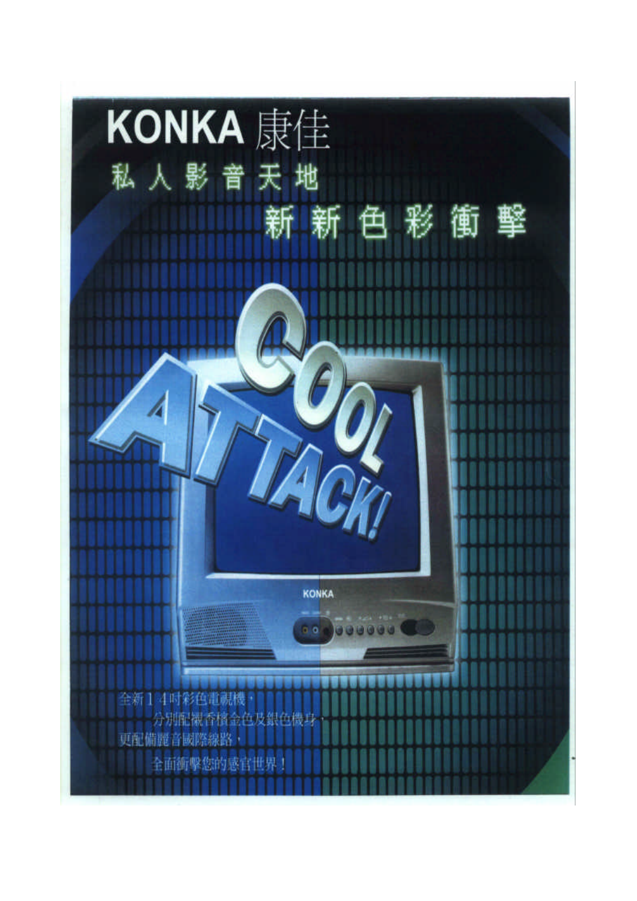# KONKA 康佳

私人影音天地

新新色彩衝擊

COOL ATTACK!

KONKA

全新14吋彩色電視機，
分別配襯香檳金色及銀色機身，
更配備麗音國際線路，
全面衝擊您的感官世界！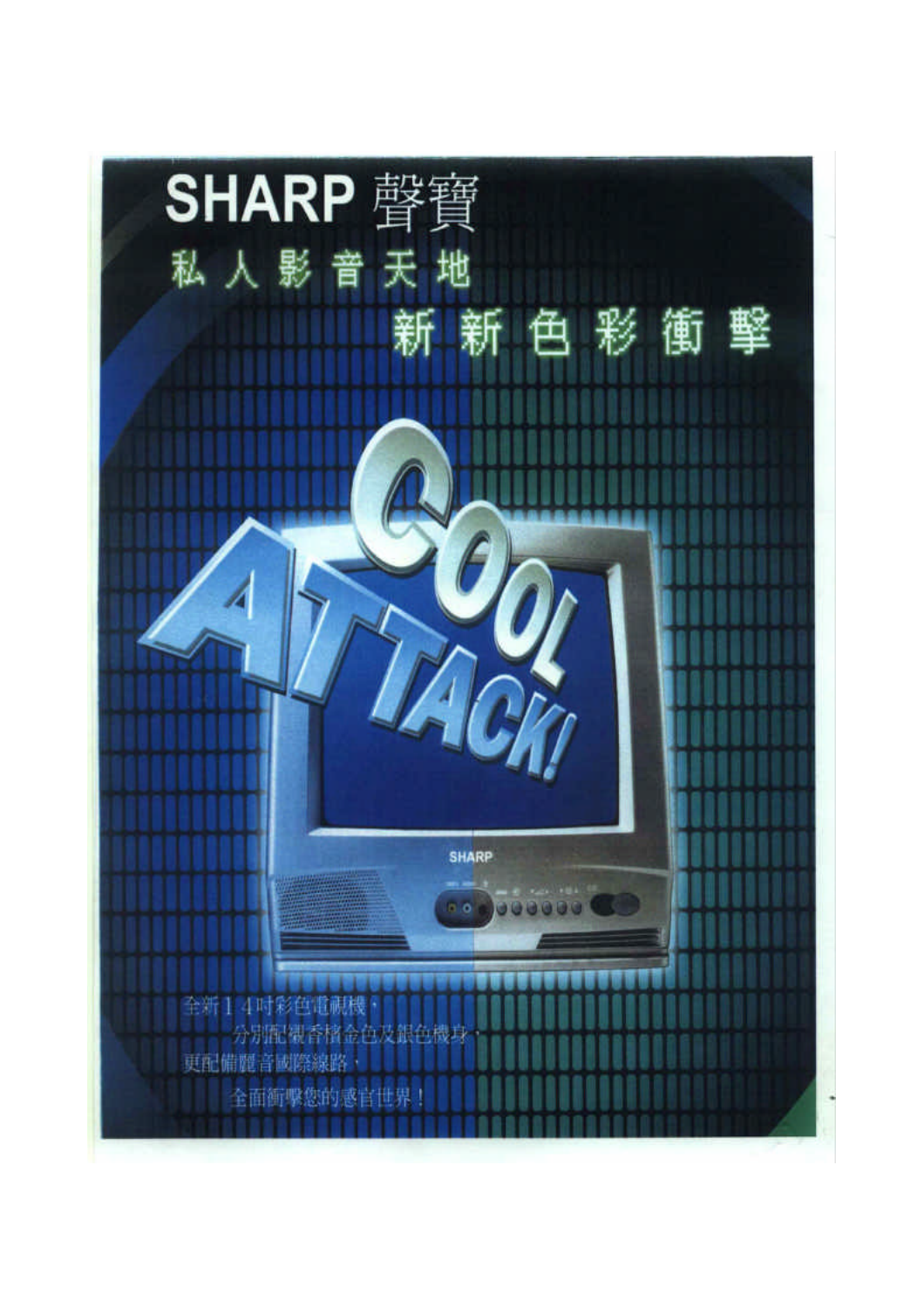# SHARP 聲寶

## 私 人 影 音 天 地

## 新 新 色 彩 衝 擊

COOL ATTACK!

SHARP

全新14吋彩色電視機，

分別配襯香檳金色及銀色機身，

更配備麗音國際線路，

全面衝擊您的感官世界！